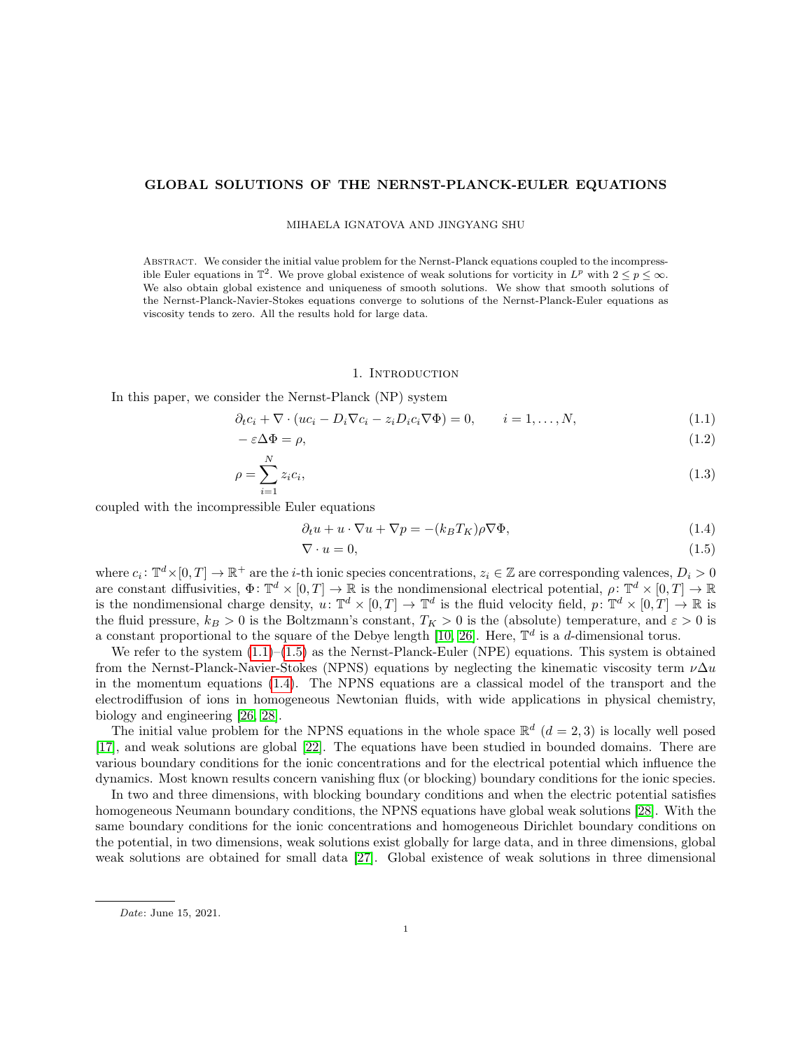# GLOBAL SOLUTIONS OF THE NERNST-PLANCK-EULER EQUATIONS

MIHAELA IGNATOVA AND JINGYANG SHU

ABSTRACT. We consider the initial value problem for the Nernst-Planck equations coupled to the incompressible Euler equations in $\mathbb{T}^2$. We prove global existence of weak solutions for vorticity in $L^p$ with $2 \le p \le \infty$. We also obtain global existence and uniqueness of smooth solutions. We show that smooth solutions of the Nernst-Planck-Navier-Stokes equations converge to solutions of the Nernst-Planck-Euler equations as viscosity tends to zero. All the results hold for large data.

## 1. Introduction

In this paper, we consider the Nernst-Planck (NP) system

$$\partial_t c_i + \nabla \cdot (uc_i - D_i \nabla c_i - z_i D_i c_i \nabla \Phi) = 0, \qquad i = 1, \dots, N, \tag{1.1}$$

$$-\varepsilon \Delta \Phi = \rho, \tag{1.2}$$

$$\rho = \sum_{i=1}^{N} z_i c_i, \tag{1.3}$$

coupled with the incompressible Euler equations

$$\partial_t u + u \cdot \nabla u + \nabla p = -(k_B T_K) \rho \nabla \Phi, \tag{1.4}$$

$$\nabla \cdot u = 0, \tag{1.5}$$

where $c_i \colon \mathbb{T}^d \times [0,T] \to \mathbb{R}^+$ are the $i$-th ionic species concentrations, $z_i \in \mathbb{Z}$ are corresponding valences, $D_i > 0$ are constant diffusivities, $\Phi \colon \mathbb{T}^d \times [0,T] \to \mathbb{R}$ is the nondimensional electrical potential, $\rho \colon \mathbb{T}^d \times [0,T] \to \mathbb{R}$ is the nondimensional charge density, $u \colon \mathbb{T}^d \times [0,T] \to \mathbb{T}^d$ is the fluid velocity field, $p \colon \mathbb{T}^d \times [0,T] \to \mathbb{R}$ is the fluid pressure, $k_B > 0$ is the Boltzmann's constant, $T_K > 0$ is the (absolute) temperature, and $\varepsilon > 0$ is a constant proportional to the square of the Debye length [10, 26]. Here, $\mathbb{T}^d$ is a $d$-dimensional torus.

We refer to the system (1.1)–(1.5) as the Nernst-Planck-Euler (NPE) equations. This system is obtained from the Nernst-Planck-Navier-Stokes (NPNS) equations by neglecting the kinematic viscosity term $\nu \Delta u$ in the momentum equations (1.4). The NPNS equations are a classical model of the transport and the electrodiffusion of ions in homogeneous Newtonian fluids, with wide applications in physical chemistry, biology and engineering [26, 28].

The initial value problem for the NPNS equations in the whole space $\mathbb{R}^d$ ($d = 2, 3$) is locally well posed [17], and weak solutions are global [22]. The equations have been studied in bounded domains. There are various boundary conditions for the ionic concentrations and for the electrical potential which influence the dynamics. Most known results concern vanishing flux (or blocking) boundary conditions for the ionic species.

In two and three dimensions, with blocking boundary conditions and when the electric potential satisfies homogeneous Neumann boundary conditions, the NPNS equations have global weak solutions [28]. With the same boundary conditions for the ionic concentrations and homogeneous Dirichlet boundary conditions on the potential, in two dimensions, weak solutions exist globally for large data, and in three dimensions, global weak solutions are obtained for small data [27]. Global existence of weak solutions in three dimensional

*Date*: June 15, 2021.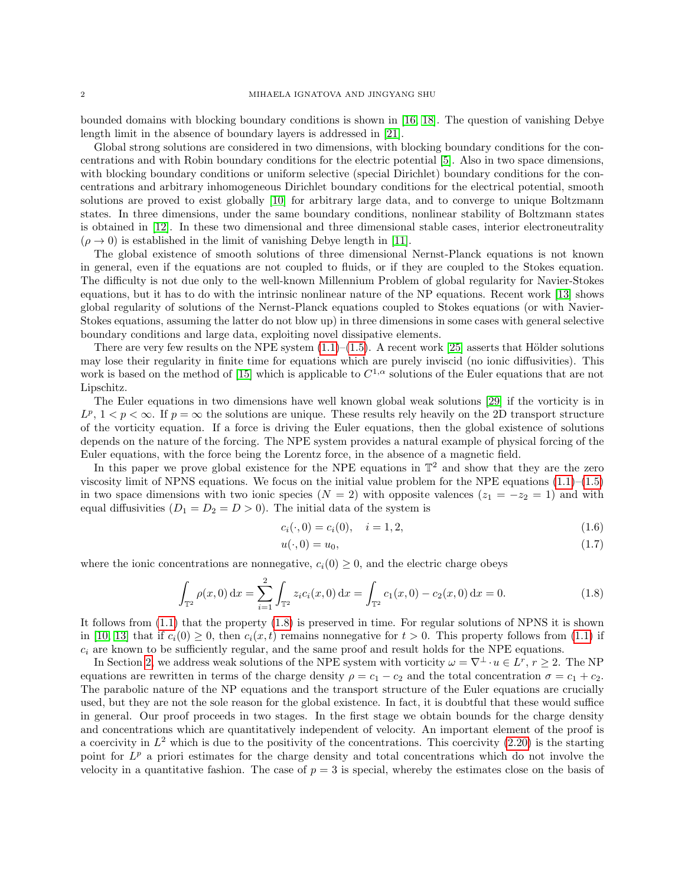bounded domains with blocking boundary conditions is shown in [16, 18]. The question of vanishing Debye length limit in the absence of boundary layers is addressed in [21].

Global strong solutions are considered in two dimensions, with blocking boundary conditions for the concentrations and with Robin boundary conditions for the electric potential [5]. Also in two space dimensions, with blocking boundary conditions or uniform selective (special Dirichlet) boundary conditions for the concentrations and arbitrary inhomogeneous Dirichlet boundary conditions for the electrical potential, smooth solutions are proved to exist globally [10] for arbitrary large data, and to converge to unique Boltzmann states. In three dimensions, under the same boundary conditions, nonlinear stability of Boltzmann states is obtained in [12]. In these two dimensional and three dimensional stable cases, interior electroneutrality ($\rho \to 0$) is established in the limit of vanishing Debye length in [11].

The global existence of smooth solutions of three dimensional Nernst-Planck equations is not known in general, even if the equations are not coupled to fluids, or if they are coupled to the Stokes equation. The difficulty is not due only to the well-known Millennium Problem of global regularity for Navier-Stokes equations, but it has to do with the intrinsic nonlinear nature of the NP equations. Recent work [13] shows global regularity of solutions of the Nernst-Planck equations coupled to Stokes equations (or with Navier-Stokes equations, assuming the latter do not blow up) in three dimensions in some cases with general selective boundary conditions and large data, exploiting novel dissipative elements.

There are very few results on the NPE system (1.1)–(1.5). A recent work [25] asserts that Hölder solutions may lose their regularity in finite time for equations which are purely inviscid (no ionic diffusivities). This work is based on the method of [15] which is applicable to $C^{1,\alpha}$ solutions of the Euler equations that are not Lipschitz.

The Euler equations in two dimensions have well known global weak solutions [29] if the vorticity is in $L^p$, $1 < p < \infty$. If $p = \infty$ the solutions are unique. These results rely heavily on the 2D transport structure of the vorticity equation. If a force is driving the Euler equations, then the global existence of solutions depends on the nature of the forcing. The NPE system provides a natural example of physical forcing of the Euler equations, with the force being the Lorentz force, in the absence of a magnetic field.

In this paper we prove global existence for the NPE equations in $\mathbb{T}^2$ and show that they are the zero viscosity limit of NPNS equations. We focus on the initial value problem for the NPE equations (1.1)–(1.5) in two space dimensions with two ionic species ($N = 2$) with opposite valences ($z_1 = -z_2 = 1$) and with equal diffusivities ($D_1 = D_2 = D > 0$). The initial data of the system is

$$c_i(\cdot, 0) = c_i(0), \quad i = 1, 2, \tag{1.6}$$

$$u(\cdot, 0) = u_0, \tag{1.7}$$

where the ionic concentrations are nonnegative, $c_i(0) \geq 0$, and the electric charge obeys

$$\int_{\mathbb{T}^2} \rho(x, 0)\, \mathrm{d}x = \sum_{i=1}^{2} \int_{\mathbb{T}^2} z_i c_i(x, 0)\, \mathrm{d}x = \int_{\mathbb{T}^2} c_1(x, 0) - c_2(x, 0)\, \mathrm{d}x = 0. \tag{1.8}$$

It follows from (1.1) that the property (1.8) is preserved in time. For regular solutions of NPNS it is shown in [10, 13] that if $c_i(0) \geq 0$, then $c_i(x, t)$ remains nonnegative for $t > 0$. This property follows from (1.1) if $c_i$ are known to be sufficiently regular, and the same proof and result holds for the NPE equations.

In Section 2, we address weak solutions of the NPE system with vorticity $\omega = \nabla^\perp \cdot u \in L^r$, $r \geq 2$. The NP equations are rewritten in terms of the charge density $\rho = c_1 - c_2$ and the total concentration $\sigma = c_1 + c_2$. The parabolic nature of the NP equations and the transport structure of the Euler equations are crucially used, but they are not the sole reason for the global existence. In fact, it is doubtful that these would suffice in general. Our proof proceeds in two stages. In the first stage we obtain bounds for the charge density and concentrations which are quantitatively independent of velocity. An important element of the proof is a coercivity in $L^2$ which is due to the positivity of the concentrations. This coercivity (2.20) is the starting point for $L^p$ a priori estimates for the charge density and total concentrations which do not involve the velocity in a quantitative fashion. The case of $p = 3$ is special, whereby the estimates close on the basis of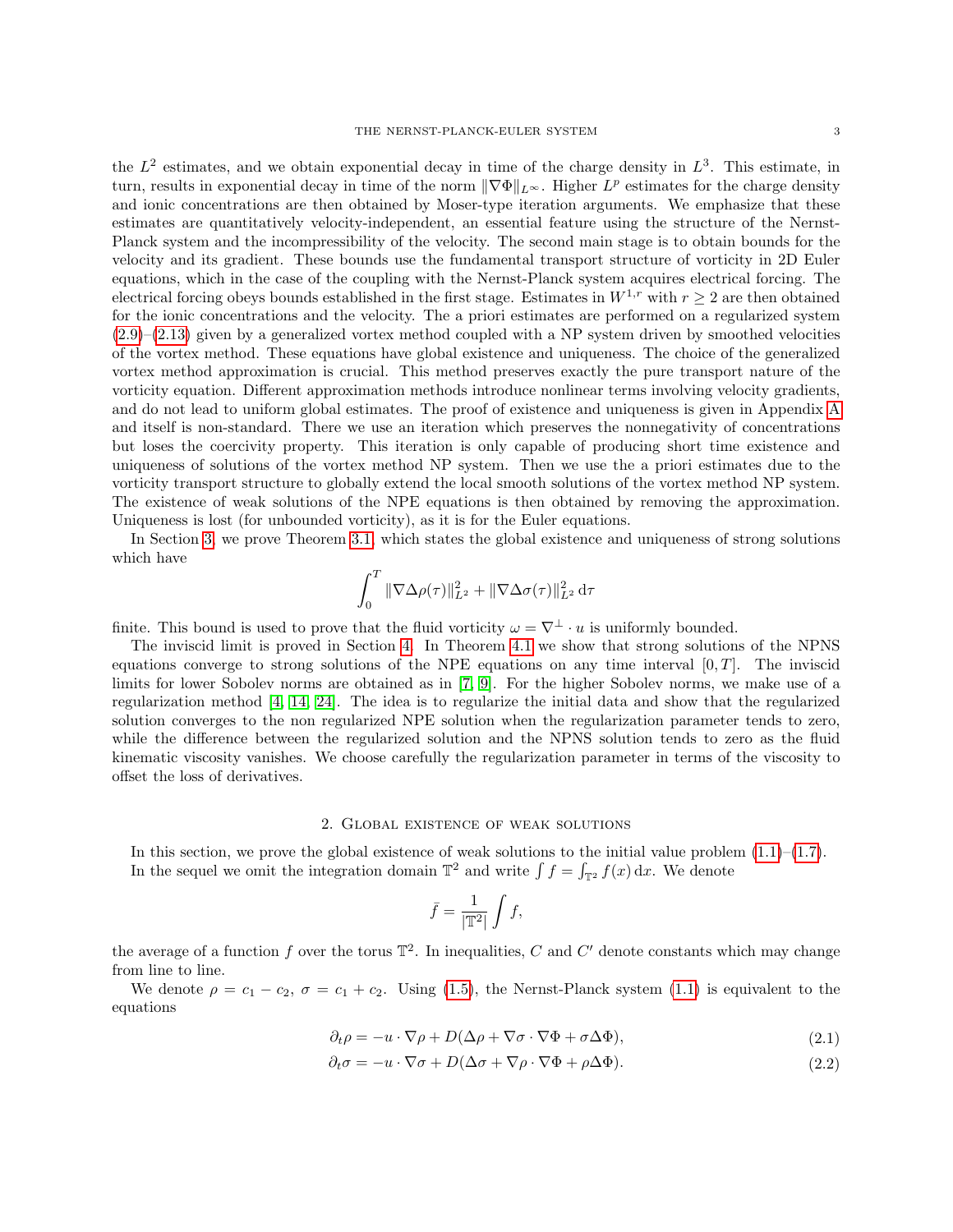the $L^2$ estimates, and we obtain exponential decay in time of the charge density in $L^3$. This estimate, in turn, results in exponential decay in time of the norm $\|\nabla\Phi\|_{L^\infty}$. Higher $L^p$ estimates for the charge density and ionic concentrations are then obtained by Moser-type iteration arguments. We emphasize that these estimates are quantitatively velocity-independent, an essential feature using the structure of the Nernst-Planck system and the incompressibility of the velocity. The second main stage is to obtain bounds for the velocity and its gradient. These bounds use the fundamental transport structure of vorticity in 2D Euler equations, which in the case of the coupling with the Nernst-Planck system acquires electrical forcing. The electrical forcing obeys bounds established in the first stage. Estimates in $W^{1,r}$ with $r \geq 2$ are then obtained for the ionic concentrations and the velocity. The a priori estimates are performed on a regularized system (2.9)–(2.13) given by a generalized vortex method coupled with a NP system driven by smoothed velocities of the vortex method. These equations have global existence and uniqueness. The choice of the generalized vortex method approximation is crucial. This method preserves exactly the pure transport nature of the vorticity equation. Different approximation methods introduce nonlinear terms involving velocity gradients, and do not lead to uniform global estimates. The proof of existence and uniqueness is given in Appendix A and itself is non-standard. There we use an iteration which preserves the nonnegativity of concentrations but loses the coercivity property. This iteration is only capable of producing short time existence and uniqueness of solutions of the vortex method NP system. Then we use the a priori estimates due to the vorticity transport structure to globally extend the local smooth solutions of the vortex method NP system. The existence of weak solutions of the NPE equations is then obtained by removing the approximation. Uniqueness is lost (for unbounded vorticity), as it is for the Euler equations.

In Section 3, we prove Theorem 3.1, which states the global existence and uniqueness of strong solutions which have

$$\int_0^T \|\nabla\Delta\rho(\tau)\|_{L^2}^2 + \|\nabla\Delta\sigma(\tau)\|_{L^2}^2 \,\mathrm{d}\tau$$

finite. This bound is used to prove that the fluid vorticity $\omega = \nabla^\perp \cdot u$ is uniformly bounded.

The inviscid limit is proved in Section 4. In Theorem 4.1 we show that strong solutions of the NPNS equations converge to strong solutions of the NPE equations on any time interval $[0, T]$. The inviscid limits for lower Sobolev norms are obtained as in [7, 9]. For the higher Sobolev norms, we make use of a regularization method [4, 14, 24]. The idea is to regularize the initial data and show that the regularized solution converges to the non regularized NPE solution when the regularization parameter tends to zero, while the difference between the regularized solution and the NPNS solution tends to zero as the fluid kinematic viscosity vanishes. We choose carefully the regularization parameter in terms of the viscosity to offset the loss of derivatives.

## 2. Global existence of weak solutions

In this section, we prove the global existence of weak solutions to the initial value problem (1.1)–(1.7). In the sequel we omit the integration domain $\mathbb{T}^2$ and write $\int f = \int_{\mathbb{T}^2} f(x)\,\mathrm{d}x$. We denote

$$\bar{f} = \frac{1}{|\mathbb{T}^2|}\int f,$$

the average of a function $f$ over the torus $\mathbb{T}^2$. In inequalities, $C$ and $C'$ denote constants which may change from line to line.

We denote $\rho = c_1 - c_2$, $\sigma = c_1 + c_2$. Using (1.5), the Nernst-Planck system (1.1) is equivalent to the equations

$$\partial_t \rho = -u \cdot \nabla\rho + D(\Delta\rho + \nabla\sigma \cdot \nabla\Phi + \sigma\Delta\Phi), \tag{2.1}$$

$$\partial_t \sigma = -u \cdot \nabla\sigma + D(\Delta\sigma + \nabla\rho \cdot \nabla\Phi + \rho\Delta\Phi). \tag{2.2}$$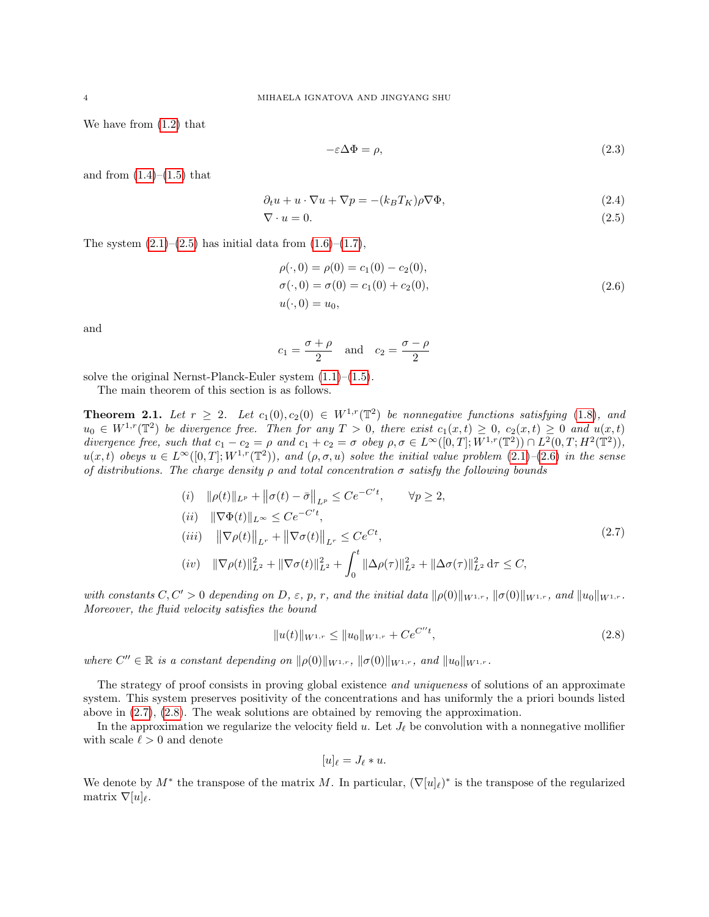We have from (1.2) that

$$
-\varepsilon\Delta\Phi = \rho, \tag{2.3}
$$

and from (1.4)–(1.5) that

$$
\partial_t u + u\cdot\nabla u + \nabla p = -(k_B T_K)\rho\nabla\Phi, \tag{2.4}
$$

$$
\nabla\cdot u = 0. \tag{2.5}
$$

The system (2.1)–(2.5) has initial data from (1.6)–(1.7),

$$
\begin{aligned}
&\rho(\cdot,0) = \rho(0) = c_1(0) - c_2(0),\\
&\sigma(\cdot,0) = \sigma(0) = c_1(0) + c_2(0),\\
&u(\cdot,0) = u_0,
\end{aligned} \tag{2.6}
$$

and

$$
c_1 = \frac{\sigma+\rho}{2} \quad \text{and} \quad c_2 = \frac{\sigma-\rho}{2}
$$

solve the original Nernst-Planck-Euler system (1.1)–(1.5).

The main theorem of this section is as follows.

**Theorem 2.1.** *Let $r \geq 2$. Let $c_1(0), c_2(0) \in W^{1,r}(\mathbb{T}^2)$ be nonnegative functions satisfying (1.8), and $u_0 \in W^{1,r}(\mathbb{T}^2)$ be divergence free. Then for any $T > 0$, there exist $c_1(x,t) \geq 0$, $c_2(x,t) \geq 0$ and $u(x,t)$ divergence free, such that $c_1 - c_2 = \rho$ and $c_1 + c_2 = \sigma$ obey $\rho, \sigma \in L^\infty([0,T]; W^{1,r}(\mathbb{T}^2)) \cap L^2(0,T; H^2(\mathbb{T}^2))$, $u(x,t)$ obeys $u \in L^\infty([0,T]; W^{1,r}(\mathbb{T}^2))$, and $(\rho,\sigma,u)$ solve the initial value problem (2.1)–(2.6) in the sense of distributions. The charge density $\rho$ and total concentration $\sigma$ satisfy the following bounds*

$$
\begin{aligned}
&(i) \quad \|\rho(t)\|_{L^p} + \left\|\sigma(t) - \bar{\sigma}\right\|_{L^p} \leq Ce^{-C't}, \qquad \forall p \geq 2,\\
&(ii) \quad \|\nabla\Phi(t)\|_{L^\infty} \leq Ce^{-C't},\\
&(iii) \quad \left\|\nabla\rho(t)\right\|_{L^r} + \left\|\nabla\sigma(t)\right\|_{L^r} \leq Ce^{Ct},\\
&(iv) \quad \|\nabla\rho(t)\|_{L^2}^2 + \|\nabla\sigma(t)\|_{L^2}^2 + \int_0^t \|\Delta\rho(\tau)\|_{L^2}^2 + \|\Delta\sigma(\tau)\|_{L^2}^2 \, \mathrm{d}\tau \leq C,
\end{aligned} \tag{2.7}
$$

*with constants $C, C' > 0$ depending on $D$, $\varepsilon$, $p$, $r$, and the initial data $\|\rho(0)\|_{W^{1,r}}$, $\|\sigma(0)\|_{W^{1,r}}$, and $\|u_0\|_{W^{1,r}}$. Moreover, the fluid velocity satisfies the bound*

$$
\|u(t)\|_{W^{1,r}} \leq \|u_0\|_{W^{1,r}} + Ce^{C''t}, \tag{2.8}
$$

*where $C'' \in \mathbb{R}$ is a constant depending on $\|\rho(0)\|_{W^{1,r}}$, $\|\sigma(0)\|_{W^{1,r}}$, and $\|u_0\|_{W^{1,r}}$.*

The strategy of proof consists in proving global existence *and uniqueness* of solutions of an approximate system. This system preserves positivity of the concentrations and has uniformly the a priori bounds listed above in (2.7), (2.8). The weak solutions are obtained by removing the approximation.

In the approximation we regularize the velocity field $u$. Let $J_\ell$ be convolution with a nonnegative mollifier with scale $\ell > 0$ and denote

$$
[u]_\ell = J_\ell * u.
$$

We denote by $M^*$ the transpose of the matrix $M$. In particular, $(\nabla[u]_\ell)^*$ is the transpose of the regularized matrix $\nabla[u]_\ell$.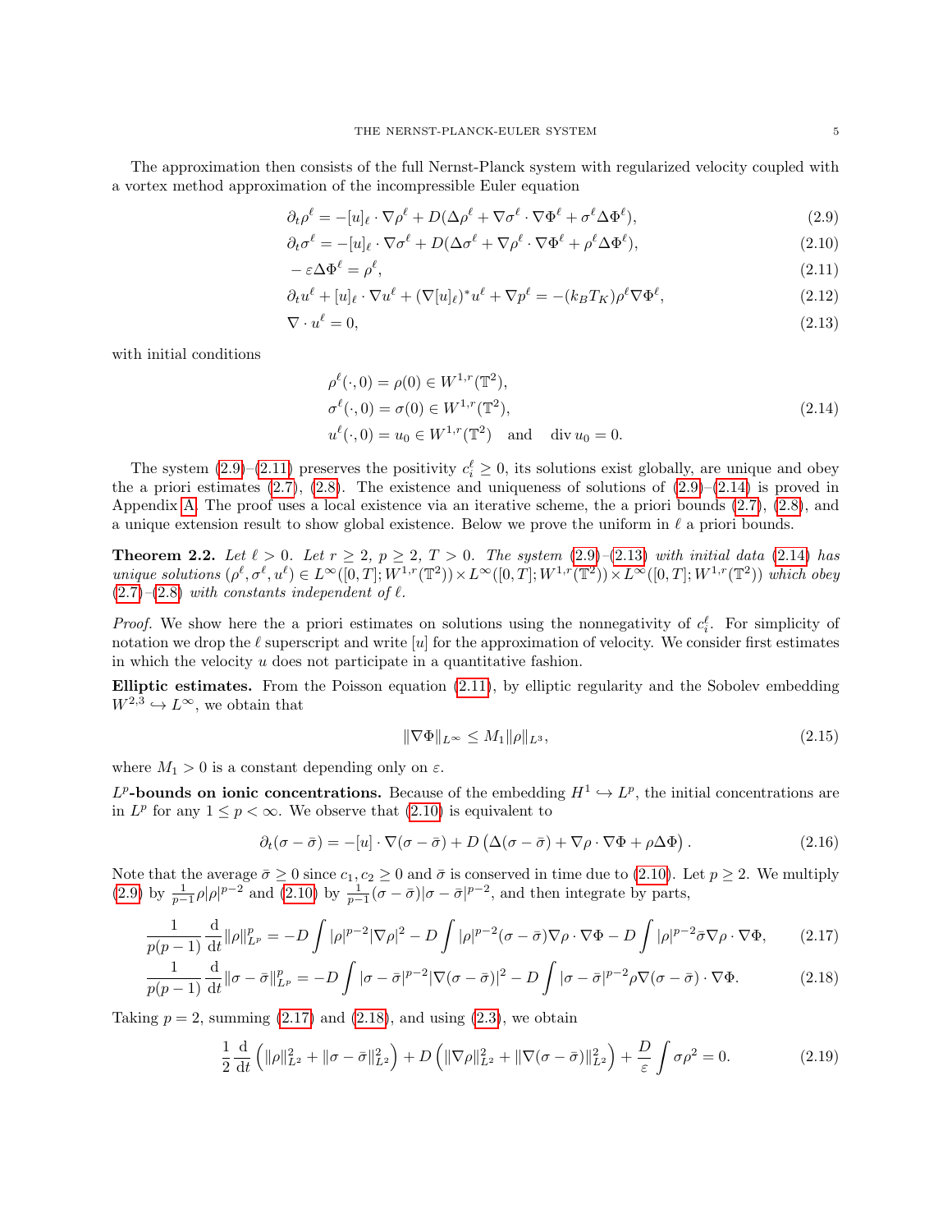The approximation then consists of the full Nernst-Planck system with regularized velocity coupled with a vortex method approximation of the incompressible Euler equation

$$\partial_t \rho^\ell = -[u]_\ell \cdot \nabla \rho^\ell + D(\Delta \rho^\ell + \nabla \sigma^\ell \cdot \nabla \Phi^\ell + \sigma^\ell \Delta \Phi^\ell), \tag{2.9}$$

$$\partial_t \sigma^\ell = -[u]_\ell \cdot \nabla \sigma^\ell + D(\Delta \sigma^\ell + \nabla \rho^\ell \cdot \nabla \Phi^\ell + \rho^\ell \Delta \Phi^\ell), \tag{2.10}$$

$$-\varepsilon \Delta \Phi^\ell = \rho^\ell, \tag{2.11}$$

$$\partial_t u^\ell + [u]_\ell \cdot \nabla u^\ell + (\nabla [u]_\ell)^* u^\ell + \nabla p^\ell = -(k_B T_K) \rho^\ell \nabla \Phi^\ell, \tag{2.12}$$

$$\nabla \cdot u^\ell = 0, \tag{2.13}$$

with initial conditions

$$\begin{aligned} &\rho^\ell(\cdot, 0) = \rho(0) \in W^{1,r}(\mathbb{T}^2), \\ &\sigma^\ell(\cdot, 0) = \sigma(0) \in W^{1,r}(\mathbb{T}^2), \\ &u^\ell(\cdot, 0) = u_0 \in W^{1,r}(\mathbb{T}^2) \quad \text{and} \quad \operatorname{div} u_0 = 0. \end{aligned} \tag{2.14}$$

The system (2.9)–(2.11) preserves the positivity $c_i^\ell \geq 0$, its solutions exist globally, are unique and obey the a priori estimates (2.7), (2.8). The existence and uniqueness of solutions of (2.9)–(2.14) is proved in Appendix A. The proof uses a local existence via an iterative scheme, the a priori bounds (2.7), (2.8), and a unique extension result to show global existence. Below we prove the uniform in $\ell$ a priori bounds.

**Theorem 2.2.** *Let $\ell > 0$. Let $r \geq 2$, $p \geq 2$, $T > 0$. The system (2.9)–(2.13) with initial data (2.14) has unique solutions $(\rho^\ell, \sigma^\ell, u^\ell) \in L^\infty([0,T]; W^{1,r}(\mathbb{T}^2)) \times L^\infty([0,T]; W^{1,r}(\mathbb{T}^2)) \times L^\infty([0,T]; W^{1,r}(\mathbb{T}^2))$ which obey (2.7)–(2.8) with constants independent of $\ell$.*

*Proof.* We show here the a priori estimates on solutions using the nonnegativity of $c_i^\ell$. For simplicity of notation we drop the $\ell$ superscript and write $[u]$ for the approximation of velocity. We consider first estimates in which the velocity $u$ does not participate in a quantitative fashion.

**Elliptic estimates.** From the Poisson equation (2.11), by elliptic regularity and the Sobolev embedding $W^{2,3} \hookrightarrow L^\infty$, we obtain that

$$\|\nabla \Phi\|_{L^\infty} \leq M_1 \|\rho\|_{L^3}, \tag{2.15}$$

where $M_1 > 0$ is a constant depending only on $\varepsilon$.

**$L^p$-bounds on ionic concentrations.** Because of the embedding $H^1 \hookrightarrow L^p$, the initial concentrations are in $L^p$ for any $1 \leq p < \infty$. We observe that (2.10) is equivalent to

$$\partial_t(\sigma - \bar{\sigma}) = -[u] \cdot \nabla(\sigma - \bar{\sigma}) + D\left(\Delta(\sigma - \bar{\sigma}) + \nabla \rho \cdot \nabla \Phi + \rho \Delta \Phi\right). \tag{2.16}$$

Note that the average $\bar{\sigma} \geq 0$ since $c_1, c_2 \geq 0$ and $\bar{\sigma}$ is conserved in time due to (2.10). Let $p \geq 2$. We multiply (2.9) by $\frac{1}{p-1}\rho|\rho|^{p-2}$ and (2.10) by $\frac{1}{p-1}(\sigma - \bar{\sigma})|\sigma - \bar{\sigma}|^{p-2}$, and then integrate by parts,

$$\frac{1}{p(p-1)} \frac{\mathrm{d}}{\mathrm{d}t} \|\rho\|_{L^p}^p = -D \int |\rho|^{p-2} |\nabla \rho|^2 - D \int |\rho|^{p-2} (\sigma - \bar{\sigma}) \nabla \rho \cdot \nabla \Phi - D \int |\rho|^{p-2} \bar{\sigma} \nabla \rho \cdot \nabla \Phi, \tag{2.17}$$

$$\frac{1}{p(p-1)} \frac{\mathrm{d}}{\mathrm{d}t} \|\sigma - \bar{\sigma}\|_{L^p}^p = -D \int |\sigma - \bar{\sigma}|^{p-2} |\nabla(\sigma - \bar{\sigma})|^2 - D \int |\sigma - \bar{\sigma}|^{p-2} \rho \nabla(\sigma - \bar{\sigma}) \cdot \nabla \Phi. \tag{2.18}$$

Taking $p = 2$, summing (2.17) and (2.18), and using (2.3), we obtain

$$\frac{1}{2} \frac{\mathrm{d}}{\mathrm{d}t} \left( \|\rho\|_{L^2}^2 + \|\sigma - \bar{\sigma}\|_{L^2}^2 \right) + D \left( \|\nabla \rho\|_{L^2}^2 + \|\nabla(\sigma - \bar{\sigma})\|_{L^2}^2 \right) + \frac{D}{\varepsilon} \int \sigma \rho^2 = 0. \tag{2.19}$$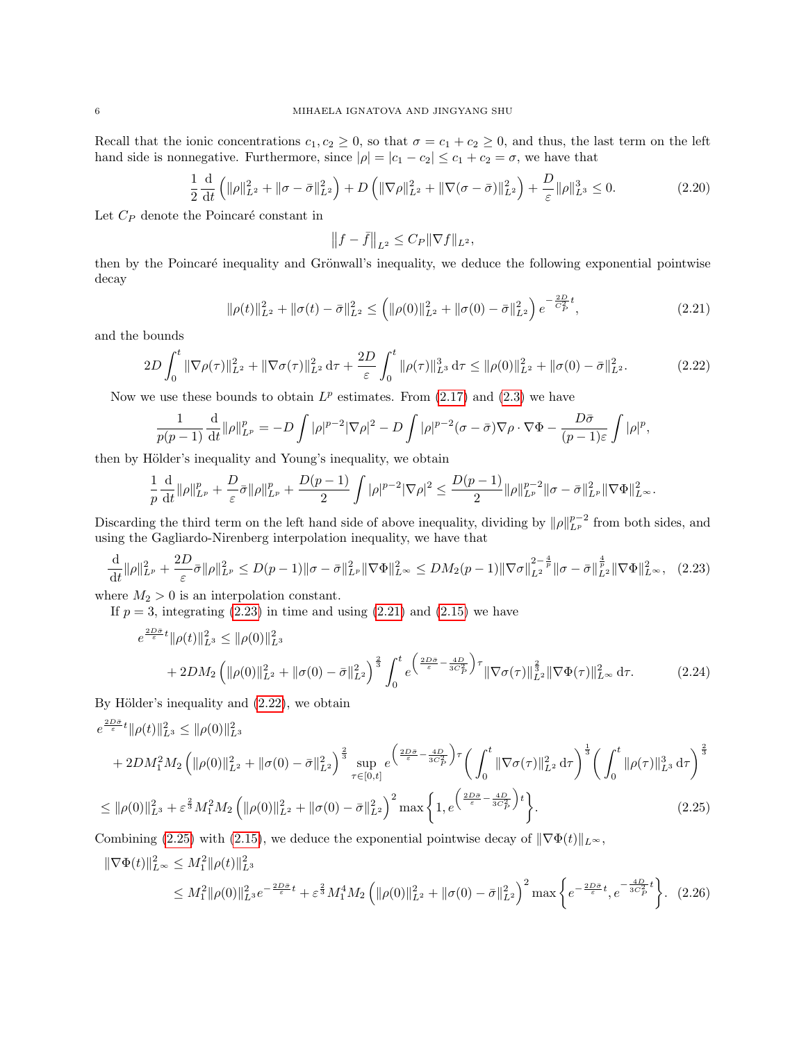Recall that the ionic concentrations $c_1, c_2 \geq 0$, so that $\sigma = c_1 + c_2 \geq 0$, and thus, the last term on the left hand side is nonnegative. Furthermore, since $|\rho| = |c_1 - c_2| \leq c_1 + c_2 = \sigma$, we have that

$$\frac{1}{2}\frac{\mathrm{d}}{\mathrm{d}t}\left(\|\rho\|_{L^2}^2 + \|\sigma - \bar{\sigma}\|_{L^2}^2\right) + D\left(\|\nabla\rho\|_{L^2}^2 + \|\nabla(\sigma - \bar{\sigma})\|_{L^2}^2\right) + \frac{D}{\varepsilon}\|\rho\|_{L^3}^3 \leq 0. \tag{2.20}$$

Let $C_P$ denote the Poincaré constant in

$$\left\|f - \bar{f}\right\|_{L^2} \leq C_P \|\nabla f\|_{L^2},$$

then by the Poincaré inequality and Grönwall's inequality, we deduce the following exponential pointwise decay

$$\|\rho(t)\|_{L^2}^2 + \|\sigma(t) - \bar{\sigma}\|_{L^2}^2 \leq \left(\|\rho(0)\|_{L^2}^2 + \|\sigma(0) - \bar{\sigma}\|_{L^2}^2\right)e^{-\frac{2D}{C_P^2}t}, \tag{2.21}$$

and the bounds

$$2D\int_0^t \|\nabla\rho(\tau)\|_{L^2}^2 + \|\nabla\sigma(\tau)\|_{L^2}^2 \,\mathrm{d}\tau + \frac{2D}{\varepsilon}\int_0^t \|\rho(\tau)\|_{L^3}^3 \,\mathrm{d}\tau \leq \|\rho(0)\|_{L^2}^2 + \|\sigma(0) - \bar{\sigma}\|_{L^2}^2. \tag{2.22}$$

Now we use these bounds to obtain $L^p$ estimates. From (2.17) and (2.3) we have

$$\frac{1}{p(p-1)}\frac{\mathrm{d}}{\mathrm{d}t}\|\rho\|_{L^p}^p = -D\int |\rho|^{p-2}|\nabla\rho|^2 - D\int |\rho|^{p-2}(\sigma - \bar{\sigma})\nabla\rho\cdot\nabla\Phi - \frac{D\bar{\sigma}}{(p-1)\varepsilon}\int |\rho|^p,$$

then by Hölder's inequality and Young's inequality, we obtain

$$\frac{1}{p}\frac{\mathrm{d}}{\mathrm{d}t}\|\rho\|_{L^p}^p + \frac{D}{\varepsilon}\bar{\sigma}\|\rho\|_{L^p}^p + \frac{D(p-1)}{2}\int |\rho|^{p-2}|\nabla\rho|^2 \leq \frac{D(p-1)}{2}\|\rho\|_{L^p}^{p-2}\|\sigma - \bar{\sigma}\|_{L^p}^2\|\nabla\Phi\|_{L^\infty}^2.$$

Discarding the third term on the left hand side of above inequality, dividing by $\|\rho\|_{L^p}^{p-2}$ from both sides, and using the Gagliardo-Nirenberg interpolation inequality, we have that

$$\frac{\mathrm{d}}{\mathrm{d}t}\|\rho\|_{L^p}^2 + \frac{2D}{\varepsilon}\bar{\sigma}\|\rho\|_{L^p}^2 \leq D(p-1)\|\sigma - \bar{\sigma}\|_{L^p}^2\|\nabla\Phi\|_{L^\infty}^2 \leq DM_2(p-1)\|\nabla\sigma\|_{L^2}^{2-\frac{4}{p}}\|\sigma - \bar{\sigma}\|_{L^2}^{\frac{4}{p}}\|\nabla\Phi\|_{L^\infty}^2, \tag{2.23}$$

where $M_2 > 0$ is an interpolation constant.

If $p = 3$, integrating (2.23) in time and using (2.21) and (2.15) we have

$$\begin{aligned}
e^{\frac{2D\bar{\sigma}}{\varepsilon}t}\|\rho(t)\|_{L^3}^2 &\leq \|\rho(0)\|_{L^3}^2 \\
&\quad + 2DM_2\left(\|\rho(0)\|_{L^2}^2 + \|\sigma(0) - \bar{\sigma}\|_{L^2}^2\right)^{\frac{2}{3}}\int_0^t e^{\left(\frac{2D\bar{\sigma}}{\varepsilon} - \frac{4D}{3C_P^2}\right)\tau}\|\nabla\sigma(\tau)\|_{L^2}^{\frac{2}{3}}\|\nabla\Phi(\tau)\|_{L^\infty}^2 \,\mathrm{d}\tau.
\end{aligned} \tag{2.24}$$

By Hölder's inequality and (2.22), we obtain

$$\begin{aligned}
&e^{\frac{2D\bar{\sigma}}{\varepsilon}t}\|\rho(t)\|_{L^3}^2 \leq \|\rho(0)\|_{L^3}^2 \\
&\quad + 2DM_1^2M_2\left(\|\rho(0)\|_{L^2}^2 + \|\sigma(0) - \bar{\sigma}\|_{L^2}^2\right)^{\frac{2}{3}}\sup_{\tau\in[0,t]} e^{\left(\frac{2D\bar{\sigma}}{\varepsilon} - \frac{4D}{3C_P^2}\right)\tau}\left(\int_0^t \|\nabla\sigma(\tau)\|_{L^2}^2 \,\mathrm{d}\tau\right)^{\frac{1}{3}}\left(\int_0^t \|\rho(\tau)\|_{L^3}^3 \,\mathrm{d}\tau\right)^{\frac{2}{3}} \\
&\leq \|\rho(0)\|_{L^3}^2 + \varepsilon^{\frac{2}{3}}M_1^2M_2\left(\|\rho(0)\|_{L^2}^2 + \|\sigma(0) - \bar{\sigma}\|_{L^2}^2\right)^2\max\left\{1, e^{\left(\frac{2D\bar{\sigma}}{\varepsilon} - \frac{4D}{3C_P^2}\right)t}\right\}.
\end{aligned} \tag{2.25}$$

Combining (2.25) with (2.15), we deduce the exponential pointwise decay of $\|\nabla\Phi(t)\|_{L^\infty}$,

$$\begin{aligned}
\|\nabla\Phi(t)\|_{L^\infty}^2 &\leq M_1^2\|\rho(t)\|_{L^3}^2 \\
&\leq M_1^2\|\rho(0)\|_{L^3}^2 e^{-\frac{2D\bar{\sigma}}{\varepsilon}t} + \varepsilon^{\frac{2}{3}}M_1^4M_2\left(\|\rho(0)\|_{L^2}^2 + \|\sigma(0) - \bar{\sigma}\|_{L^2}^2\right)^2\max\left\{e^{-\frac{2D\bar{\sigma}}{\varepsilon}t}, e^{-\frac{4D}{3C_P^2}t}\right\}.
\end{aligned} \tag{2.26}$$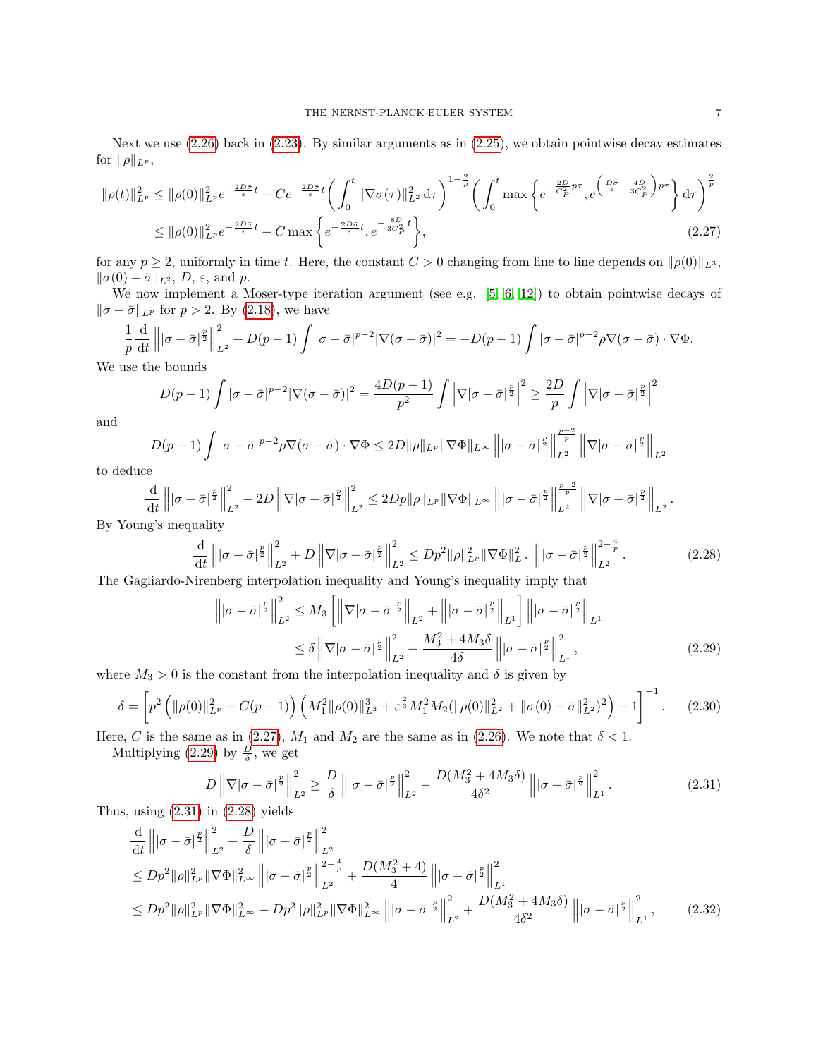Next we use (2.26) back in (2.23). By similar arguments as in (2.25), we obtain pointwise decay estimates for $\|\rho\|_{L^p}$,

$$
\begin{aligned}
\|\rho(t)\|_{L^p}^2 &\le \|\rho(0)\|_{L^p}^2 e^{-\frac{2D\bar{\sigma}}{\varepsilon}t} + Ce^{-\frac{2D\bar{\sigma}}{\varepsilon}t}\left(\int_0^t \|\nabla\sigma(\tau)\|_{L^2}^2 \, \mathrm{d}\tau\right)^{1-\frac{2}{p}} \left(\int_0^t \max\left\{e^{-\frac{2D}{C_P^2}p\tau}, e^{\left(\frac{D\bar{\sigma}}{\varepsilon}-\frac{4D}{3C_P^2}\right)p\tau}\right\} \mathrm{d}\tau\right)^{\frac{2}{p}} \\
&\le \|\rho(0)\|_{L^p}^2 e^{-\frac{2D\bar{\sigma}}{\varepsilon}t} + C\max\left\{e^{-\frac{2D\bar{\sigma}}{\varepsilon}t}, e^{-\frac{8D}{3C_P^2}t}\right\}, \qquad (2.27)
\end{aligned}
$$

for any $p \ge 2$, uniformly in time $t$. Here, the constant $C > 0$ changing from line to line depends on $\|\rho(0)\|_{L^3}$, $\|\sigma(0) - \bar{\sigma}\|_{L^2}$, $D$, $\varepsilon$, and $p$.

We now implement a Moser-type iteration argument (see e.g. [5, 6, 12]) to obtain pointwise decays of $\|\sigma - \bar{\sigma}\|_{L^p}$ for $p > 2$. By (2.18), we have

$$
\frac{1}{p}\frac{\mathrm{d}}{\mathrm{d}t}\left\||\sigma - \bar{\sigma}|^{\frac{p}{2}}\right\|_{L^2}^2 + D(p-1)\int |\sigma - \bar{\sigma}|^{p-2}|\nabla(\sigma - \bar{\sigma})|^2 = -D(p-1)\int |\sigma - \bar{\sigma}|^{p-2}\rho\nabla(\sigma - \bar{\sigma})\cdot\nabla\Phi.
$$

We use the bounds

$$
D(p-1)\int |\sigma - \bar{\sigma}|^{p-2}|\nabla(\sigma - \bar{\sigma})|^2 = \frac{4D(p-1)}{p^2}\int \left|\nabla|\sigma - \bar{\sigma}|^{\frac{p}{2}}\right|^2 \ge \frac{2D}{p}\int \left|\nabla|\sigma - \bar{\sigma}|^{\frac{p}{2}}\right|^2
$$

and

$$
D(p-1)\int |\sigma - \bar{\sigma}|^{p-2}\rho\nabla(\sigma - \bar{\sigma})\cdot\nabla\Phi \le 2D\|\rho\|_{L^p}\|\nabla\Phi\|_{L^\infty}\left\||\sigma - \bar{\sigma}|^{\frac{p}{2}}\right\|_{L^2}^{\frac{p-2}{p}}\left\|\nabla|\sigma - \bar{\sigma}|^{\frac{p}{2}}\right\|_{L^2}
$$

to deduce

$$
\frac{\mathrm{d}}{\mathrm{d}t}\left\||\sigma - \bar{\sigma}|^{\frac{p}{2}}\right\|_{L^2}^2 + 2D\left\|\nabla|\sigma - \bar{\sigma}|^{\frac{p}{2}}\right\|_{L^2}^2 \le 2Dp\|\rho\|_{L^p}\|\nabla\Phi\|_{L^\infty}\left\||\sigma - \bar{\sigma}|^{\frac{p}{2}}\right\|_{L^2}^{\frac{p-2}{p}}\left\|\nabla|\sigma - \bar{\sigma}|^{\frac{p}{2}}\right\|_{L^2}.
$$

By Young's inequality

$$
\frac{\mathrm{d}}{\mathrm{d}t}\left\||\sigma - \bar{\sigma}|^{\frac{p}{2}}\right\|_{L^2}^2 + D\left\|\nabla|\sigma - \bar{\sigma}|^{\frac{p}{2}}\right\|_{L^2}^2 \le Dp^2\|\rho\|_{L^p}^2\|\nabla\Phi\|_{L^\infty}^2\left\||\sigma - \bar{\sigma}|^{\frac{p}{2}}\right\|_{L^2}^{2-\frac{4}{p}}. \qquad (2.28)
$$

The Gagliardo-Nirenberg interpolation inequality and Young's inequality imply that

$$
\begin{aligned}
\left\||\sigma - \bar{\sigma}|^{\frac{p}{2}}\right\|_{L^2}^2 &\le M_3\left[\left\|\nabla|\sigma - \bar{\sigma}|^{\frac{p}{2}}\right\|_{L^2} + \left\||\sigma - \bar{\sigma}|^{\frac{p}{2}}\right\|_{L^1}\right]\left\||\sigma - \bar{\sigma}|^{\frac{p}{2}}\right\|_{L^1} \\
&\le \delta\left\|\nabla|\sigma - \bar{\sigma}|^{\frac{p}{2}}\right\|_{L^2}^2 + \frac{M_3^2 + 4M_3\delta}{4\delta}\left\||\sigma - \bar{\sigma}|^{\frac{p}{2}}\right\|_{L^1}^2, \qquad (2.29)
\end{aligned}
$$

where $M_3 > 0$ is the constant from the interpolation inequality and $\delta$ is given by

$$
\delta = \left[p^2\left(\|\rho(0)\|_{L^p}^2 + C(p-1)\right)\left(M_1^2\|\rho(0)\|_{L^3}^3 + \varepsilon^{\frac{2}{3}}M_1^2M_2(\|\rho(0)\|_{L^2}^2 + \|\sigma(0) - \sigma\|_{L^2}^2)^2\right) + 1\right]^{-1}. \qquad (2.30)
$$

Here, $C$ is the same as in (2.27), $M_1$ and $M_2$ are the same as in (2.26). We note that $\delta < 1$.

Multiplying (2.29) by $\frac{D}{\delta}$, we get

$$
D\left\|\nabla|\sigma - \bar{\sigma}|^{\frac{p}{2}}\right\|_{L^2}^2 \ge \frac{D}{\delta}\left\||\sigma - \bar{\sigma}|^{\frac{p}{2}}\right\|_{L^2}^2 - \frac{D(M_3^2 + 4M_3\delta)}{4\delta^2}\left\||\sigma - \bar{\sigma}|^{\frac{p}{2}}\right\|_{L^1}^2. \qquad (2.31)
$$

Thus, using (2.31) in (2.28) yields

$$
\begin{aligned}
&\frac{\mathrm{d}}{\mathrm{d}t}\left\||\sigma - \bar{\sigma}|^{\frac{p}{2}}\right\|_{L^2}^2 + \frac{D}{\delta}\left\||\sigma - \bar{\sigma}|^{\frac{p}{2}}\right\|_{L^2}^2 \\
&\le Dp^2\|\rho\|_{L^p}^2\|\nabla\Phi\|_{L^\infty}^2\left\||\sigma - \bar{\sigma}|^{\frac{p}{2}}\right\|_{L^2}^{2-\frac{4}{p}} + \frac{D(M_3^2 + 4)}{4}\left\||\sigma - \bar{\sigma}|^{\frac{p}{2}}\right\|_{L^1}^2 \\
&\le Dp^2\|\rho\|_{L^p}^2\|\nabla\Phi\|_{L^\infty}^2 + Dp^2\|\rho\|_{L^p}^2\|\nabla\Phi\|_{L^\infty}^2\left\||\sigma - \bar{\sigma}|^{\frac{p}{2}}\right\|_{L^2}^2 + \frac{D(M_3^2 + 4M_3\delta)}{4\delta^2}\left\||\sigma - \bar{\sigma}|^{\frac{p}{2}}\right\|_{L^1}^2, \qquad (2.32)
\end{aligned}
$$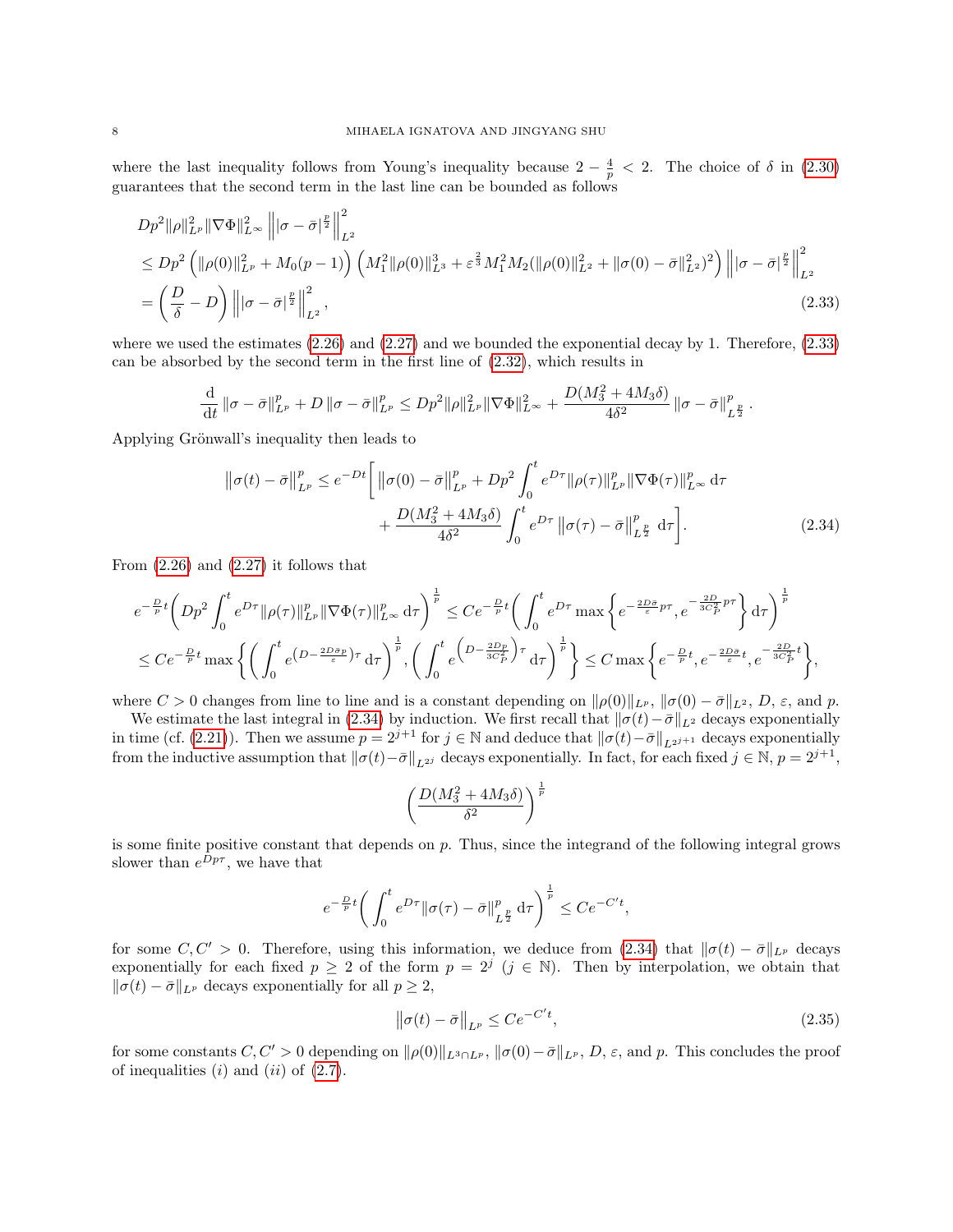where the last inequality follows from Young's inequality because $2 - \frac{4}{p} < 2$. The choice of $\delta$ in (2.30) guarantees that the second term in the last line can be bounded as follows

$$
\begin{aligned}
&Dp^2 \|\rho\|_{L^p}^2 \|\nabla\Phi\|_{L^\infty}^2 \left\| |\sigma - \bar\sigma|^{\frac{p}{2}} \right\|_{L^2}^2 \\
&\le Dp^2 \left( \|\rho(0)\|_{L^p}^2 + M_0(p-1) \right) \left( M_1^2 \|\rho(0)\|_{L^3}^3 + \varepsilon^{\frac{2}{3}} M_1^2 M_2 (\|\rho(0)\|_{L^2}^2 + \|\sigma(0) - \bar\sigma\|_{L^2}^2)^2 \right) \left\| |\sigma - \bar\sigma|^{\frac{p}{2}} \right\|_{L^2}^2 \\
&= \left( \frac{D}{\delta} - D \right) \left\| |\sigma - \bar\sigma|^{\frac{p}{2}} \right\|_{L^2}^2,
\end{aligned} \tag{2.33}
$$

where we used the estimates (2.26) and (2.27) and we bounded the exponential decay by 1. Therefore, (2.33) can be absorbed by the second term in the first line of (2.32), which results in

$$
\frac{\mathrm{d}}{\mathrm{d}t} \|\sigma - \bar\sigma\|_{L^p}^p + D \|\sigma - \bar\sigma\|_{L^p}^p \le Dp^2 \|\rho\|_{L^p}^2 \|\nabla\Phi\|_{L^\infty}^2 + \frac{D(M_3^2 + 4M_3\delta)}{4\delta^2} \|\sigma - \bar\sigma\|_{L^{\frac{p}{2}}}^p .
$$

Applying Grönwall's inequality then leads to

$$
\begin{aligned}
\left\|\sigma(t) - \bar\sigma\right\|_{L^p}^p \le e^{-Dt} \bigg[ &\left\|\sigma(0) - \bar\sigma\right\|_{L^p}^p + Dp^2 \int_0^t e^{D\tau} \|\rho(\tau)\|_{L^p}^p \|\nabla\Phi(\tau)\|_{L^\infty}^p \,\mathrm{d}\tau \\
&+ \frac{D(M_3^2 + 4M_3\delta)}{4\delta^2} \int_0^t e^{D\tau} \left\|\sigma(\tau) - \bar\sigma\right\|_{L^{\frac{p}{2}}}^p \,\mathrm{d}\tau \bigg].
\end{aligned} \tag{2.34}
$$

From (2.26) and (2.27) it follows that

$$
\begin{aligned}
&e^{-\frac{D}{p}t} \bigg( Dp^2 \int_0^t e^{D\tau} \|\rho(\tau)\|_{L^p}^p \|\nabla\Phi(\tau)\|_{L^\infty}^p \,\mathrm{d}\tau \bigg)^{\frac{1}{p}} \le C e^{-\frac{D}{p}t} \bigg( \int_0^t e^{D\tau} \max\left\{ e^{-\frac{2D\bar\sigma}{\varepsilon} p\tau}, e^{-\frac{2D}{3C_P^2} p\tau} \right\} \mathrm{d}\tau \bigg)^{\frac{1}{p}} \\
&\le C e^{-\frac{D}{p}t} \max\left\{ \bigg( \int_0^t e^{\left(D - \frac{2D\bar\sigma p}{\varepsilon}\right)\tau} \,\mathrm{d}\tau \bigg)^{\frac{1}{p}}, \bigg( \int_0^t e^{\left(D - \frac{2Dp}{3C_P^2}\right)\tau} \,\mathrm{d}\tau \bigg)^{\frac{1}{p}} \right\} \le C \max\left\{ e^{-\frac{D}{p}t}, e^{-\frac{2D\bar\sigma}{\varepsilon}t}, e^{-\frac{2D}{3C_P^2}t} \right\},
\end{aligned}
$$

where $C > 0$ changes from line to line and is a constant depending on $\|\rho(0)\|_{L^p}$, $\|\sigma(0) - \bar\sigma\|_{L^2}$, $D$, $\varepsilon$, and $p$.

We estimate the last integral in (2.34) by induction. We first recall that $\|\sigma(t) - \bar\sigma\|_{L^2}$ decays exponentially in time (cf. (2.21)). Then we assume $p = 2^{j+1}$ for $j \in \mathbb{N}$ and deduce that $\|\sigma(t) - \bar\sigma\|_{L^{2^{j+1}}}$ decays exponentially from the inductive assumption that $\|\sigma(t) - \bar\sigma\|_{L^{2^j}}$ decays exponentially. In fact, for each fixed $j \in \mathbb{N}$, $p = 2^{j+1}$,

$$
\left( \frac{D(M_3^2 + 4M_3\delta)}{\delta^2} \right)^{\frac{1}{p}}
$$

is some finite positive constant that depends on $p$. Thus, since the integrand of the following integral grows slower than $e^{Dp\tau}$, we have that

$$
e^{-\frac{D}{p}t} \bigg( \int_0^t e^{D\tau} \|\sigma(\tau) - \bar\sigma\|_{L^{\frac{p}{2}}}^p \,\mathrm{d}\tau \bigg)^{\frac{1}{p}} \le C e^{-C't},
$$

for some $C, C' > 0$. Therefore, using this information, we deduce from (2.34) that $\|\sigma(t) - \bar\sigma\|_{L^p}$ decays exponentially for each fixed $p \ge 2$ of the form $p = 2^j$ ($j \in \mathbb{N}$). Then by interpolation, we obtain that $\|\sigma(t) - \bar\sigma\|_{L^p}$ decays exponentially for all $p \ge 2$,

$$
\left\|\sigma(t) - \bar\sigma\right\|_{L^p} \le C e^{-C't}, \tag{2.35}
$$

for some constants $C, C' > 0$ depending on $\|\rho(0)\|_{L^3 \cap L^p}$, $\|\sigma(0) - \bar\sigma\|_{L^p}$, $D$, $\varepsilon$, and $p$. This concludes the proof of inequalities $(i)$ and $(ii)$ of (2.7).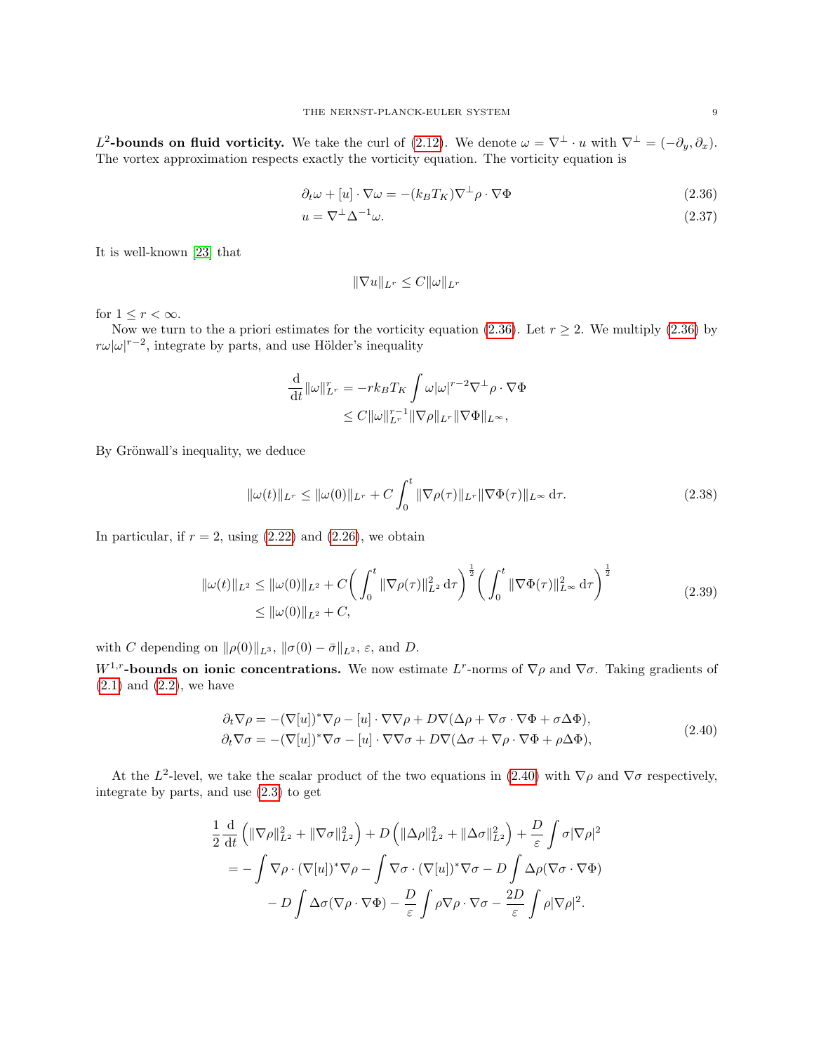**$L^2$-bounds on fluid vorticity.** We take the curl of (2.12). We denote $\omega = \nabla^\perp \cdot u$ with $\nabla^\perp = (-\partial_y, \partial_x)$. The vortex approximation respects exactly the vorticity equation. The vorticity equation is

$$\partial_t \omega + [u] \cdot \nabla \omega = -(k_B T_K) \nabla^\perp \rho \cdot \nabla \Phi \tag{2.36}$$

$$u = \nabla^\perp \Delta^{-1} \omega. \tag{2.37}$$

It is well-known [23] that

$$\|\nabla u\|_{L^r} \le C \|\omega\|_{L^r}$$

for $1 \le r < \infty$.

Now we turn to the a priori estimates for the vorticity equation (2.36). Let $r \ge 2$. We multiply (2.36) by $r\omega|\omega|^{r-2}$, integrate by parts, and use Hölder's inequality

$$\begin{aligned}
\frac{\mathrm{d}}{\mathrm{d}t} \|\omega\|_{L^r}^r &= -r k_B T_K \int \omega |\omega|^{r-2} \nabla^\perp \rho \cdot \nabla \Phi \\
&\le C \|\omega\|_{L^r}^{r-1} \|\nabla \rho\|_{L^r} \|\nabla \Phi\|_{L^\infty},
\end{aligned}$$

By Grönwall's inequality, we deduce

$$\|\omega(t)\|_{L^r} \le \|\omega(0)\|_{L^r} + C \int_0^t \|\nabla \rho(\tau)\|_{L^r} \|\nabla \Phi(\tau)\|_{L^\infty} \, \mathrm{d}\tau. \tag{2.38}$$

In particular, if $r = 2$, using (2.22) and (2.26), we obtain

$$\begin{aligned}
\|\omega(t)\|_{L^2} &\le \|\omega(0)\|_{L^2} + C \left( \int_0^t \|\nabla \rho(\tau)\|_{L^2}^2 \, \mathrm{d}\tau \right)^{\frac{1}{2}} \left( \int_0^t \|\nabla \Phi(\tau)\|_{L^\infty}^2 \, \mathrm{d}\tau \right)^{\frac{1}{2}} \\
&\le \|\omega(0)\|_{L^2} + C,
\end{aligned} \tag{2.39}$$

with $C$ depending on $\|\rho(0)\|_{L^3}$, $\|\sigma(0) - \bar{\sigma}\|_{L^2}$, $\varepsilon$, and $D$.

**$W^{1,r}$-bounds on ionic concentrations.** We now estimate $L^r$-norms of $\nabla \rho$ and $\nabla \sigma$. Taking gradients of (2.1) and (2.2), we have

$$\begin{aligned}
\partial_t \nabla \rho &= -(\nabla [u])^* \nabla \rho - [u] \cdot \nabla \nabla \rho + D \nabla (\Delta \rho + \nabla \sigma \cdot \nabla \Phi + \sigma \Delta \Phi), \\
\partial_t \nabla \sigma &= -(\nabla [u])^* \nabla \sigma - [u] \cdot \nabla \nabla \sigma + D \nabla (\Delta \sigma + \nabla \rho \cdot \nabla \Phi + \rho \Delta \Phi),
\end{aligned} \tag{2.40}$$

At the $L^2$-level, we take the scalar product of the two equations in (2.40) with $\nabla \rho$ and $\nabla \sigma$ respectively, integrate by parts, and use (2.3) to get

$$\begin{aligned}
\frac{1}{2} \frac{\mathrm{d}}{\mathrm{d}t} &\left( \|\nabla \rho\|_{L^2}^2 + \|\nabla \sigma\|_{L^2}^2 \right) + D \left( \|\Delta \rho\|_{L^2}^2 + \|\Delta \sigma\|_{L^2}^2 \right) + \frac{D}{\varepsilon} \int \sigma |\nabla \rho|^2 \\
&= -\int \nabla \rho \cdot (\nabla [u])^* \nabla \rho - \int \nabla \sigma \cdot (\nabla [u])^* \nabla \sigma - D \int \Delta \rho (\nabla \sigma \cdot \nabla \Phi) \\
&\quad - D \int \Delta \sigma (\nabla \rho \cdot \nabla \Phi) - \frac{D}{\varepsilon} \int \rho \nabla \rho \cdot \nabla \sigma - \frac{2D}{\varepsilon} \int \rho |\nabla \rho|^2.
\end{aligned}$$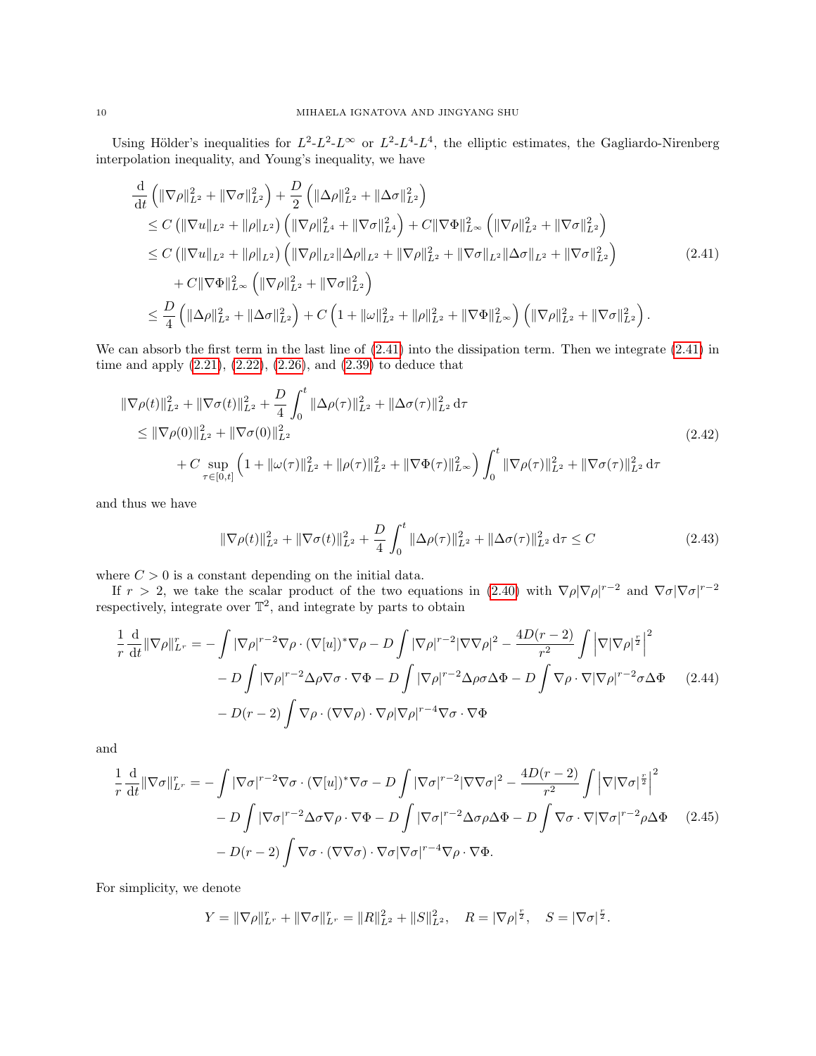Using Hölder's inequalities for $L^2$-$L^2$-$L^\infty$ or $L^2$-$L^4$-$L^4$, the elliptic estimates, the Gagliardo-Nirenberg interpolation inequality, and Young's inequality, we have

$$
\begin{aligned}
&\frac{\mathrm{d}}{\mathrm{d}t}\left(\|\nabla\rho\|_{L^2}^2+\|\nabla\sigma\|_{L^2}^2\right)+\frac{D}{2}\left(\|\Delta\rho\|_{L^2}^2+\|\Delta\sigma\|_{L^2}^2\right)\\
&\le C\left(\|\nabla u\|_{L^2}+\|\rho\|_{L^2}\right)\left(\|\nabla\rho\|_{L^4}^2+\|\nabla\sigma\|_{L^4}^2\right)+C\|\nabla\Phi\|_{L^\infty}^2\left(\|\nabla\rho\|_{L^2}^2+\|\nabla\sigma\|_{L^2}^2\right)\\
&\le C\left(\|\nabla u\|_{L^2}+\|\rho\|_{L^2}\right)\left(\|\nabla\rho\|_{L^2}\|\Delta\rho\|_{L^2}+\|\nabla\rho\|_{L^2}^2+\|\nabla\sigma\|_{L^2}\|\Delta\sigma\|_{L^2}+\|\nabla\sigma\|_{L^2}^2\right)\\
&\quad+C\|\nabla\Phi\|_{L^\infty}^2\left(\|\nabla\rho\|_{L^2}^2+\|\nabla\sigma\|_{L^2}^2\right)\\
&\le\frac{D}{4}\left(\|\Delta\rho\|_{L^2}^2+\|\Delta\sigma\|_{L^2}^2\right)+C\left(1+\|\omega\|_{L^2}^2+\|\rho\|_{L^2}^2+\|\nabla\Phi\|_{L^\infty}^2\right)\left(\|\nabla\rho\|_{L^2}^2+\|\nabla\sigma\|_{L^2}^2\right).
\end{aligned}
\tag{2.41}
$$

We can absorb the first term in the last line of (2.41) into the dissipation term. Then we integrate (2.41) in time and apply (2.21), (2.22), (2.26), and (2.39) to deduce that

$$
\begin{aligned}
&\|\nabla\rho(t)\|_{L^2}^2+\|\nabla\sigma(t)\|_{L^2}^2+\frac{D}{4}\int_0^t\|\Delta\rho(\tau)\|_{L^2}^2+\|\Delta\sigma(\tau)\|_{L^2}^2\,\mathrm{d}\tau\\
&\le\|\nabla\rho(0)\|_{L^2}^2+\|\nabla\sigma(0)\|_{L^2}^2\\
&\quad+C\sup_{\tau\in[0,t]}\left(1+\|\omega(\tau)\|_{L^2}^2+\|\rho(\tau)\|_{L^2}^2+\|\nabla\Phi(\tau)\|_{L^\infty}^2\right)\int_0^t\|\nabla\rho(\tau)\|_{L^2}^2+\|\nabla\sigma(\tau)\|_{L^2}^2\,\mathrm{d}\tau
\end{aligned}
\tag{2.42}
$$

and thus we have

$$
\|\nabla\rho(t)\|_{L^2}^2+\|\nabla\sigma(t)\|_{L^2}^2+\frac{D}{4}\int_0^t\|\Delta\rho(\tau)\|_{L^2}^2+\|\Delta\sigma(\tau)\|_{L^2}^2\,\mathrm{d}\tau\le C \tag{2.43}
$$

where $C>0$ is a constant depending on the initial data.

If $r>2$, we take the scalar product of the two equations in (2.40) with $\nabla\rho|\nabla\rho|^{r-2}$ and $\nabla\sigma|\nabla\sigma|^{r-2}$ respectively, integrate over $\mathbb{T}^2$, and integrate by parts to obtain

$$
\begin{aligned}
\frac{1}{r}\frac{\mathrm{d}}{\mathrm{d}t}\|\nabla\rho\|_{L^r}^r=&-\int|\nabla\rho|^{r-2}\nabla\rho\cdot(\nabla[u])^*\nabla\rho-D\int|\nabla\rho|^{r-2}|\nabla\nabla\rho|^2-\frac{4D(r-2)}{r^2}\int\left|\nabla|\nabla\rho|^{\frac{r}{2}}\right|^2\\
&-D\int|\nabla\rho|^{r-2}\Delta\rho\nabla\sigma\cdot\nabla\Phi-D\int|\nabla\rho|^{r-2}\Delta\rho\sigma\Delta\Phi-D\int\nabla\rho\cdot\nabla|\nabla\rho|^{r-2}\sigma\Delta\Phi\\
&-D(r-2)\int\nabla\rho\cdot(\nabla\nabla\rho)\cdot\nabla\rho|\nabla\rho|^{r-4}\nabla\sigma\cdot\nabla\Phi
\end{aligned}
\tag{2.44}
$$

and

$$
\begin{aligned}
\frac{1}{r}\frac{\mathrm{d}}{\mathrm{d}t}\|\nabla\sigma\|_{L^r}^r=&-\int|\nabla\sigma|^{r-2}\nabla\sigma\cdot(\nabla[u])^*\nabla\sigma-D\int|\nabla\sigma|^{r-2}|\nabla\nabla\sigma|^2-\frac{4D(r-2)}{r^2}\int\left|\nabla|\nabla\sigma|^{\frac{r}{2}}\right|^2\\
&-D\int|\nabla\sigma|^{r-2}\Delta\sigma\nabla\rho\cdot\nabla\Phi-D\int|\nabla\sigma|^{r-2}\Delta\sigma\rho\Delta\Phi-D\int\nabla\sigma\cdot\nabla|\nabla\sigma|^{r-2}\rho\Delta\Phi\\
&-D(r-2)\int\nabla\sigma\cdot(\nabla\nabla\sigma)\cdot\nabla\sigma|\nabla\sigma|^{r-4}\nabla\rho\cdot\nabla\Phi.
\end{aligned}
\tag{2.45}
$$

For simplicity, we denote

$$
Y=\|\nabla\rho\|_{L^r}^r+\|\nabla\sigma\|_{L^r}^r=\|R\|_{L^2}^2+\|S\|_{L^2}^2,\quad R=|\nabla\rho|^{\frac{r}{2}},\quad S=|\nabla\sigma|^{\frac{r}{2}}.
$$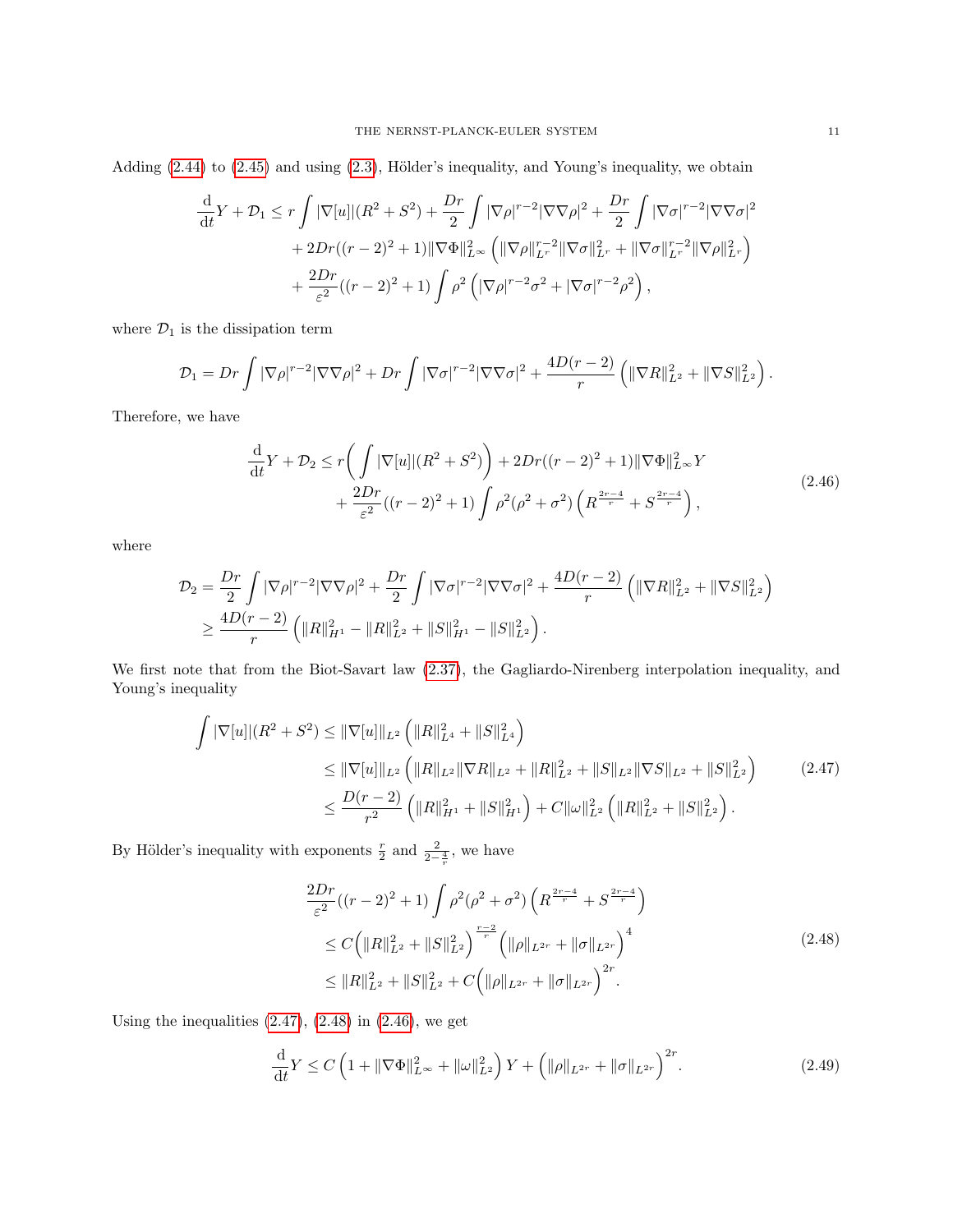Adding (2.44) to (2.45) and using (2.3), Hölder's inequality, and Young's inequality, we obtain

$$
\begin{aligned}
\frac{\mathrm{d}}{\mathrm{d}t} Y + \mathcal{D}_1 \leq\ & r \int |\nabla[u]|(R^2 + S^2) + \frac{Dr}{2} \int |\nabla \rho|^{r-2} |\nabla\nabla \rho|^2 + \frac{Dr}{2} \int |\nabla \sigma|^{r-2} |\nabla\nabla\sigma|^2 \\
& + 2Dr((r-2)^2+1) \|\nabla \Phi\|_{L^\infty}^2 \left( \|\nabla \rho\|_{L^r}^{r-2} \|\nabla \sigma\|_{L^r}^2 + \|\nabla \sigma\|_{L^r}^{r-2} \|\nabla \rho\|_{L^r}^2 \right) \\
& + \frac{2Dr}{\varepsilon^2}((r-2)^2+1) \int \rho^2 \left( |\nabla \rho|^{r-2} \sigma^2 + |\nabla \sigma|^{r-2} \rho^2 \right),
\end{aligned}
$$

where $\mathcal{D}_1$ is the dissipation term

$$
\mathcal{D}_1 = Dr \int |\nabla \rho|^{r-2} |\nabla\nabla\rho|^2 + Dr \int |\nabla\sigma|^{r-2} |\nabla\nabla\sigma|^2 + \frac{4D(r-2)}{r} \left( \|\nabla R\|_{L^2}^2 + \|\nabla S\|_{L^2}^2 \right).
$$

Therefore, we have

$$
\begin{aligned}
\frac{\mathrm{d}}{\mathrm{d}t} Y + \mathcal{D}_2 \leq\ & r \bigg( \int |\nabla[u]|(R^2+S^2) \bigg) + 2Dr((r-2)^2+1) \|\nabla \Phi\|_{L^\infty}^2 Y \\
& + \frac{2Dr}{\varepsilon^2}((r-2)^2+1) \int \rho^2(\rho^2+\sigma^2) \left( R^{\frac{2r-4}{r}} + S^{\frac{2r-4}{r}} \right),
\end{aligned}
\tag{2.46}
$$

where

$$
\begin{aligned}
\mathcal{D}_2 &= \frac{Dr}{2} \int |\nabla\rho|^{r-2} |\nabla\nabla\rho|^2 + \frac{Dr}{2} \int |\nabla\sigma|^{r-2}|\nabla\nabla\sigma|^2 + \frac{4D(r-2)}{r} \left( \|\nabla R\|_{L^2}^2 + \|\nabla S\|_{L^2}^2 \right) \\
&\geq \frac{4D(r-2)}{r} \left( \|R\|_{H^1}^2 - \|R\|_{L^2}^2 + \|S\|_{H^1}^2 - \|S\|_{L^2}^2 \right).
\end{aligned}
$$

We first note that from the Biot-Savart law (2.37), the Gagliardo-Nirenberg interpolation inequality, and Young's inequality

$$
\begin{aligned}
\int |\nabla[u]|(R^2+S^2) &\leq \|\nabla[u]\|_{L^2} \left( \|R\|_{L^4}^2 + \|S\|_{L^4}^2 \right) \\
&\leq \|\nabla[u]\|_{L^2} \left( \|R\|_{L^2}\|\nabla R\|_{L^2} + \|R\|_{L^2}^2 + \|S\|_{L^2}\|\nabla S\|_{L^2} + \|S\|_{L^2}^2 \right) \\
&\leq \frac{D(r-2)}{r^2} \left( \|R\|_{H^1}^2 + \|S\|_{H^1}^2 \right) + C\|\omega\|_{L^2}^2 \left( \|R\|_{L^2}^2 + \|S\|_{L^2}^2 \right).
\end{aligned}
\tag{2.47}
$$

By Hölder's inequality with exponents $\frac{r}{2}$ and $\frac{2}{2-\frac{4}{r}}$, we have

$$
\begin{aligned}
& \frac{2Dr}{\varepsilon^2}((r-2)^2+1) \int \rho^2(\rho^2+\sigma^2) \left( R^{\frac{2r-4}{r}} + S^{\frac{2r-4}{r}} \right) \\
& \leq C \Big( \|R\|_{L^2}^2 + \|S\|_{L^2}^2 \Big)^{\frac{r-2}{r}} \Big( \|\rho\|_{L^{2r}} + \|\sigma\|_{L^{2r}} \Big)^4 \\
& \leq \|R\|_{L^2}^2 + \|S\|_{L^2}^2 + C \Big( \|\rho\|_{L^{2r}} + \|\sigma\|_{L^{2r}} \Big)^{2r}.
\end{aligned}
\tag{2.48}
$$

Using the inequalities (2.47), (2.48) in (2.46), we get

$$
\frac{\mathrm{d}}{\mathrm{d}t} Y \leq C \left( 1 + \|\nabla \Phi\|_{L^\infty}^2 + \|\omega\|_{L^2}^2 \right) Y + \Big( \|\rho\|_{L^{2r}} + \|\sigma\|_{L^{2r}} \Big)^{2r}.
\tag{2.49}
$$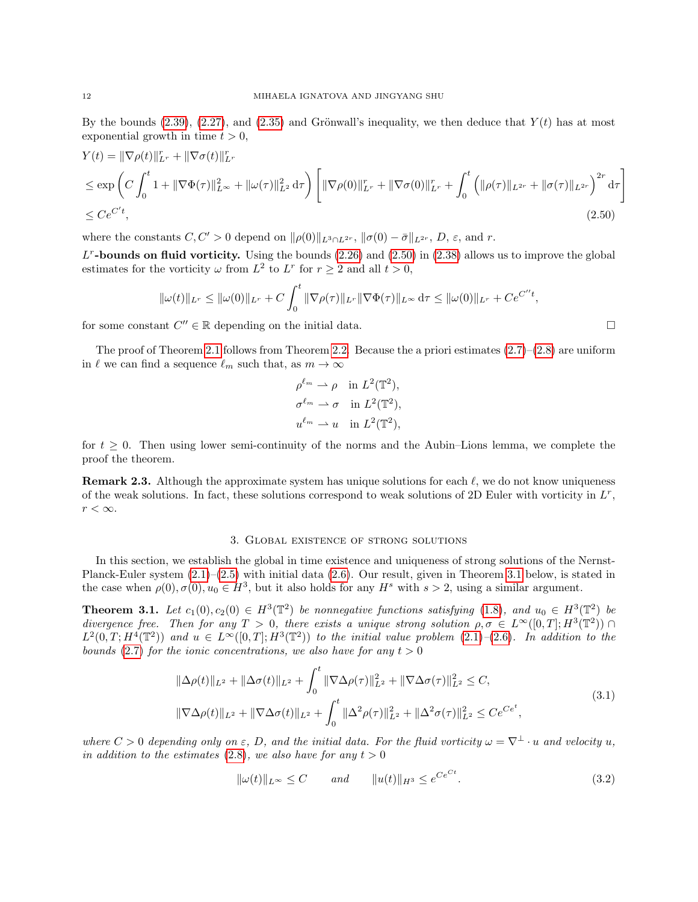By the bounds (2.39), (2.27), and (2.35) and Grönwall's inequality, we then deduce that $Y(t)$ has at most exponential growth in time $t > 0$,

$$
\begin{aligned}
&Y(t) = \|\nabla\rho(t)\|_{L^r}^r + \|\nabla\sigma(t)\|_{L^r}^r \\
&\leq \exp\left(C\int_0^t 1 + \|\nabla\Phi(\tau)\|_{L^\infty}^2 + \|\omega(\tau)\|_{L^2}^2 \,\mathrm{d}\tau\right)\left[\|\nabla\rho(0)\|_{L^r}^r + \|\nabla\sigma(0)\|_{L^r}^r + \int_0^t \left(\|\rho(\tau)\|_{L^{2r}} + \|\sigma(\tau)\|_{L^{2r}}\right)^{2r} \mathrm{d}\tau\right] \\
&\leq Ce^{C't},
\end{aligned}
\tag{2.50}
$$

where the constants $C, C' > 0$ depend on $\|\rho(0)\|_{L^3\cap L^{2r}}$, $\|\sigma(0) - \bar{\sigma}\|_{L^{2r}}$, $D$, $\varepsilon$, and $r$.

**$L^r$-bounds on fluid vorticity.** Using the bounds (2.26) and (2.50) in (2.38) allows us to improve the global estimates for the vorticity $\omega$ from $L^2$ to $L^r$ for $r \geq 2$ and all $t > 0$,

$$
\|\omega(t)\|_{L^r} \leq \|\omega(0)\|_{L^r} + C\int_0^t \|\nabla\rho(\tau)\|_{L^r}\|\nabla\Phi(\tau)\|_{L^\infty}\,\mathrm{d}\tau \leq \|\omega(0)\|_{L^r} + Ce^{C''t},
$$

for some constant $C'' \in \mathbb{R}$ depending on the initial data. $\square$

The proof of Theorem 2.1 follows from Theorem 2.2. Because the a priori estimates (2.7)–(2.8) are uniform in $\ell$ we can find a sequence $\ell_m$ such that, as $m \to \infty$

$$
\begin{aligned}
\rho^{\ell_m} &\rightharpoonup \rho \quad \text{in } L^2(\mathbb{T}^2), \\
\sigma^{\ell_m} &\rightharpoonup \sigma \quad \text{in } L^2(\mathbb{T}^2), \\
u^{\ell_m} &\rightharpoonup u \quad \text{in } L^2(\mathbb{T}^2),
\end{aligned}
$$

for $t \geq 0$. Then using lower semi-continuity of the norms and the Aubin–Lions lemma, we complete the proof the theorem.

**Remark 2.3.** Although the approximate system has unique solutions for each $\ell$, we do not know uniqueness of the weak solutions. In fact, these solutions correspond to weak solutions of 2D Euler with vorticity in $L^r$, $r < \infty$.

## 3. Global existence of strong solutions

In this section, we establish the global in time existence and uniqueness of strong solutions of the Nernst-Planck-Euler system (2.1)–(2.5) with initial data (2.6). Our result, given in Theorem 3.1 below, is stated in the case when $\rho(0), \sigma(0), u_0 \in H^3$, but it also holds for any $H^s$ with $s > 2$, using a similar argument.

**Theorem 3.1.** *Let $c_1(0), c_2(0) \in H^3(\mathbb{T}^2)$ be nonnegative functions satisfying (1.8), and $u_0 \in H^3(\mathbb{T}^2)$ be divergence free. Then for any $T > 0$, there exists a unique strong solution $\rho, \sigma \in L^\infty([0,T]; H^3(\mathbb{T}^2)) \cap L^2(0,T; H^4(\mathbb{T}^2))$ and $u \in L^\infty([0,T]; H^3(\mathbb{T}^2))$ to the initial value problem (2.1)–(2.6). In addition to the bounds (2.7) for the ionic concentrations, we also have for any $t > 0$*

$$
\begin{aligned}
&\|\Delta\rho(t)\|_{L^2} + \|\Delta\sigma(t)\|_{L^2} + \int_0^t \|\nabla\Delta\rho(\tau)\|_{L^2}^2 + \|\nabla\Delta\sigma(\tau)\|_{L^2}^2 \leq C, \\
&\|\nabla\Delta\rho(t)\|_{L^2} + \|\nabla\Delta\sigma(t)\|_{L^2} + \int_0^t \|\Delta^2\rho(\tau)\|_{L^2}^2 + \|\Delta^2\sigma(\tau)\|_{L^2}^2 \leq Ce^{Ce^t},
\end{aligned}
\tag{3.1}
$$

*where $C > 0$ depending only on $\varepsilon$, $D$, and the initial data. For the fluid vorticity $\omega = \nabla^\perp \cdot u$ and velocity $u$, in addition to the estimates (2.8), we also have for any $t > 0$*

$$
\|\omega(t)\|_{L^\infty} \leq C \qquad \text{and} \qquad \|u(t)\|_{H^3} \leq e^{Ce^{Ct}}. \tag{3.2}
$$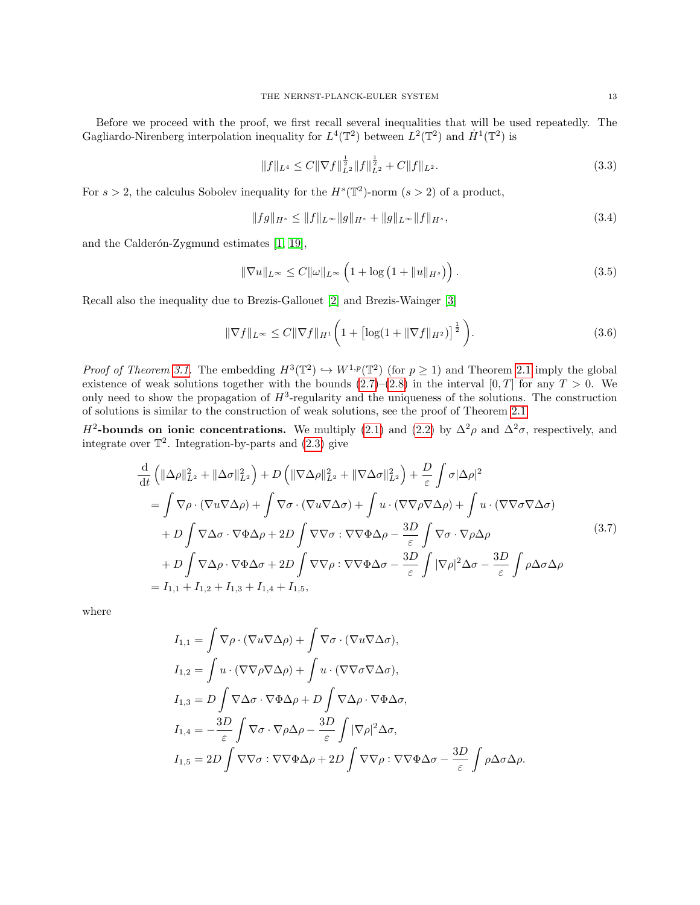Before we proceed with the proof, we first recall several inequalities that will be used repeatedly. The Gagliardo-Nirenberg interpolation inequality for $L^4(\mathbb{T}^2)$ between $L^2(\mathbb{T}^2)$ and $\dot{H}^1(\mathbb{T}^2)$ is

$$\|f\|_{L^4} \le C\|\nabla f\|_{L^2}^{\frac{1}{2}}\|f\|_{L^2}^{\frac{1}{2}} + C\|f\|_{L^2}. \tag{3.3}$$

For $s > 2$, the calculus Sobolev inequality for the $H^s(\mathbb{T}^2)$-norm ($s > 2$) of a product,

$$\|fg\|_{H^s} \le \|f\|_{L^\infty}\|g\|_{H^s} + \|g\|_{L^\infty}\|f\|_{H^s}, \tag{3.4}$$

and the Calderón-Zygmund estimates [1, 19],

$$\|\nabla u\|_{L^\infty} \le C\|\omega\|_{L^\infty}\left(1 + \log\left(1 + \|u\|_{H^s}\right)\right). \tag{3.5}$$

Recall also the inequality due to Brezis-Gallouet [2] and Brezis-Wainger [3]

$$\|\nabla f\|_{L^\infty} \le C\|\nabla f\|_{H^1}\left(1 + \left[\log(1 + \|\nabla f\|_{H^2})\right]^{\frac{1}{2}}\right). \tag{3.6}$$

*Proof of Theorem 3.1.* The embedding $H^3(\mathbb{T}^2) \hookrightarrow W^{1,p}(\mathbb{T}^2)$ (for $p \ge 1$) and Theorem 2.1 imply the global existence of weak solutions together with the bounds (2.7)–(2.8) in the interval $[0, T]$ for any $T > 0$. We only need to show the propagation of $H^3$-regularity and the uniqueness of the solutions. The construction of solutions is similar to the construction of weak solutions, see the proof of Theorem 2.1.

**$H^2$-bounds on ionic concentrations.** We multiply (2.1) and (2.2) by $\Delta^2\rho$ and $\Delta^2\sigma$, respectively, and integrate over $\mathbb{T}^2$. Integration-by-parts and (2.3) give

$$\begin{aligned}
&\frac{\mathrm{d}}{\mathrm{d}t}\left(\|\Delta\rho\|_{L^2}^2 + \|\Delta\sigma\|_{L^2}^2\right) + D\left(\|\nabla\Delta\rho\|_{L^2}^2 + \|\nabla\Delta\sigma\|_{L^2}^2\right) + \frac{D}{\varepsilon}\int \sigma|\Delta\rho|^2 \\
&= \int \nabla\rho\cdot(\nabla u\nabla\Delta\rho) + \int\nabla\sigma\cdot(\nabla u\nabla\Delta\sigma) + \int u\cdot(\nabla\nabla\rho\nabla\Delta\rho) + \int u\cdot(\nabla\nabla\sigma\nabla\Delta\sigma) \\
&\quad + D\int\nabla\Delta\sigma\cdot\nabla\Phi\Delta\rho + 2D\int\nabla\nabla\sigma : \nabla\nabla\Phi\Delta\rho - \frac{3D}{\varepsilon}\int\nabla\sigma\cdot\nabla\rho\Delta\rho \\
&\quad + D\int\nabla\Delta\rho\cdot\nabla\Phi\Delta\sigma + 2D\int\nabla\nabla\rho : \nabla\nabla\Phi\Delta\sigma - \frac{3D}{\varepsilon}\int|\nabla\rho|^2\Delta\sigma - \frac{3D}{\varepsilon}\int\rho\Delta\sigma\Delta\rho \\
&= I_{1,1} + I_{1,2} + I_{1,3} + I_{1,4} + I_{1,5},
\end{aligned} \tag{3.7}$$

where

$$\begin{aligned}
I_{1,1} &= \int\nabla\rho\cdot(\nabla u\nabla\Delta\rho) + \int\nabla\sigma\cdot(\nabla u\nabla\Delta\sigma), \\
I_{1,2} &= \int u\cdot(\nabla\nabla\rho\nabla\Delta\rho) + \int u\cdot(\nabla\nabla\sigma\nabla\Delta\sigma), \\
I_{1,3} &= D\int\nabla\Delta\sigma\cdot\nabla\Phi\Delta\rho + D\int\nabla\Delta\rho\cdot\nabla\Phi\Delta\sigma, \\
I_{1,4} &= -\frac{3D}{\varepsilon}\int\nabla\sigma\cdot\nabla\rho\Delta\rho - \frac{3D}{\varepsilon}\int|\nabla\rho|^2\Delta\sigma, \\
I_{1,5} &= 2D\int\nabla\nabla\sigma : \nabla\nabla\Phi\Delta\rho + 2D\int\nabla\nabla\rho : \nabla\nabla\Phi\Delta\sigma - \frac{3D}{\varepsilon}\int\rho\Delta\sigma\Delta\rho.
\end{aligned}$$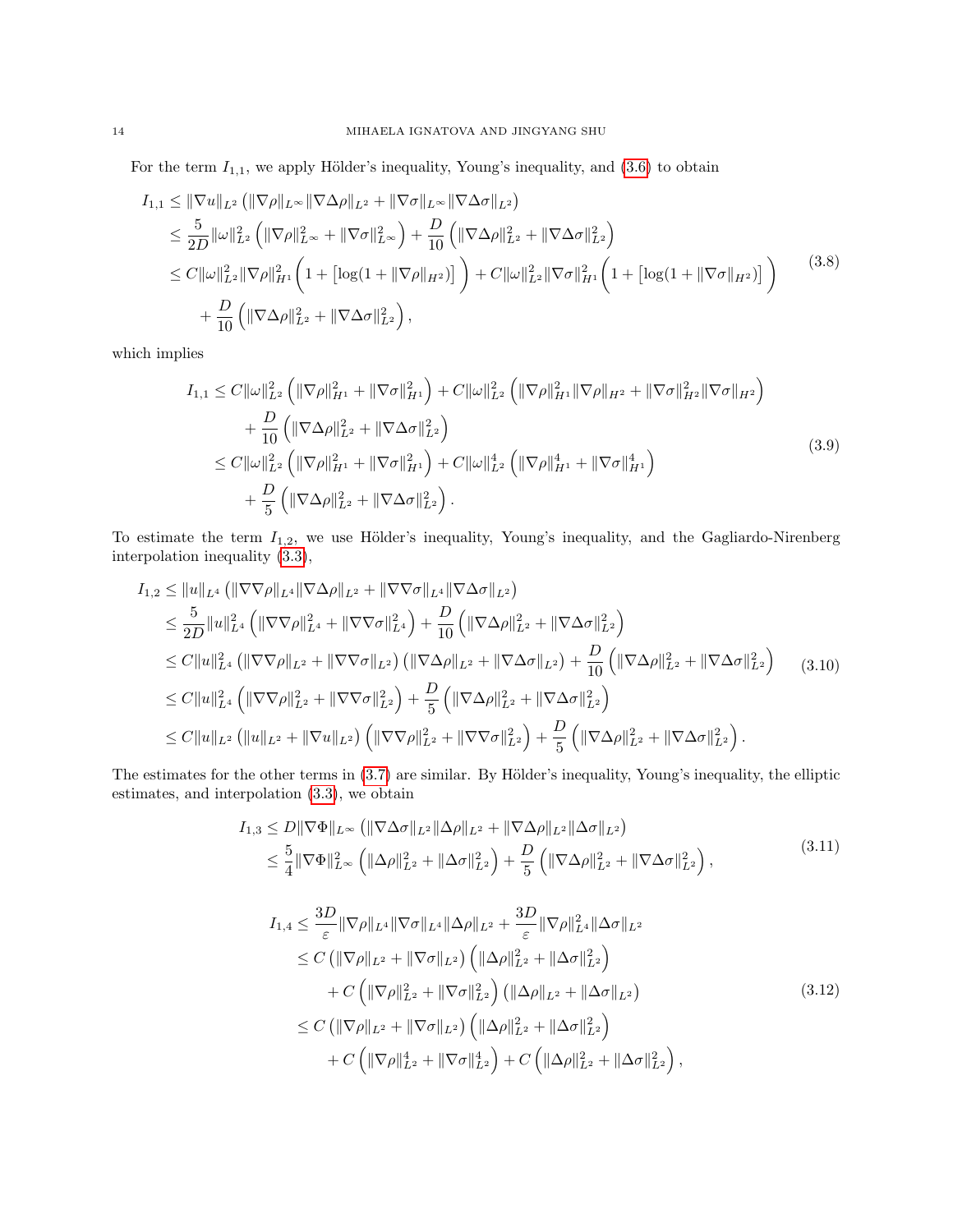For the term $I_{1,1}$, we apply Hölder's inequality, Young's inequality, and (3.6) to obtain

$$
\begin{aligned}
I_{1,1} &\le \|\nabla u\|_{L^2}\left(\|\nabla \rho\|_{L^\infty}\|\nabla\Delta\rho\|_{L^2} + \|\nabla\sigma\|_{L^\infty}\|\nabla\Delta\sigma\|_{L^2}\right)\\
&\le \frac{5}{2D}\|\omega\|_{L^2}^2\left(\|\nabla\rho\|_{L^\infty}^2 + \|\nabla\sigma\|_{L^\infty}^2\right) + \frac{D}{10}\left(\|\nabla\Delta\rho\|_{L^2}^2 + \|\nabla\Delta\sigma\|_{L^2}^2\right)\\
&\le C\|\omega\|_{L^2}^2\|\nabla\rho\|_{H^1}^2\left(1+\left[\log(1+\|\nabla\rho\|_{H^2})\right]\right) + C\|\omega\|_{L^2}^2\|\nabla\sigma\|_{H^1}^2\left(1+\left[\log(1+\|\nabla\sigma\|_{H^2})\right]\right)\\
&\quad + \frac{D}{10}\left(\|\nabla\Delta\rho\|_{L^2}^2 + \|\nabla\Delta\sigma\|_{L^2}^2\right),
\end{aligned}
\tag{3.8}
$$

which implies

$$
\begin{aligned}
I_{1,1} &\le C\|\omega\|_{L^2}^2\left(\|\nabla\rho\|_{H^1}^2 + \|\nabla\sigma\|_{H^1}^2\right) + C\|\omega\|_{L^2}^2\left(\|\nabla\rho\|_{H^1}^2\|\nabla\rho\|_{H^2} + \|\nabla\sigma\|_{H^2}^2\|\nabla\sigma\|_{H^2}\right)\\
&\quad + \frac{D}{10}\left(\|\nabla\Delta\rho\|_{L^2}^2 + \|\nabla\Delta\sigma\|_{L^2}^2\right)\\
&\le C\|\omega\|_{L^2}^2\left(\|\nabla\rho\|_{H^1}^2 + \|\nabla\sigma\|_{H^1}^2\right) + C\|\omega\|_{L^2}^4\left(\|\nabla\rho\|_{H^1}^4 + \|\nabla\sigma\|_{H^1}^4\right)\\
&\quad + \frac{D}{5}\left(\|\nabla\Delta\rho\|_{L^2}^2 + \|\nabla\Delta\sigma\|_{L^2}^2\right).
\end{aligned}
\tag{3.9}
$$

To estimate the term $I_{1,2}$, we use Hölder's inequality, Young's inequality, and the Gagliardo-Nirenberg interpolation inequality (3.3),

$$
\begin{aligned}
I_{1,2} &\le \|u\|_{L^4}\left(\|\nabla\nabla\rho\|_{L^4}\|\nabla\Delta\rho\|_{L^2} + \|\nabla\nabla\sigma\|_{L^4}\|\nabla\Delta\sigma\|_{L^2}\right)\\
&\le \frac{5}{2D}\|u\|_{L^4}^2\left(\|\nabla\nabla\rho\|_{L^4}^2 + \|\nabla\nabla\sigma\|_{L^4}^2\right) + \frac{D}{10}\left(\|\nabla\Delta\rho\|_{L^2}^2 + \|\nabla\Delta\sigma\|_{L^2}^2\right)\\
&\le C\|u\|_{L^4}^2\left(\|\nabla\nabla\rho\|_{L^2} + \|\nabla\nabla\sigma\|_{L^2}\right)\left(\|\nabla\Delta\rho\|_{L^2} + \|\nabla\Delta\sigma\|_{L^2}\right) + \frac{D}{10}\left(\|\nabla\Delta\rho\|_{L^2}^2 + \|\nabla\Delta\sigma\|_{L^2}^2\right)\\
&\le C\|u\|_{L^4}^4\left(\|\nabla\nabla\rho\|_{L^2}^2 + \|\nabla\nabla\sigma\|_{L^2}^2\right) + \frac{D}{5}\left(\|\nabla\Delta\rho\|_{L^2}^2 + \|\nabla\Delta\sigma\|_{L^2}^2\right)\\
&\le C\|u\|_{L^2}^2\left(\|u\|_{L^2} + \|\nabla u\|_{L^2}\right)\left(\|\nabla\nabla\rho\|_{L^2}^2 + \|\nabla\nabla\sigma\|_{L^2}^2\right) + \frac{D}{5}\left(\|\nabla\Delta\rho\|_{L^2}^2 + \|\nabla\Delta\sigma\|_{L^2}^2\right).
\end{aligned}
\tag{3.10}
$$

The estimates for the other terms in (3.7) are similar. By Hölder's inequality, Young's inequality, the elliptic estimates, and interpolation (3.3), we obtain

$$
\begin{aligned}
I_{1,3} &\le D\|\nabla\Phi\|_{L^\infty}\left(\|\nabla\Delta\sigma\|_{L^2}\|\Delta\rho\|_{L^2} + \|\nabla\Delta\rho\|_{L^2}\|\Delta\sigma\|_{L^2}\right)\\
&\le \frac{5}{4}\|\nabla\Phi\|_{L^\infty}^2\left(\|\Delta\rho\|_{L^2}^2 + \|\Delta\sigma\|_{L^2}^2\right) + \frac{D}{5}\left(\|\nabla\Delta\rho\|_{L^2}^2 + \|\nabla\Delta\sigma\|_{L^2}^2\right),
\end{aligned}
\tag{3.11}
$$

$$
\begin{aligned}
I_{1,4} &\le \frac{3D}{\varepsilon}\|\nabla\rho\|_{L^4}\|\nabla\sigma\|_{L^4}\|\Delta\rho\|_{L^2} + \frac{3D}{\varepsilon}\|\nabla\rho\|_{L^4}^2\|\Delta\sigma\|_{L^2}\\
&\le C\left(\|\nabla\rho\|_{L^2} + \|\nabla\sigma\|_{L^2}\right)\left(\|\Delta\rho\|_{L^2}^2 + \|\Delta\sigma\|_{L^2}^2\right)\\
&\quad + C\left(\|\nabla\rho\|_{L^2}^2 + \|\nabla\sigma\|_{L^2}^2\right)\left(\|\Delta\rho\|_{L^2} + \|\Delta\sigma\|_{L^2}\right)\\
&\le C\left(\|\nabla\rho\|_{L^2} + \|\nabla\sigma\|_{L^2}\right)\left(\|\Delta\rho\|_{L^2}^2 + \|\Delta\sigma\|_{L^2}^2\right)\\
&\quad + C\left(\|\nabla\rho\|_{L^2}^4 + \|\nabla\sigma\|_{L^2}^4\right) + C\left(\|\Delta\rho\|_{L^2}^2 + \|\Delta\sigma\|_{L^2}^2\right),
\end{aligned}
\tag{3.12}
$$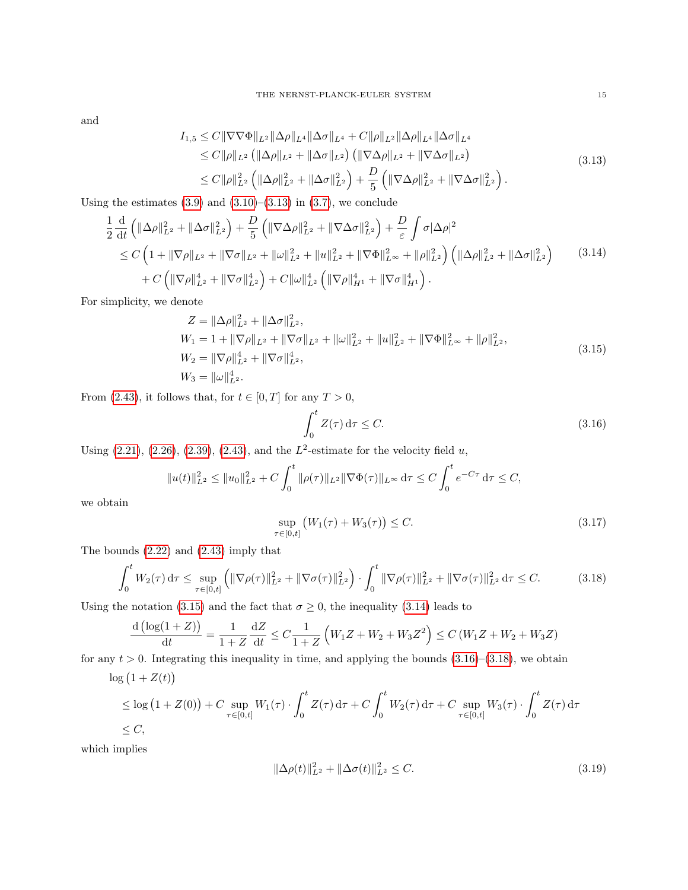and

$$
\begin{aligned}
I_{1,5} &\le C\|\nabla\nabla\Phi\|_{L^2}\|\Delta\rho\|_{L^4}\|\Delta\sigma\|_{L^4} + C\|\rho\|_{L^2}\|\Delta\rho\|_{L^4}\|\Delta\sigma\|_{L^4} \\
&\le C\|\rho\|_{L^2}\left(\|\Delta\rho\|_{L^2} + \|\Delta\sigma\|_{L^2}\right)\left(\|\nabla\Delta\rho\|_{L^2} + \|\nabla\Delta\sigma\|_{L^2}\right) \\
&\le C\|\rho\|_{L^2}^2\left(\|\Delta\rho\|_{L^2}^2 + \|\Delta\sigma\|_{L^2}^2\right) + \frac{D}{5}\left(\|\nabla\Delta\rho\|_{L^2}^2 + \|\nabla\Delta\sigma\|_{L^2}^2\right).
\end{aligned}
\tag{3.13}
$$

Using the estimates (3.9) and (3.10)–(3.13) in (3.7), we conclude

$$
\begin{aligned}
&\frac{1}{2}\frac{\mathrm{d}}{\mathrm{d}t}\left(\|\Delta\rho\|_{L^2}^2 + \|\Delta\sigma\|_{L^2}^2\right) + \frac{D}{5}\left(\|\nabla\Delta\rho\|_{L^2}^2 + \|\nabla\Delta\sigma\|_{L^2}^2\right) + \frac{D}{\varepsilon}\int \sigma|\Delta\rho|^2 \\
&\quad\le C\left(1 + \|\nabla\rho\|_{L^2} + \|\nabla\sigma\|_{L^2} + \|\omega\|_{L^2}^2 + \|u\|_{L^2}^2 + \|\nabla\Phi\|_{L^\infty}^2 + \|\rho\|_{L^2}^2\right)\left(\|\Delta\rho\|_{L^2}^2 + \|\Delta\sigma\|_{L^2}^2\right) \\
&\qquad + C\left(\|\nabla\rho\|_{L^2}^4 + \|\nabla\sigma\|_{L^2}^4\right) + C\|\omega\|_{L^2}^4\left(\|\nabla\rho\|_{H^1}^4 + \|\nabla\sigma\|_{H^1}^4\right).
\end{aligned}
\tag{3.14}
$$

For simplicity, we denote

$$
\begin{aligned}
Z &= \|\Delta\rho\|_{L^2}^2 + \|\Delta\sigma\|_{L^2}^2, \\
W_1 &= 1 + \|\nabla\rho\|_{L^2} + \|\nabla\sigma\|_{L^2} + \|\omega\|_{L^2}^2 + \|u\|_{L^2}^2 + \|\nabla\Phi\|_{L^\infty}^2 + \|\rho\|_{L^2}^2, \\
W_2 &= \|\nabla\rho\|_{L^2}^4 + \|\nabla\sigma\|_{L^2}^4, \\
W_3 &= \|\omega\|_{L^2}^4.
\end{aligned}
\tag{3.15}
$$

From (2.43), it follows that, for $t \in [0,T]$ for any $T > 0$,

$$
\int_0^t Z(\tau)\,\mathrm{d}\tau \le C. \tag{3.16}
$$

Using (2.21), (2.26), (2.39), (2.43), and the $L^2$-estimate for the velocity field $u$,

$$
\|u(t)\|_{L^2}^2 \le \|u_0\|_{L^2}^2 + C\int_0^t \|\rho(\tau)\|_{L^2}\|\nabla\Phi(\tau)\|_{L^\infty}\,\mathrm{d}\tau \le C\int_0^t e^{-C\tau}\,\mathrm{d}\tau \le C,
$$

we obtain

$$
\sup_{\tau\in[0,t]}\big(W_1(\tau) + W_3(\tau)\big) \le C. \tag{3.17}
$$

The bounds (2.22) and (2.43) imply that

$$
\int_0^t W_2(\tau)\,\mathrm{d}\tau \le \sup_{\tau\in[0,t]}\left(\|\nabla\rho(\tau)\|_{L^2}^2 + \|\nabla\sigma(\tau)\|_{L^2}^2\right)\cdot\int_0^t \|\nabla\rho(\tau)\|_{L^2}^2 + \|\nabla\sigma(\tau)\|_{L^2}^2\,\mathrm{d}\tau \le C. \tag{3.18}
$$

Using the notation (3.15) and the fact that $\sigma \ge 0$, the inequality (3.14) leads to

$$
\frac{\mathrm{d}\left(\log(1+Z)\right)}{\mathrm{d}t} = \frac{1}{1+Z}\frac{\mathrm{d}Z}{\mathrm{d}t} \le C\frac{1}{1+Z}\left(W_1 Z + W_2 + W_3 Z^2\right) \le C\left(W_1 Z + W_2 + W_3 Z\right)
$$

for any $t > 0$. Integrating this inequality in time, and applying the bounds (3.16)–(3.18), we obtain

$$
\begin{aligned}
&\log\left(1 + Z(t)\right) \\
&\quad\le \log\left(1 + Z(0)\right) + C\sup_{\tau\in[0,t]} W_1(\tau)\cdot\int_0^t Z(\tau)\,\mathrm{d}\tau + C\int_0^t W_2(\tau)\,\mathrm{d}\tau + C\sup_{\tau\in[0,t]} W_3(\tau)\cdot\int_0^t Z(\tau)\,\mathrm{d}\tau \\
&\quad\le C,
\end{aligned}
$$

which implies

$$
\|\Delta\rho(t)\|_{L^2}^2 + \|\Delta\sigma(t)\|_{L^2}^2 \le C. \tag{3.19}
$$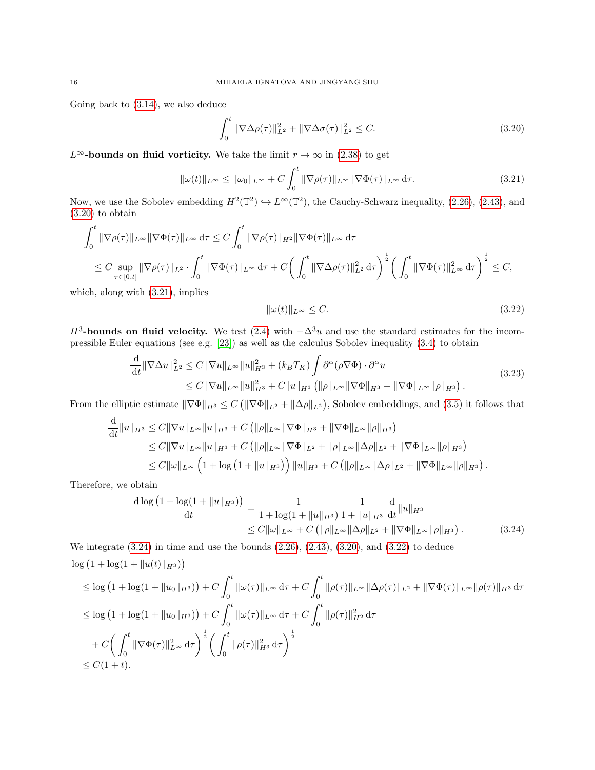Going back to (3.14), we also deduce

$$\int_0^t \|\nabla\Delta\rho(\tau)\|_{L^2}^2 + \|\nabla\Delta\sigma(\tau)\|_{L^2}^2 \le C. \tag{3.20}$$

**$L^\infty$-bounds on fluid vorticity.** We take the limit $r \to \infty$ in (2.38) to get

$$\|\omega(t)\|_{L^\infty} \le \|\omega_0\|_{L^\infty} + C\int_0^t \|\nabla\rho(\tau)\|_{L^\infty}\|\nabla\Phi(\tau)\|_{L^\infty}\,\mathrm{d}\tau. \tag{3.21}$$

Now, we use the Sobolev embedding $H^2(\mathbb{T}^2) \hookrightarrow L^\infty(\mathbb{T}^2)$, the Cauchy-Schwarz inequality, (2.26), (2.43), and (3.20) to obtain

$$\begin{aligned}
&\int_0^t \|\nabla\rho(\tau)\|_{L^\infty}\|\nabla\Phi(\tau)\|_{L^\infty}\,\mathrm{d}\tau \le C\int_0^t \|\nabla\rho(\tau)\|_{H^2}\|\nabla\Phi(\tau)\|_{L^\infty}\,\mathrm{d}\tau\\
&\le C\sup_{\tau\in[0,t]}\|\nabla\rho(\tau)\|_{L^2}\cdot\int_0^t\|\nabla\Phi(\tau)\|_{L^\infty}\,\mathrm{d}\tau + C\left(\int_0^t\|\nabla\Delta\rho(\tau)\|_{L^2}^2\,\mathrm{d}\tau\right)^{\frac12}\left(\int_0^t\|\nabla\Phi(\tau)\|_{L^\infty}^2\,\mathrm{d}\tau\right)^{\frac12} \le C,
\end{aligned}$$

which, along with (3.21), implies

$$\|\omega(t)\|_{L^\infty} \le C. \tag{3.22}$$

**$H^3$-bounds on fluid velocity.** We test (2.4) with $-\Delta^3 u$ and use the standard estimates for the incompressible Euler equations (see e.g. [23]) as well as the calculus Sobolev inequality (3.4) to obtain

$$\begin{aligned}
\frac{\mathrm{d}}{\mathrm{d}t}\|\nabla\Delta u\|_{L^2}^2 &\le C\|\nabla u\|_{L^\infty}\|u\|_{H^3}^2 + (k_BT_K)\int \partial^\alpha(\rho\nabla\Phi)\cdot\partial^\alpha u\\
&\le C\|\nabla u\|_{L^\infty}\|u\|_{H^3}^2 + C\|u\|_{H^3}\left(\|\rho\|_{L^\infty}\|\nabla\Phi\|_{H^3} + \|\nabla\Phi\|_{L^\infty}\|\rho\|_{H^3}\right).
\end{aligned} \tag{3.23}$$

From the elliptic estimate $\|\nabla\Phi\|_{H^3} \le C\left(\|\nabla\Phi\|_{L^2} + \|\Delta\rho\|_{L^2}\right)$, Sobolev embeddings, and (3.5) it follows that

$$\begin{aligned}
\frac{\mathrm{d}}{\mathrm{d}t}\|u\|_{H^3} &\le C\|\nabla u\|_{L^\infty}\|u\|_{H^3} + C\left(\|\rho\|_{L^\infty}\|\nabla\Phi\|_{H^3} + \|\nabla\Phi\|_{L^\infty}\|\rho\|_{H^3}\right)\\
&\le C\|\nabla u\|_{L^\infty}\|u\|_{H^3} + C\left(\|\rho\|_{L^\infty}\|\nabla\Phi\|_{L^2} + \|\rho\|_{L^\infty}\|\Delta\rho\|_{L^2} + \|\nabla\Phi\|_{L^\infty}\|\rho\|_{H^3}\right)\\
&\le C\|\omega\|_{L^\infty}\Big(1 + \log\left(1 + \|u\|_{H^3}\right)\Big)\|u\|_{H^3} + C\left(\|\rho\|_{L^\infty}\|\Delta\rho\|_{L^2} + \|\nabla\Phi\|_{L^\infty}\|\rho\|_{H^3}\right).
\end{aligned}$$

Therefore, we obtain

$$\begin{aligned}
\frac{\mathrm{d}\log\left(1 + \log(1 + \|u\|_{H^3})\right)}{\mathrm{d}t} &= \frac{1}{1 + \log(1 + \|u\|_{H^3})}\frac{1}{1 + \|u\|_{H^3}}\frac{\mathrm{d}}{\mathrm{d}t}\|u\|_{H^3}\\
&\le C\|\omega\|_{L^\infty} + C\left(\|\rho\|_{L^\infty}\|\Delta\rho\|_{L^2} + \|\nabla\Phi\|_{L^\infty}\|\rho\|_{H^3}\right).
\end{aligned} \tag{3.24}$$

We integrate (3.24) in time and use the bounds (2.26), (2.43), (3.20), and (3.22) to deduce

$$\begin{aligned}
&\log\left(1 + \log(1 + \|u(t)\|_{H^3})\right)\\
&\le \log\left(1 + \log(1 + \|u_0\|_{H^3})\right) + C\int_0^t \|\omega(\tau)\|_{L^\infty}\,\mathrm{d}\tau + C\int_0^t \|\rho(\tau)\|_{L^\infty}\|\Delta\rho(\tau)\|_{L^2} + \|\nabla\Phi(\tau)\|_{L^\infty}\|\rho(\tau)\|_{H^3}\,\mathrm{d}\tau\\
&\le \log\left(1 + \log(1 + \|u_0\|_{H^3})\right) + C\int_0^t \|\omega(\tau)\|_{L^\infty}\,\mathrm{d}\tau + C\int_0^t \|\rho(\tau)\|_{H^2}^2\,\mathrm{d}\tau\\
&\quad + C\left(\int_0^t \|\nabla\Phi(\tau)\|_{L^\infty}^2\,\mathrm{d}\tau\right)^{\frac12}\left(\int_0^t \|\rho(\tau)\|_{H^3}^2\,\mathrm{d}\tau\right)^{\frac12}\\
&\le C(1+t).
\end{aligned}$$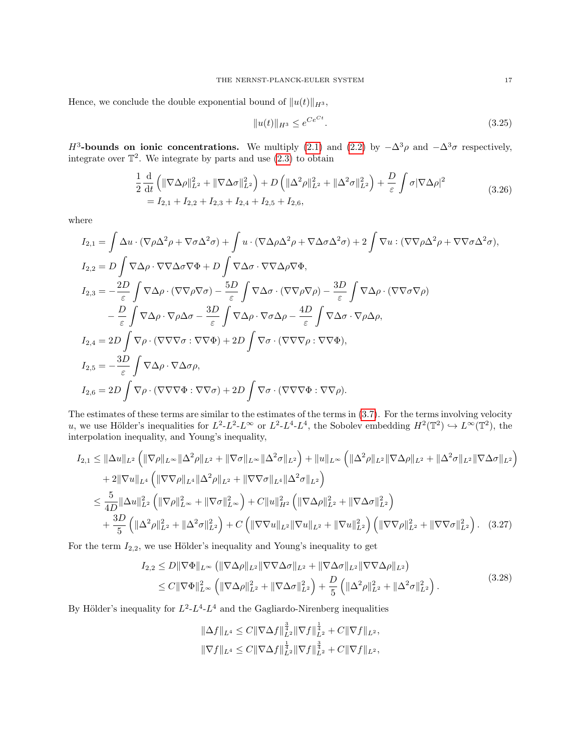Hence, we conclude the double exponential bound of $\|u(t)\|_{H^3}$,

$$\|u(t)\|_{H^3} \le e^{Ce^{Ct}}. \tag{3.25}$$

**$H^3$-bounds on ionic concentrations.** We multiply (2.1) and (2.2) by $-\Delta^3\rho$ and $-\Delta^3\sigma$ respectively, integrate over $\mathbb{T}^2$. We integrate by parts and use (2.3) to obtain

$$\begin{aligned}
&\frac{1}{2}\frac{\mathrm{d}}{\mathrm{d}t}\left(\|\nabla\Delta\rho\|_{L^2}^2 + \|\nabla\Delta\sigma\|_{L^2}^2\right) + D\left(\|\Delta^2\rho\|_{L^2}^2 + \|\Delta^2\sigma\|_{L^2}^2\right) + \frac{D}{\varepsilon}\int \sigma|\nabla\Delta\rho|^2 \\
&\quad = I_{2,1} + I_{2,2} + I_{2,3} + I_{2,4} + I_{2,5} + I_{2,6},
\end{aligned} \tag{3.26}$$

where

$$\begin{aligned}
I_{2,1} &= \int \Delta u \cdot (\nabla\rho\Delta^2\rho + \nabla\sigma\Delta^2\sigma) + \int u\cdot(\nabla\Delta\rho\Delta^2\rho + \nabla\Delta\sigma\Delta^2\sigma) + 2\int \nabla u : (\nabla\nabla\rho\Delta^2\rho + \nabla\nabla\sigma\Delta^2\sigma),\\
I_{2,2} &= D\int \nabla\Delta\rho\cdot\nabla\nabla\Delta\sigma\nabla\Phi + D\int\nabla\Delta\sigma\cdot\nabla\nabla\Delta\rho\nabla\Phi,\\
I_{2,3} &= -\frac{2D}{\varepsilon}\int\nabla\Delta\rho\cdot(\nabla\nabla\rho\nabla\sigma) - \frac{5D}{\varepsilon}\int\nabla\Delta\sigma\cdot(\nabla\nabla\rho\nabla\rho) - \frac{3D}{\varepsilon}\int\nabla\Delta\rho\cdot(\nabla\nabla\sigma\nabla\rho)\\
&\quad - \frac{D}{\varepsilon}\int\nabla\Delta\rho\cdot\nabla\rho\Delta\sigma - \frac{3D}{\varepsilon}\int\nabla\Delta\rho\cdot\nabla\sigma\Delta\rho - \frac{4D}{\varepsilon}\int\nabla\Delta\sigma\cdot\nabla\rho\Delta\rho,\\
I_{2,4} &= 2D\int\nabla\rho\cdot(\nabla\nabla\nabla\sigma:\nabla\nabla\Phi) + 2D\int\nabla\sigma\cdot(\nabla\nabla\nabla\rho:\nabla\nabla\Phi),\\
I_{2,5} &= -\frac{3D}{\varepsilon}\int\nabla\Delta\rho\cdot\nabla\Delta\sigma\rho,\\
I_{2,6} &= 2D\int\nabla\rho\cdot(\nabla\nabla\nabla\Phi:\nabla\nabla\sigma) + 2D\int\nabla\sigma\cdot(\nabla\nabla\nabla\Phi:\nabla\nabla\rho).
\end{aligned}$$

The estimates of these terms are similar to the estimates of the terms in (3.7). For the terms involving velocity $u$, we use Hölder's inequalities for $L^2$-$L^2$-$L^\infty$ or $L^2$-$L^4$-$L^4$, the Sobolev embedding $H^2(\mathbb{T}^2)\hookrightarrow L^\infty(\mathbb{T}^2)$, the interpolation inequality, and Young's inequality,

$$\begin{aligned}
I_{2,1} &\le \|\Delta u\|_{L^2}\left(\|\nabla\rho\|_{L^\infty}\|\Delta^2\rho\|_{L^2} + \|\nabla\sigma\|_{L^\infty}\|\Delta^2\sigma\|_{L^2}\right) + \|u\|_{L^\infty}\left(\|\Delta^2\rho\|_{L^2}\|\nabla\Delta\rho\|_{L^2} + \|\Delta^2\sigma\|_{L^2}\|\nabla\Delta\sigma\|_{L^2}\right)\\
&\quad + 2\|\nabla u\|_{L^4}\left(\|\nabla\nabla\rho\|_{L^4}\|\Delta^2\rho\|_{L^2} + \|\nabla\nabla\sigma\|_{L^4}\|\Delta^2\sigma\|_{L^2}\right)\\
&\le \frac{5}{4D}\|\Delta u\|_{L^2}^2\left(\|\nabla\rho\|_{L^\infty}^2 + \|\nabla\sigma\|_{L^\infty}^2\right) + C\|u\|_{H^2}^2\left(\|\nabla\Delta\rho\|_{L^2}^2 + \|\nabla\Delta\sigma\|_{L^2}^2\right)\\
&\quad + \frac{3D}{5}\left(\|\Delta^2\rho\|_{L^2}^2 + \|\Delta^2\sigma\|_{L^2}^2\right) + C\left(\|\nabla\nabla u\|_{L^2}\|\nabla u\|_{L^2} + \|\nabla u\|_{L^2}^2\right)\left(\|\nabla\nabla\rho\|_{L^2}^2 + \|\nabla\nabla\sigma\|_{L^2}^2\right).
\end{aligned} \tag{3.27}$$

For the term $I_{2,2}$, we use Hölder's inequality and Young's inequality to get

$$\begin{aligned}
I_{2,2} &\le D\|\nabla\Phi\|_{L^\infty}\left(\|\nabla\Delta\rho\|_{L^2}\|\nabla\nabla\Delta\sigma\|_{L^2} + \|\nabla\Delta\sigma\|_{L^2}\|\nabla\nabla\Delta\rho\|_{L^2}\right)\\
&\le C\|\nabla\Phi\|_{L^\infty}^2\left(\|\nabla\Delta\rho\|_{L^2}^2 + \|\nabla\Delta\sigma\|_{L^2}^2\right) + \frac{D}{5}\left(\|\Delta^2\rho\|_{L^2}^2 + \|\Delta^2\sigma\|_{L^2}^2\right).
\end{aligned} \tag{3.28}$$

By Hölder's inequality for $L^2$-$L^4$-$L^4$ and the Gagliardo-Nirenberg inequalities

$$\|\Delta f\|_{L^4} \le C\|\nabla\Delta f\|_{L^2}^{\frac{3}{4}}\|\nabla f\|_{L^2}^{\frac{1}{4}} + C\|\nabla f\|_{L^2},$$
$$\|\nabla f\|_{L^4} \le C\|\nabla\Delta f\|_{L^2}^{\frac{1}{4}}\|\nabla f\|_{L^2}^{\frac{3}{4}} + C\|\nabla f\|_{L^2},$$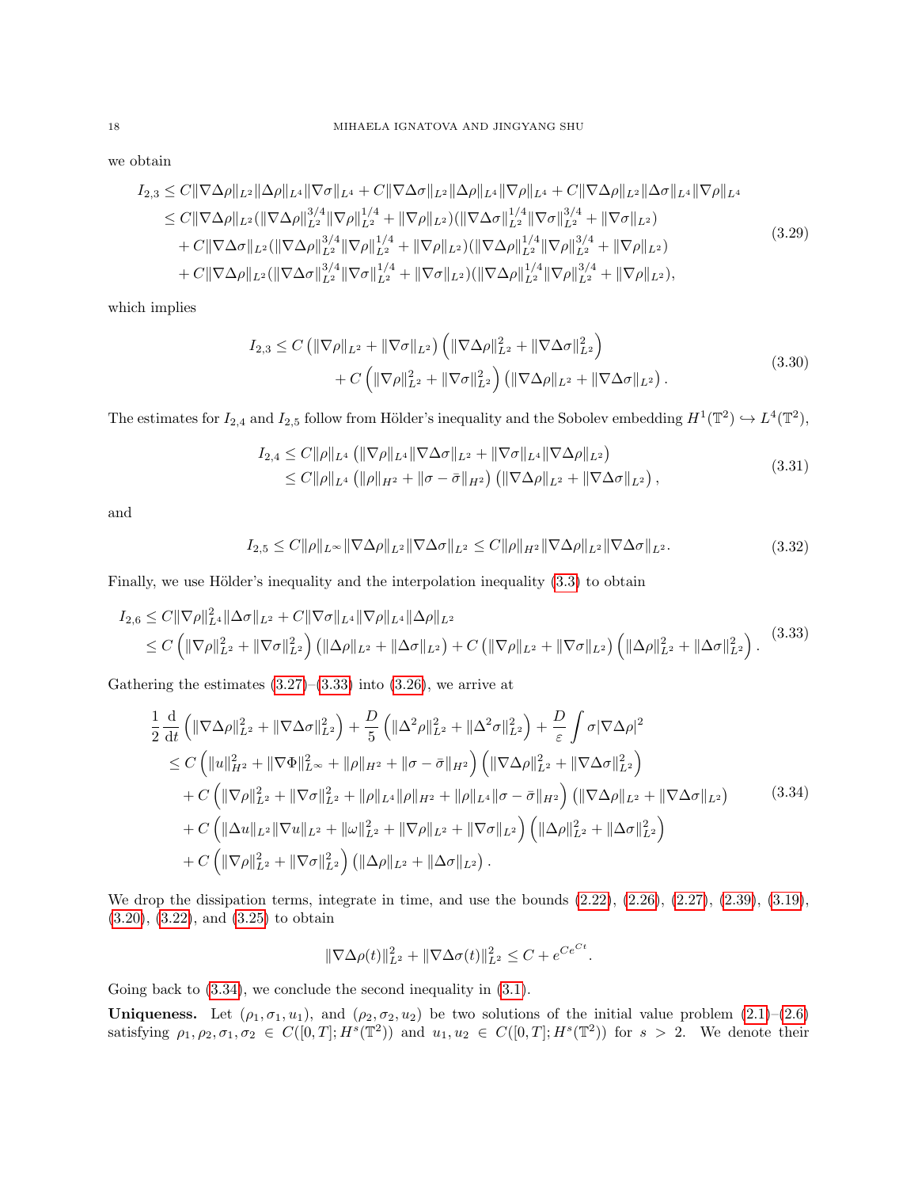we obtain

$$
\begin{aligned}
I_{2,3} &\le C\|\nabla\Delta\rho\|_{L^2}\|\Delta\rho\|_{L^4}\|\nabla\sigma\|_{L^4} + C\|\nabla\Delta\sigma\|_{L^2}\|\Delta\rho\|_{L^4}\|\nabla\rho\|_{L^4} + C\|\nabla\Delta\rho\|_{L^2}\|\Delta\sigma\|_{L^4}\|\nabla\rho\|_{L^4}\\
&\le C\|\nabla\Delta\rho\|_{L^2}(\|\nabla\Delta\rho\|_{L^2}^{3/4}\|\nabla\rho\|_{L^2}^{1/4} + \|\nabla\rho\|_{L^2})(\|\nabla\Delta\sigma\|_{L^2}^{1/4}\|\nabla\sigma\|_{L^2}^{3/4} + \|\nabla\sigma\|_{L^2})\\
&\quad + C\|\nabla\Delta\sigma\|_{L^2}(\|\nabla\Delta\rho\|_{L^2}^{3/4}\|\nabla\rho\|_{L^2}^{1/4} + \|\nabla\rho\|_{L^2})(\|\nabla\Delta\rho\|_{L^2}^{1/4}\|\nabla\rho\|_{L^2}^{3/4} + \|\nabla\rho\|_{L^2})\\
&\quad + C\|\nabla\Delta\rho\|_{L^2}(\|\nabla\Delta\sigma\|_{L^2}^{3/4}\|\nabla\sigma\|_{L^2}^{1/4} + \|\nabla\sigma\|_{L^2})(\|\nabla\Delta\rho\|_{L^2}^{1/4}\|\nabla\rho\|_{L^2}^{3/4} + \|\nabla\rho\|_{L^2}),
\end{aligned}
\tag{3.29}
$$

which implies

$$
\begin{aligned}
I_{2,3} &\le C\left(\|\nabla\rho\|_{L^2} + \|\nabla\sigma\|_{L^2}\right)\left(\|\nabla\Delta\rho\|_{L^2}^2 + \|\nabla\Delta\sigma\|_{L^2}^2\right)\\
&\quad + C\left(\|\nabla\rho\|_{L^2}^2 + \|\nabla\sigma\|_{L^2}^2\right)\left(\|\nabla\Delta\rho\|_{L^2} + \|\nabla\Delta\sigma\|_{L^2}\right).
\end{aligned}
\tag{3.30}
$$

The estimates for $I_{2,4}$ and $I_{2,5}$ follow from Hölder's inequality and the Sobolev embedding $H^1(\mathbb{T}^2) \hookrightarrow L^4(\mathbb{T}^2)$,

$$
\begin{aligned}
I_{2,4} &\le C\|\rho\|_{L^4}\left(\|\nabla\rho\|_{L^4}\|\nabla\Delta\sigma\|_{L^2} + \|\nabla\sigma\|_{L^4}\|\nabla\Delta\rho\|_{L^2}\right)\\
&\le C\|\rho\|_{L^4}\left(\|\rho\|_{H^2} + \|\sigma - \bar{\sigma}\|_{H^2}\right)\left(\|\nabla\Delta\rho\|_{L^2} + \|\nabla\Delta\sigma\|_{L^2}\right),
\end{aligned}
\tag{3.31}
$$

and

$$
I_{2,5} \le C\|\rho\|_{L^\infty}\|\nabla\Delta\rho\|_{L^2}\|\nabla\Delta\sigma\|_{L^2} \le C\|\rho\|_{H^2}\|\nabla\Delta\rho\|_{L^2}\|\nabla\Delta\sigma\|_{L^2}.
\tag{3.32}
$$

Finally, we use Hölder's inequality and the interpolation inequality (3.3) to obtain

$$
\begin{aligned}
I_{2,6} &\le C\|\nabla\rho\|_{L^4}^2\|\Delta\sigma\|_{L^2} + C\|\nabla\sigma\|_{L^4}\|\nabla\rho\|_{L^4}\|\Delta\rho\|_{L^2}\\
&\le C\left(\|\nabla\rho\|_{L^2}^2 + \|\nabla\sigma\|_{L^2}^2\right)\left(\|\Delta\rho\|_{L^2} + \|\Delta\sigma\|_{L^2}\right) + C\left(\|\nabla\rho\|_{L^2} + \|\nabla\sigma\|_{L^2}\right)\left(\|\Delta\rho\|_{L^2}^2 + \|\Delta\sigma\|_{L^2}^2\right).
\end{aligned}
\tag{3.33}
$$

Gathering the estimates (3.27)–(3.33) into (3.26), we arrive at

$$
\begin{aligned}
&\frac{1}{2}\frac{\mathrm{d}}{\mathrm{d}t}\left(\|\nabla\Delta\rho\|_{L^2}^2 + \|\nabla\Delta\sigma\|_{L^2}^2\right) + \frac{D}{5}\left(\|\Delta^2\rho\|_{L^2}^2 + \|\Delta^2\sigma\|_{L^2}^2\right) + \frac{D}{\varepsilon}\int \sigma|\nabla\Delta\rho|^2\\
&\le C\left(\|u\|_{H^2}^2 + \|\nabla\Phi\|_{L^\infty}^2 + \|\rho\|_{H^2} + \|\sigma - \bar{\sigma}\|_{H^2}\right)\left(\|\nabla\Delta\rho\|_{L^2}^2 + \|\nabla\Delta\sigma\|_{L^2}^2\right)\\
&\quad + C\left(\|\nabla\rho\|_{L^2}^2 + \|\nabla\sigma\|_{L^2}^2 + \|\rho\|_{L^4}\|\rho\|_{H^2} + \|\rho\|_{L^4}\|\sigma - \bar{\sigma}\|_{H^2}\right)\left(\|\nabla\Delta\rho\|_{L^2} + \|\nabla\Delta\sigma\|_{L^2}\right)\\
&\quad + C\left(\|\Delta u\|_{L^2}\|\nabla u\|_{L^2} + \|\omega\|_{L^2}^2 + \|\nabla\rho\|_{L^2} + \|\nabla\sigma\|_{L^2}\right)\left(\|\Delta\rho\|_{L^2}^2 + \|\Delta\sigma\|_{L^2}^2\right)\\
&\quad + C\left(\|\nabla\rho\|_{L^2}^2 + \|\nabla\sigma\|_{L^2}^2\right)\left(\|\Delta\rho\|_{L^2} + \|\Delta\sigma\|_{L^2}\right).
\end{aligned}
\tag{3.34}
$$

We drop the dissipation terms, integrate in time, and use the bounds (2.22), (2.26), (2.27), (2.39), (3.19), (3.20), (3.22), and (3.25) to obtain

$$
\|\nabla\Delta\rho(t)\|_{L^2}^2 + \|\nabla\Delta\sigma(t)\|_{L^2}^2 \le C + e^{Ce^{Ct}}.
$$

Going back to (3.34), we conclude the second inequality in (3.1).

**Uniqueness.** Let $(\rho_1, \sigma_1, u_1)$, and $(\rho_2, \sigma_2, u_2)$ be two solutions of the initial value problem (2.1)–(2.6) satisfying $\rho_1, \rho_2, \sigma_1, \sigma_2 \in C([0,T]; H^s(\mathbb{T}^2))$ and $u_1, u_2 \in C([0,T]; H^s(\mathbb{T}^2))$ for $s > 2$. We denote their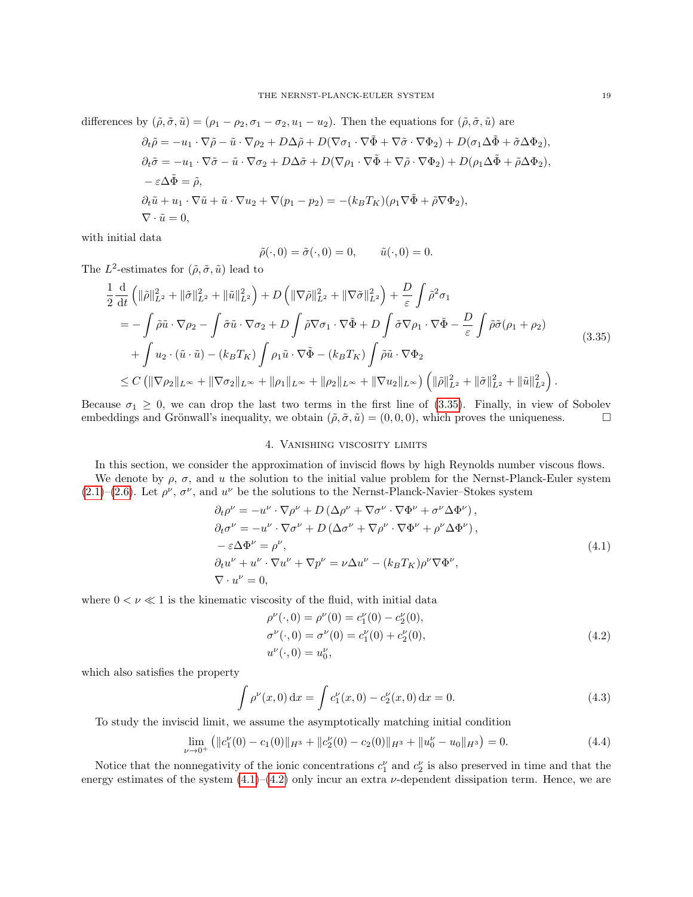differences by $(\tilde{\rho}, \tilde{\sigma}, \tilde{u}) = (\rho_1 - \rho_2, \sigma_1 - \sigma_2, u_1 - u_2)$. Then the equations for $(\tilde{\rho}, \tilde{\sigma}, \tilde{u})$ are

$$
\begin{aligned}
&\partial_t \tilde{\rho} = -u_1 \cdot \nabla \tilde{\rho} - \tilde{u} \cdot \nabla \rho_2 + D\Delta\tilde{\rho} + D(\nabla\sigma_1 \cdot \nabla\tilde{\Phi} + \nabla\tilde{\sigma} \cdot \nabla\Phi_2) + D(\sigma_1 \Delta\tilde{\Phi} + \tilde{\sigma}\Delta\Phi_2),\\
&\partial_t \tilde{\sigma} = -u_1 \cdot \nabla \tilde{\sigma} - \tilde{u} \cdot \nabla \sigma_2 + D\Delta\tilde{\sigma} + D(\nabla\rho_1 \cdot \nabla\tilde{\Phi} + \nabla\tilde{\rho} \cdot \nabla\Phi_2) + D(\rho_1 \Delta\tilde{\Phi} + \tilde{\rho}\Delta\Phi_2),\\
&-\varepsilon\Delta\tilde{\Phi} = \tilde{\rho},\\
&\partial_t \tilde{u} + u_1 \cdot \nabla\tilde{u} + \tilde{u} \cdot \nabla u_2 + \nabla(p_1 - p_2) = -(k_B T_K)(\rho_1 \nabla\tilde{\Phi} + \tilde{\rho}\nabla\Phi_2),\\
&\nabla \cdot \tilde{u} = 0,
\end{aligned}
$$

with initial data

$$
\tilde{\rho}(\cdot,0) = \tilde{\sigma}(\cdot,0) = 0, \qquad \tilde{u}(\cdot,0) = 0.
$$

The $L^2$-estimates for $(\tilde{\rho}, \tilde{\sigma}, \tilde{u})$ lead to

$$
\begin{aligned}
&\frac{1}{2}\frac{\mathrm{d}}{\mathrm{d}t}\left(\|\tilde{\rho}\|_{L^2}^2 + \|\tilde{\sigma}\|_{L^2}^2 + \|\tilde{u}\|_{L^2}^2\right) + D\left(\|\nabla\tilde{\rho}\|_{L^2}^2 + \|\nabla\tilde{\sigma}\|_{L^2}^2\right) + \frac{D}{\varepsilon}\int \tilde{\rho}^2\sigma_1\\
&= -\int \tilde{\rho}\tilde{u}\cdot\nabla\rho_2 - \int \tilde{\sigma}\tilde{u}\cdot\nabla\sigma_2 + D\int \tilde{\rho}\nabla\sigma_1\cdot\nabla\tilde{\Phi} + D\int\tilde{\sigma}\nabla\rho_1\cdot\nabla\tilde{\Phi} - \frac{D}{\varepsilon}\int\tilde{\rho}\tilde{\sigma}(\rho_1+\rho_2)\\
&\quad + \int u_2\cdot(\tilde{u}\cdot\tilde{u}) - (k_BT_K)\int\rho_1\tilde{u}\cdot\nabla\tilde{\Phi} - (k_BT_K)\int\tilde{\rho}\tilde{u}\cdot\nabla\Phi_2\\
&\le C\left(\|\nabla\rho_2\|_{L^\infty} + \|\nabla\sigma_2\|_{L^\infty} + \|\rho_1\|_{L^\infty} + \|\rho_2\|_{L^\infty} + \|\nabla u_2\|_{L^\infty}\right)\left(\|\tilde{\rho}\|_{L^2}^2 + \|\tilde{\sigma}\|_{L^2}^2 + \|\tilde{u}\|_{L^2}^2\right).
\end{aligned}
\tag{3.35}
$$

Because $\sigma_1 \ge 0$, we can drop the last two terms in the first line of (3.35). Finally, in view of Sobolev embeddings and Grönwall's inequality, we obtain $(\tilde{\rho}, \tilde{\sigma}, \tilde{u}) = (0,0,0)$, which proves the uniqueness. □

## 4. Vanishing viscosity limits

In this section, we consider the approximation of inviscid flows by high Reynolds number viscous flows.

We denote by $\rho$, $\sigma$, and $u$ the solution to the initial value problem for the Nernst-Planck-Euler system (2.1)–(2.6). Let $\rho^\nu$, $\sigma^\nu$, and $u^\nu$ be the solutions to the Nernst-Planck-Navier–Stokes system

$$
\begin{aligned}
&\partial_t\rho^\nu = -u^\nu\cdot\nabla\rho^\nu + D\left(\Delta\rho^\nu + \nabla\sigma^\nu\cdot\nabla\Phi^\nu + \sigma^\nu\Delta\Phi^\nu\right),\\
&\partial_t\sigma^\nu = -u^\nu\cdot\nabla\sigma^\nu + D\left(\Delta\sigma^\nu + \nabla\rho^\nu\cdot\nabla\Phi^\nu + \rho^\nu\Delta\Phi^\nu\right),\\
&-\varepsilon\Delta\Phi^\nu = \rho^\nu,\\
&\partial_t u^\nu + u^\nu\cdot\nabla u^\nu + \nabla p^\nu = \nu\Delta u^\nu - (k_BT_K)\rho^\nu\nabla\Phi^\nu,\\
&\nabla\cdot u^\nu = 0,
\end{aligned}
\tag{4.1}
$$

where $0 < \nu \ll 1$ is the kinematic viscosity of the fluid, with initial data

$$
\begin{aligned}
&\rho^\nu(\cdot,0) = \rho^\nu(0) = c_1^\nu(0) - c_2^\nu(0),\\
&\sigma^\nu(\cdot,0) = \sigma^\nu(0) = c_1^\nu(0) + c_2^\nu(0),\\
&u^\nu(\cdot,0) = u_0^\nu,
\end{aligned}
\tag{4.2}
$$

which also satisfies the property

$$
\int \rho^\nu(x,0)\,\mathrm{d}x = \int c_1^\nu(x,0) - c_2^\nu(x,0)\,\mathrm{d}x = 0. \tag{4.3}
$$

To study the inviscid limit, we assume the asymptotically matching initial condition

$$
\lim_{\nu\to0^+}\left(\|c_1^\nu(0) - c_1(0)\|_{H^3} + \|c_2^\nu(0) - c_2(0)\|_{H^3} + \|u_0^\nu - u_0\|_{H^3}\right) = 0. \tag{4.4}
$$

Notice that the nonnegativity of the ionic concentrations $c_1^\nu$ and $c_2^\nu$ is also preserved in time and that the energy estimates of the system (4.1)–(4.2) only incur an extra $\nu$-dependent dissipation term. Hence, we are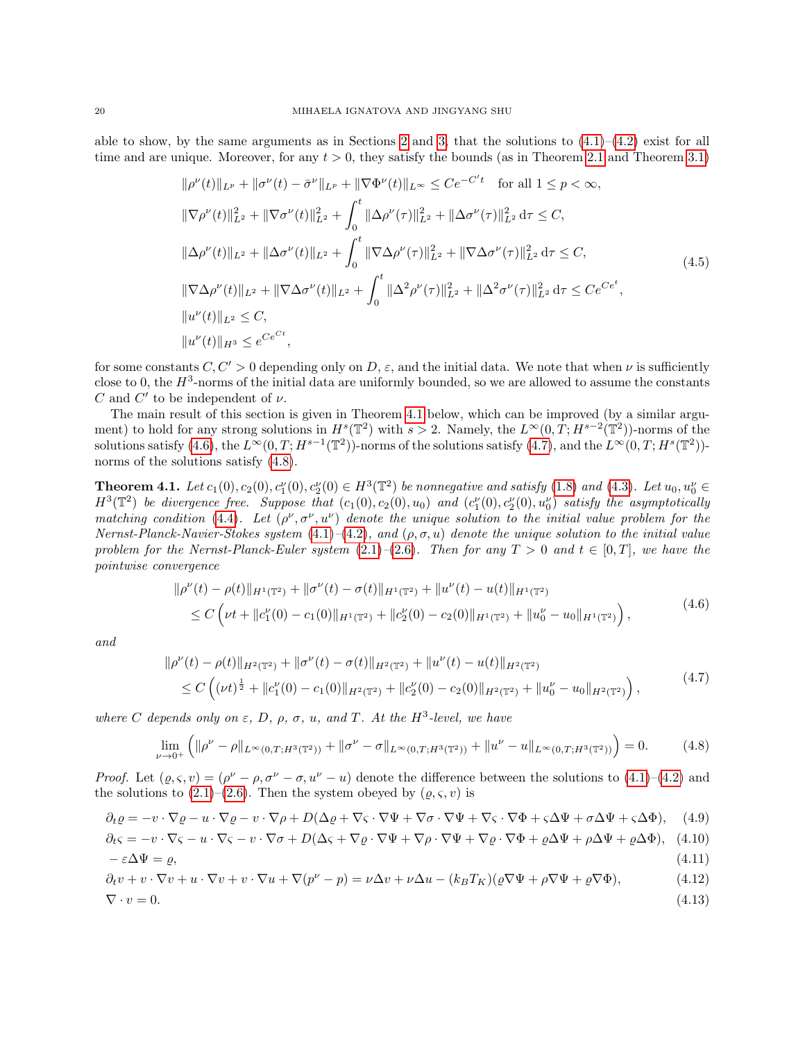able to show, by the same arguments as in Sections 2 and 3, that the solutions to (4.1)–(4.2) exist for all time and are unique. Moreover, for any $t > 0$, they satisfy the bounds (as in Theorem 2.1 and Theorem 3.1)

$$
\begin{aligned}
&\|\rho^\nu(t)\|_{L^p} + \|\sigma^\nu(t) - \bar{\sigma}^\nu\|_{L^p} + \|\nabla\Phi^\nu(t)\|_{L^\infty} \le Ce^{-C't} \quad \text{for all } 1 \le p < \infty,\\
&\|\nabla\rho^\nu(t)\|_{L^2}^2 + \|\nabla\sigma^\nu(t)\|_{L^2}^2 + \int_0^t \|\Delta\rho^\nu(\tau)\|_{L^2}^2 + \|\Delta\sigma^\nu(\tau)\|_{L^2}^2 \,\mathrm{d}\tau \le C,\\
&\|\Delta\rho^\nu(t)\|_{L^2} + \|\Delta\sigma^\nu(t)\|_{L^2} + \int_0^t \|\nabla\Delta\rho^\nu(\tau)\|_{L^2}^2 + \|\nabla\Delta\sigma^\nu(\tau)\|_{L^2}^2 \,\mathrm{d}\tau \le C,\\
&\|\nabla\Delta\rho^\nu(t)\|_{L^2} + \|\nabla\Delta\sigma^\nu(t)\|_{L^2} + \int_0^t \|\Delta^2\rho^\nu(\tau)\|_{L^2}^2 + \|\Delta^2\sigma^\nu(\tau)\|_{L^2}^2 \,\mathrm{d}\tau \le Ce^{Ce^t},\\
&\|u^\nu(t)\|_{L^2} \le C,\\
&\|u^\nu(t)\|_{H^3} \le e^{Ce^{Ct}},
\end{aligned}
\tag{4.5}
$$

for some constants $C, C' > 0$ depending only on $D$, $\varepsilon$, and the initial data. We note that when $\nu$ is sufficiently close to 0, the $H^3$-norms of the initial data are uniformly bounded, so we are allowed to assume the constants $C$ and $C'$ to be independent of $\nu$.

The main result of this section is given in Theorem 4.1 below, which can be improved (by a similar argument) to hold for any strong solutions in $H^s(\mathbb{T}^2)$ with $s > 2$. Namely, the $L^\infty(0,T;H^{s-2}(\mathbb{T}^2))$-norms of the solutions satisfy (4.6), the $L^\infty(0,T;H^{s-1}(\mathbb{T}^2))$-norms of the solutions satisfy (4.7), and the $L^\infty(0,T;H^s(\mathbb{T}^2))$-norms of the solutions satisfy (4.8).

**Theorem 4.1.** *Let $c_1(0), c_2(0), c_1^\nu(0), c_2^\nu(0) \in H^3(\mathbb{T}^2)$ be nonnegative and satisfy (1.8) and (4.3). Let $u_0, u_0^\nu \in H^3(\mathbb{T}^2)$ be divergence free. Suppose that $(c_1(0), c_2(0), u_0)$ and $(c_1^\nu(0), c_2^\nu(0), u_0^\nu)$ satisfy the asymptotically matching condition (4.4). Let $(\rho^\nu, \sigma^\nu, u^\nu)$ denote the unique solution to the initial value problem for the Nernst-Planck-Navier-Stokes system (4.1)–(4.2), and $(\rho, \sigma, u)$ denote the unique solution to the initial value problem for the Nernst-Planck-Euler system (2.1)–(2.6). Then for any $T > 0$ and $t \in [0,T]$, we have the pointwise convergence*

$$
\begin{aligned}
&\|\rho^\nu(t) - \rho(t)\|_{H^1(\mathbb{T}^2)} + \|\sigma^\nu(t) - \sigma(t)\|_{H^1(\mathbb{T}^2)} + \|u^\nu(t) - u(t)\|_{H^1(\mathbb{T}^2)}\\
&\quad \le C\left(\nu t + \|c_1^\nu(0) - c_1(0)\|_{H^1(\mathbb{T}^2)} + \|c_2^\nu(0) - c_2(0)\|_{H^1(\mathbb{T}^2)} + \|u_0^\nu - u_0\|_{H^1(\mathbb{T}^2)}\right),
\end{aligned}
\tag{4.6}
$$

*and*

$$
\begin{aligned}
&\|\rho^\nu(t) - \rho(t)\|_{H^2(\mathbb{T}^2)} + \|\sigma^\nu(t) - \sigma(t)\|_{H^2(\mathbb{T}^2)} + \|u^\nu(t) - u(t)\|_{H^2(\mathbb{T}^2)}\\
&\quad \le C\left((\nu t)^{\frac{1}{2}} + \|c_1^\nu(0) - c_1(0)\|_{H^2(\mathbb{T}^2)} + \|c_2^\nu(0) - c_2(0)\|_{H^2(\mathbb{T}^2)} + \|u_0^\nu - u_0\|_{H^2(\mathbb{T}^2)}\right),
\end{aligned}
\tag{4.7}
$$

*where $C$ depends only on $\varepsilon$, $D$, $\rho$, $\sigma$, $u$, and $T$. At the $H^3$-level, we have*

$$
\lim_{\nu\to 0^+}\left(\|\rho^\nu - \rho\|_{L^\infty(0,T;H^3(\mathbb{T}^2))} + \|\sigma^\nu - \sigma\|_{L^\infty(0,T;H^3(\mathbb{T}^2))} + \|u^\nu - u\|_{L^\infty(0,T;H^3(\mathbb{T}^2))}\right) = 0. \tag{4.8}
$$

*Proof.* Let $(\varrho, \varsigma, v) = (\rho^\nu - \rho, \sigma^\nu - \sigma, u^\nu - u)$ denote the difference between the solutions to (4.1)–(4.2) and the solutions to (2.1)–(2.6). Then the system obeyed by $(\varrho, \varsigma, v)$ is

$$
\partial_t\varrho = -v\cdot\nabla\varrho - u\cdot\nabla\varrho - v\cdot\nabla\rho + D(\Delta\varrho + \nabla\varsigma\cdot\nabla\Psi + \nabla\sigma\cdot\nabla\Psi + \nabla\varsigma\cdot\nabla\Phi + \varsigma\Delta\Psi + \sigma\Delta\Psi + \varsigma\Delta\Phi), \tag{4.9}
$$

$$
\partial_t\varsigma = -v\cdot\nabla\varsigma - u\cdot\nabla\varsigma - v\cdot\nabla\sigma + D(\Delta\varsigma + \nabla\varrho\cdot\nabla\Psi + \nabla\rho\cdot\nabla\Psi + \nabla\varrho\cdot\nabla\Phi + \varrho\Delta\Psi + \rho\Delta\Psi + \varrho\Delta\Phi), \tag{4.10}
$$

$$
-\varepsilon\Delta\Psi = \varrho, \tag{4.11}
$$

$$
\partial_t v + v\cdot\nabla v + u\cdot\nabla v + v\cdot\nabla u + \nabla(p^\nu - p) = \nu\Delta v + \nu\Delta u - (k_BT_K)(\varrho\nabla\Psi + \rho\nabla\Psi + \varrho\nabla\Phi), \tag{4.12}
$$

$$
\nabla\cdot v = 0. \tag{4.13}
$$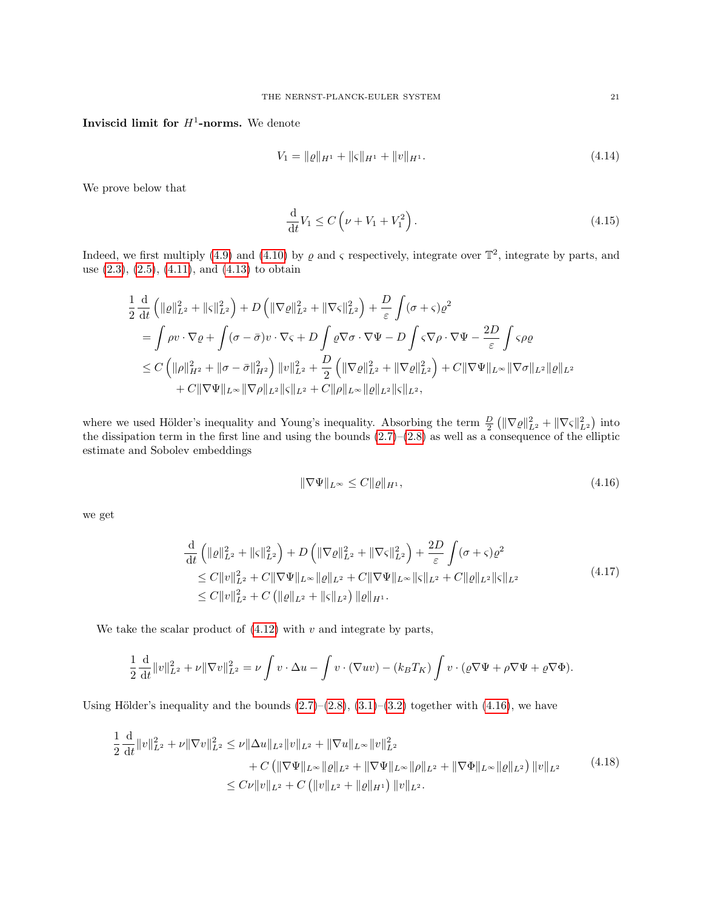**Inviscid limit for $H^1$-norms.** We denote

$$V_1 = \|\varrho\|_{H^1} + \|\varsigma\|_{H^1} + \|v\|_{H^1}. \tag{4.14}$$

We prove below that

$$\frac{\mathrm{d}}{\mathrm{d}t} V_1 \leq C\left(\nu + V_1 + V_1^2\right). \tag{4.15}$$

Indeed, we first multiply (4.9) and (4.10) by $\varrho$ and $\varsigma$ respectively, integrate over $\mathbb{T}^2$, integrate by parts, and use (2.3), (2.5), (4.11), and (4.13) to obtain

$$\begin{aligned}
&\frac{1}{2}\frac{\mathrm{d}}{\mathrm{d}t}\left(\|\varrho\|_{L^2}^2 + \|\varsigma\|_{L^2}^2\right) + D\left(\|\nabla\varrho\|_{L^2}^2 + \|\nabla\varsigma\|_{L^2}^2\right) + \frac{D}{\varepsilon}\int(\sigma+\varsigma)\varrho^2 \\
&= \int \rho v\cdot\nabla\varrho + \int(\sigma-\bar{\sigma})v\cdot\nabla\varsigma + D\int\varrho\nabla\sigma\cdot\nabla\Psi - D\int\varsigma\nabla\rho\cdot\nabla\Psi - \frac{2D}{\varepsilon}\int\varsigma\rho\varrho \\
&\leq C\left(\|\rho\|_{H^2}^2 + \|\sigma-\bar{\sigma}\|_{H^2}^2\right)\|v\|_{L^2}^2 + \frac{D}{2}\left(\|\nabla\varrho\|_{L^2}^2 + \|\nabla\varrho\|_{L^2}^2\right) + C\|\nabla\Psi\|_{L^\infty}\|\nabla\sigma\|_{L^2}\|\varrho\|_{L^2} \\
&\quad + C\|\nabla\Psi\|_{L^\infty}\|\nabla\rho\|_{L^2}\|\varsigma\|_{L^2} + C\|\rho\|_{L^\infty}\|\varrho\|_{L^2}\|\varsigma\|_{L^2},
\end{aligned}$$

where we used Hölder's inequality and Young's inequality. Absorbing the term $\frac{D}{2}\left(\|\nabla\varrho\|_{L^2}^2 + \|\nabla\varsigma\|_{L^2}^2\right)$ into the dissipation term in the first line and using the bounds (2.7)–(2.8) as well as a consequence of the elliptic estimate and Sobolev embeddings

$$\|\nabla\Psi\|_{L^\infty} \leq C\|\varrho\|_{H^1}, \tag{4.16}$$

we get

$$\begin{aligned}
&\frac{\mathrm{d}}{\mathrm{d}t}\left(\|\varrho\|_{L^2}^2 + \|\varsigma\|_{L^2}^2\right) + D\left(\|\nabla\varrho\|_{L^2}^2 + \|\nabla\varsigma\|_{L^2}^2\right) + \frac{2D}{\varepsilon}\int(\sigma+\varsigma)\varrho^2 \\
&\leq C\|v\|_{L^2}^2 + C\|\nabla\Psi\|_{L^\infty}\|\varrho\|_{L^2} + C\|\nabla\Psi\|_{L^\infty}\|\varsigma\|_{L^2} + C\|\varrho\|_{L^2}\|\varsigma\|_{L^2} \\
&\leq C\|v\|_{L^2}^2 + C\left(\|\varrho\|_{L^2} + \|\varsigma\|_{L^2}\right)\|\varrho\|_{H^1}.
\end{aligned} \tag{4.17}$$

We take the scalar product of (4.12) with $v$ and integrate by parts,

$$\frac{1}{2}\frac{\mathrm{d}}{\mathrm{d}t}\|v\|_{L^2}^2 + \nu\|\nabla v\|_{L^2}^2 = \nu\int v\cdot\Delta u - \int v\cdot(\nabla u v) - (k_BT_K)\int v\cdot(\varrho\nabla\Psi + \rho\nabla\Psi + \varrho\nabla\Phi).$$

Using Hölder's inequality and the bounds (2.7)–(2.8), (3.1)–(3.2) together with (4.16), we have

$$\begin{aligned}
\frac{1}{2}\frac{\mathrm{d}}{\mathrm{d}t}\|v\|_{L^2}^2 + \nu\|\nabla v\|_{L^2}^2 &\leq \nu\|\Delta u\|_{L^2}\|v\|_{L^2} + \|\nabla u\|_{L^\infty}\|v\|_{L^2}^2 \\
&\quad + C\left(\|\nabla\Psi\|_{L^\infty}\|\varrho\|_{L^2} + \|\nabla\Psi\|_{L^\infty}\|\rho\|_{L^2} + \|\nabla\Phi\|_{L^\infty}\|\varrho\|_{L^2}\right)\|v\|_{L^2} \\
&\leq C\nu\|v\|_{L^2} + C\left(\|v\|_{L^2} + \|\varrho\|_{H^1}\right)\|v\|_{L^2}.
\end{aligned} \tag{4.18}$$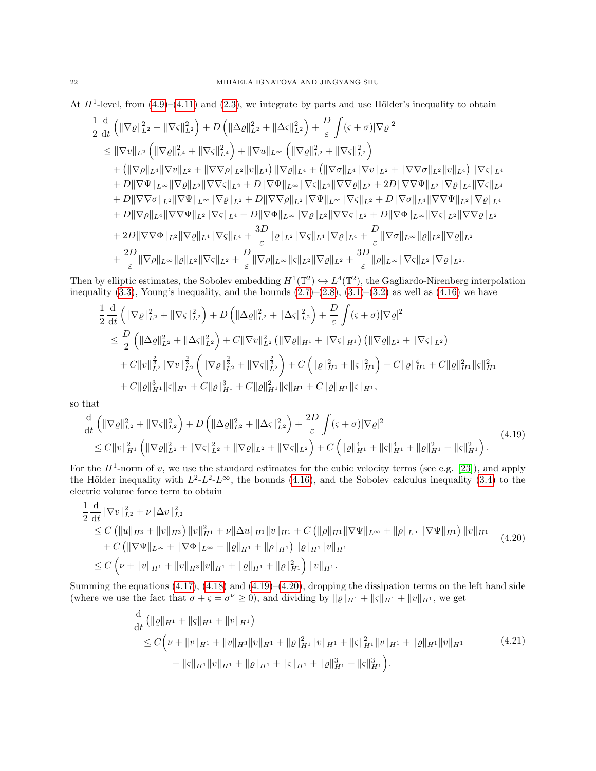At $H^1$-level, from (4.9)–(4.11) and (2.3), we integrate by parts and use Hölder's inequality to obtain

$$
\begin{aligned}
&\frac{1}{2}\frac{\mathrm{d}}{\mathrm{d}t}\left(\|\nabla\varrho\|_{L^2}^2+\|\nabla\varsigma\|_{L^2}^2\right)+D\left(\|\Delta\varrho\|_{L^2}^2+\|\Delta\varsigma\|_{L^2}^2\right)+\frac{D}{\varepsilon}\int(\varsigma+\sigma)|\nabla\varrho|^2\\
&\le \|\nabla v\|_{L^2}\left(\|\nabla\varrho\|_{L^4}^2+\|\nabla\varsigma\|_{L^4}^2\right)+\|\nabla u\|_{L^\infty}\left(\|\nabla\varrho\|_{L^2}^2+\|\nabla\varsigma\|_{L^2}^2\right)\\
&\quad+\left(\|\nabla\rho\|_{L^4}\|\nabla v\|_{L^2}+\|\nabla\nabla\rho\|_{L^2}\|v\|_{L^4}\right)\|\nabla\varrho\|_{L^4}+\left(\|\nabla\sigma\|_{L^4}\|\nabla v\|_{L^2}+\|\nabla\nabla\sigma\|_{L^2}\|v\|_{L^4}\right)\|\nabla\varsigma\|_{L^4}\\
&\quad+D\|\nabla\Psi\|_{L^\infty}\|\nabla\varrho\|_{L^2}\|\nabla\nabla\varsigma\|_{L^2}+D\|\nabla\Psi\|_{L^\infty}\|\nabla\varsigma\|_{L^2}\|\nabla\nabla\varrho\|_{L^2}+2D\|\nabla\nabla\Psi\|_{L^2}\|\nabla\varrho\|_{L^4}\|\nabla\varsigma\|_{L^4}\\
&\quad+D\|\nabla\nabla\sigma\|_{L^2}\|\nabla\Psi\|_{L^\infty}\|\nabla\varrho\|_{L^2}+D\|\nabla\nabla\rho\|_{L^2}\|\nabla\Psi\|_{L^\infty}\|\nabla\varsigma\|_{L^2}+D\|\nabla\sigma\|_{L^4}\|\nabla\nabla\Psi\|_{L^2}\|\nabla\varrho\|_{L^4}\\
&\quad+D\|\nabla\rho\|_{L^4}\|\nabla\nabla\Psi\|_{L^2}\|\nabla\varsigma\|_{L^4}+D\|\nabla\Phi\|_{L^\infty}\|\nabla\varrho\|_{L^2}\|\nabla\nabla\varsigma\|_{L^2}+D\|\nabla\Phi\|_{L^\infty}\|\nabla\varsigma\|_{L^2}\|\nabla\nabla\varrho\|_{L^2}\\
&\quad+2D\|\nabla\nabla\Phi\|_{L^2}\|\nabla\varrho\|_{L^4}\|\nabla\varsigma\|_{L^4}+\frac{3D}{\varepsilon}\|\varrho\|_{L^2}\|\nabla\varsigma\|_{L^4}\|\nabla\varrho\|_{L^4}+\frac{D}{\varepsilon}\|\nabla\sigma\|_{L^\infty}\|\varrho\|_{L^2}\|\nabla\varrho\|_{L^2}\\
&\quad+\frac{2D}{\varepsilon}\|\nabla\rho\|_{L^\infty}\|\varrho\|_{L^2}\|\nabla\varsigma\|_{L^2}+\frac{D}{\varepsilon}\|\nabla\rho\|_{L^\infty}\|\varsigma\|_{L^2}\|\nabla\varrho\|_{L^2}+\frac{3D}{\varepsilon}\|\rho\|_{L^\infty}\|\nabla\varsigma\|_{L^2}\|\nabla\varrho\|_{L^2}.
\end{aligned}
$$

Then by elliptic estimates, the Sobolev embedding $H^1(\mathbb{T}^2)\hookrightarrow L^4(\mathbb{T}^2)$, the Gagliardo-Nirenberg interpolation inequality (3.3), Young's inequality, and the bounds (2.7)–(2.8), (3.1)–(3.2) as well as (4.16) we have

$$
\begin{aligned}
&\frac{1}{2}\frac{\mathrm{d}}{\mathrm{d}t}\left(\|\nabla\varrho\|_{L^2}^2+\|\nabla\varsigma\|_{L^2}^2\right)+D\left(\|\Delta\varrho\|_{L^2}^2+\|\Delta\varsigma\|_{L^2}^2\right)+\frac{D}{\varepsilon}\int(\varsigma+\sigma)|\nabla\varrho|^2\\
&\le\frac{D}{2}\left(\|\Delta\varrho\|_{L^2}^2+\|\Delta\varsigma\|_{L^2}^2\right)+C\|\nabla v\|_{L^2}^2\left(\|\nabla\varrho\|_{H^1}+\|\nabla\varsigma\|_{H^1}\right)\left(\|\nabla\varrho\|_{L^2}+\|\nabla\varsigma\|_{L^2}\right)\\
&\quad+C\|v\|_{L^2}^{\frac{2}{3}}\|\nabla v\|_{L^2}^{\frac{2}{3}}\left(\|\nabla\varrho\|_{L^2}^{\frac{2}{3}}+\|\nabla\varsigma\|_{L^2}^{\frac{2}{3}}\right)+C\left(\|\varrho\|_{H^1}^2+\|\varsigma\|_{H^1}^2\right)+C\|\varrho\|_{H^1}^4+C\|\varrho\|_{H^1}^2\|\varsigma\|_{H^1}^2\\
&\quad+C\|\varrho\|_{H^1}^3\|\varsigma\|_{H^1}+C\|\varrho\|_{H^1}^3+C\|\varrho\|_{H^1}^2\|\varsigma\|_{H^1}+C\|\varrho\|_{H^1}\|\varsigma\|_{H^1},
\end{aligned}
$$

so that

$$
\begin{aligned}
&\frac{\mathrm{d}}{\mathrm{d}t}\left(\|\nabla\varrho\|_{L^2}^2+\|\nabla\varsigma\|_{L^2}^2\right)+D\left(\|\Delta\varrho\|_{L^2}^2+\|\Delta\varsigma\|_{L^2}^2\right)+\frac{2D}{\varepsilon}\int(\varsigma+\sigma)|\nabla\varrho|^2\\
&\le C\|v\|_{H^1}^2\left(\|\nabla\varrho\|_{L^2}^2+\|\nabla\varsigma\|_{L^2}^2+\|\nabla\varrho\|_{L^2}+\|\nabla\varsigma\|_{L^2}\right)+C\left(\|\varrho\|_{H^1}^4+\|\varsigma\|_{H^1}^4+\|\varrho\|_{H^1}^2+\|\varsigma\|_{H^1}^2\right).
\end{aligned}
\tag{4.19}
$$

For the $H^1$-norm of $v$, we use the standard estimates for the cubic velocity terms (see e.g. [23]), and apply the Hölder inequality with $L^2$-$L^2$-$L^\infty$, the bounds (4.16), and the Sobolev calculus inequality (3.4) to the electric volume force term to obtain

$$
\begin{aligned}
&\frac{1}{2}\frac{\mathrm{d}}{\mathrm{d}t}\|\nabla v\|_{L^2}^2+\nu\|\Delta v\|_{L^2}^2\\
&\le C\left(\|u\|_{H^3}+\|v\|_{H^3}\right)\|v\|_{H^1}^2+\nu\|\Delta u\|_{H^1}\|v\|_{H^1}+C\left(\|\rho\|_{H^1}\|\nabla\Psi\|_{L^\infty}+\|\rho\|_{L^\infty}\|\nabla\Psi\|_{H^1}\right)\|v\|_{H^1}\\
&\quad+C\left(\|\nabla\Psi\|_{L^\infty}+\|\nabla\Phi\|_{L^\infty}+\|\varrho\|_{H^1}+\|\rho\|_{H^1}\right)\|\varrho\|_{H^1}\|v\|_{H^1}\\
&\le C\left(\nu+\|v\|_{H^1}+\|v\|_{H^3}\|v\|_{H^1}+\|\varrho\|_{H^1}+\|\varrho\|_{H^1}^2\right)\|v\|_{H^1}.
\end{aligned}
\tag{4.20}
$$

Summing the equations (4.17), (4.18) and (4.19)–(4.20), dropping the dissipation terms on the left hand side (where we use the fact that $\sigma+\varsigma=\sigma^\nu\ge 0$), and dividing by $\|\varrho\|_{H^1}+\|\varsigma\|_{H^1}+\|v\|_{H^1}$, we get

$$
\begin{aligned}
&\frac{\mathrm{d}}{\mathrm{d}t}\left(\|\varrho\|_{H^1}+\|\varsigma\|_{H^1}+\|v\|_{H^1}\right)\\
&\le C\Big(\nu+\|v\|_{H^1}+\|v\|_{H^3}\|v\|_{H^1}+\|\varrho\|_{H^1}^2\|v\|_{H^1}+\|\varsigma\|_{H^1}^2\|v\|_{H^1}+\|\varrho\|_{H^1}\|v\|_{H^1}\\
&\qquad+\|\varsigma\|_{H^1}\|v\|_{H^1}+\|\varrho\|_{H^1}+\|\varsigma\|_{H^1}+\|\varrho\|_{H^1}^3+\|\varsigma\|_{H^1}^3\Big).
\end{aligned}
\tag{4.21}
$$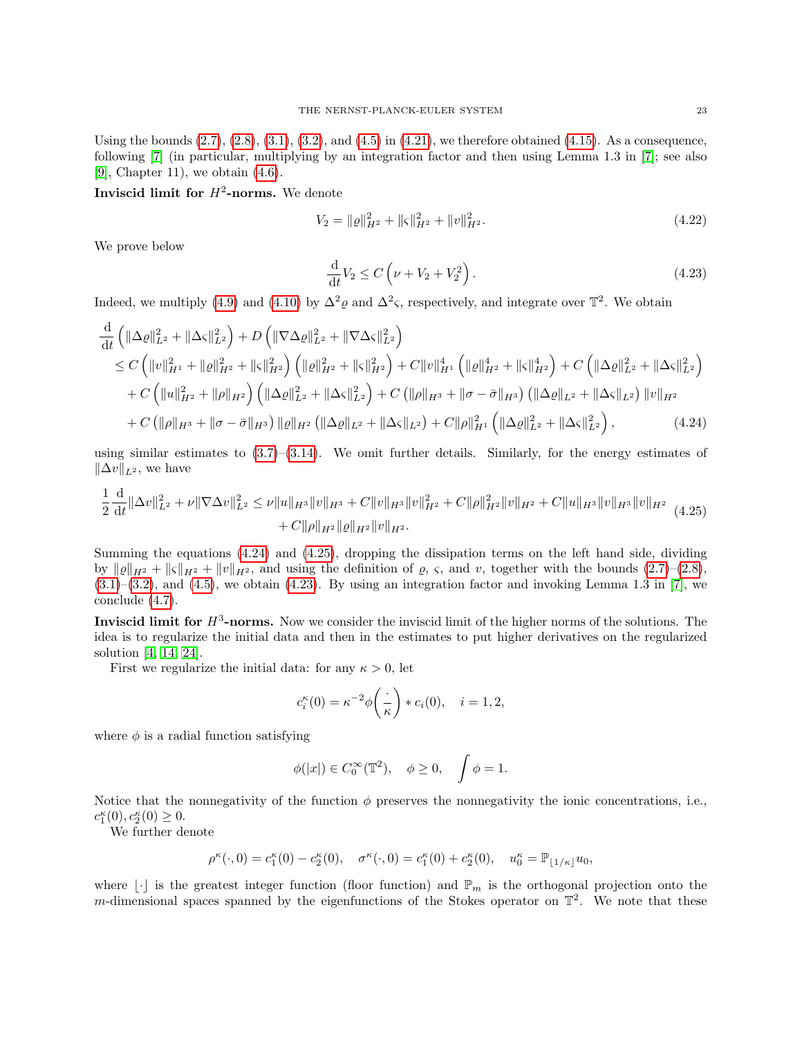Using the bounds (2.7), (2.8), (3.1), (3.2), and (4.5) in (4.21), we therefore obtained (4.15). As a consequence, following [7] (in particular, multiplying by an integration factor and then using Lemma 1.3 in [7]; see also [9], Chapter 11), we obtain (4.6).

**Inviscid limit for $H^2$-norms.** We denote

$$V_2 = \|\varrho\|_{H^2}^2 + \|\varsigma\|_{H^2}^2 + \|v\|_{H^2}^2. \tag{4.22}$$

We prove below

$$\frac{\mathrm{d}}{\mathrm{d}t} V_2 \leq C\left(\nu + V_2 + V_2^2\right). \tag{4.23}$$

Indeed, we multiply (4.9) and (4.10) by $\Delta^2\varrho$ and $\Delta^2\varsigma$, respectively, and integrate over $\mathbb{T}^2$. We obtain

$$\begin{aligned}
&\frac{\mathrm{d}}{\mathrm{d}t}\left(\|\Delta\varrho\|_{L^2}^2 + \|\Delta\varsigma\|_{L^2}^2\right) + D\left(\|\nabla\Delta\varrho\|_{L^2}^2 + \|\nabla\Delta\varsigma\|_{L^2}^2\right) \\
&\leq C\left(\|v\|_{H^1}^2 + \|\varrho\|_{H^2}^2 + \|\varsigma\|_{H^2}^2\right)\left(\|\varrho\|_{H^2}^2 + \|\varsigma\|_{H^2}^2\right) + C\|v\|_{H^1}^4\left(\|\varrho\|_{H^2}^4 + \|\varsigma\|_{H^2}^4\right) + C\left(\|\Delta\varrho\|_{L^2}^2 + \|\Delta\varsigma\|_{L^2}^2\right) \\
&\quad + C\left(\|u\|_{H^2}^2 + \|\rho\|_{H^2}\right)\left(\|\Delta\varrho\|_{L^2}^2 + \|\Delta\varsigma\|_{L^2}^2\right) + C\left(\|\rho\|_{H^3} + \|\sigma - \bar{\sigma}\|_{H^3}\right)\left(\|\Delta\varrho\|_{L^2} + \|\Delta\varsigma\|_{L^2}\right)\|v\|_{H^2} \\
&\quad + C\left(\|\rho\|_{H^3} + \|\sigma - \bar{\sigma}\|_{H^3}\right)\|\varrho\|_{H^2}\left(\|\Delta\varrho\|_{L^2} + \|\Delta\varsigma\|_{L^2}\right) + C\|\rho\|_{H^1}^2\left(\|\Delta\varrho\|_{L^2}^2 + \|\Delta\varsigma\|_{L^2}^2\right),
\end{aligned} \tag{4.24}$$

using similar estimates to (3.7)–(3.14). We omit further details. Similarly, for the energy estimates of $\|\Delta v\|_{L^2}$, we have

$$\begin{aligned}
\frac{1}{2}\frac{\mathrm{d}}{\mathrm{d}t}\|\Delta v\|_{L^2}^2 + \nu\|\nabla\Delta v\|_{L^2}^2 &\leq \nu\|u\|_{H^3}\|v\|_{H^3} + C\|v\|_{H^3}\|v\|_{H^2}^2 + C\|\rho\|_{H^2}^2\|v\|_{H^2} + C\|u\|_{H^3}\|v\|_{H^3}\|v\|_{H^2} \\
&\quad + C\|\rho\|_{H^2}\|\varrho\|_{H^2}\|v\|_{H^2}.
\end{aligned} \tag{4.25}$$

Summing the equations (4.24) and (4.25), dropping the dissipation terms on the left hand side, dividing by $\|\varrho\|_{H^2} + \|\varsigma\|_{H^2} + \|v\|_{H^2}$, and using the definition of $\varrho$, $\varsigma$, and $v$, together with the bounds (2.7)–(2.8), (3.1)–(3.2), and (4.5), we obtain (4.23). By using an integration factor and invoking Lemma 1.3 in [7], we conclude (4.7).

**Inviscid limit for $H^3$-norms.** Now we consider the inviscid limit of the higher norms of the solutions. The idea is to regularize the initial data and then in the estimates to put higher derivatives on the regularized solution [4, 14, 24].

First we regularize the initial data: for any $\kappa > 0$, let

$$c_i^\kappa(0) = \kappa^{-2}\phi\left(\frac{\cdot}{\kappa}\right) * c_i(0), \quad i = 1, 2,$$

where $\phi$ is a radial function satisfying

$$\phi(|x|) \in C_0^\infty(\mathbb{T}^2), \quad \phi \geq 0, \quad \int \phi = 1.$$

Notice that the nonnegativity of the function $\phi$ preserves the nonnegativity the ionic concentrations, i.e., $c_1^\kappa(0), c_2^\kappa(0) \geq 0$.

We further denote

$$\rho^\kappa(\cdot, 0) = c_1^\kappa(0) - c_2^\kappa(0), \quad \sigma^\kappa(\cdot, 0) = c_1^\kappa(0) + c_2^\kappa(0), \quad u_0^\kappa = \mathbb{P}_{\lfloor 1/\kappa \rfloor} u_0,$$

where $\lfloor \cdot \rfloor$ is the greatest integer function (floor function) and $\mathbb{P}_m$ is the orthogonal projection onto the $m$-dimensional spaces spanned by the eigenfunctions of the Stokes operator on $\mathbb{T}^2$. We note that these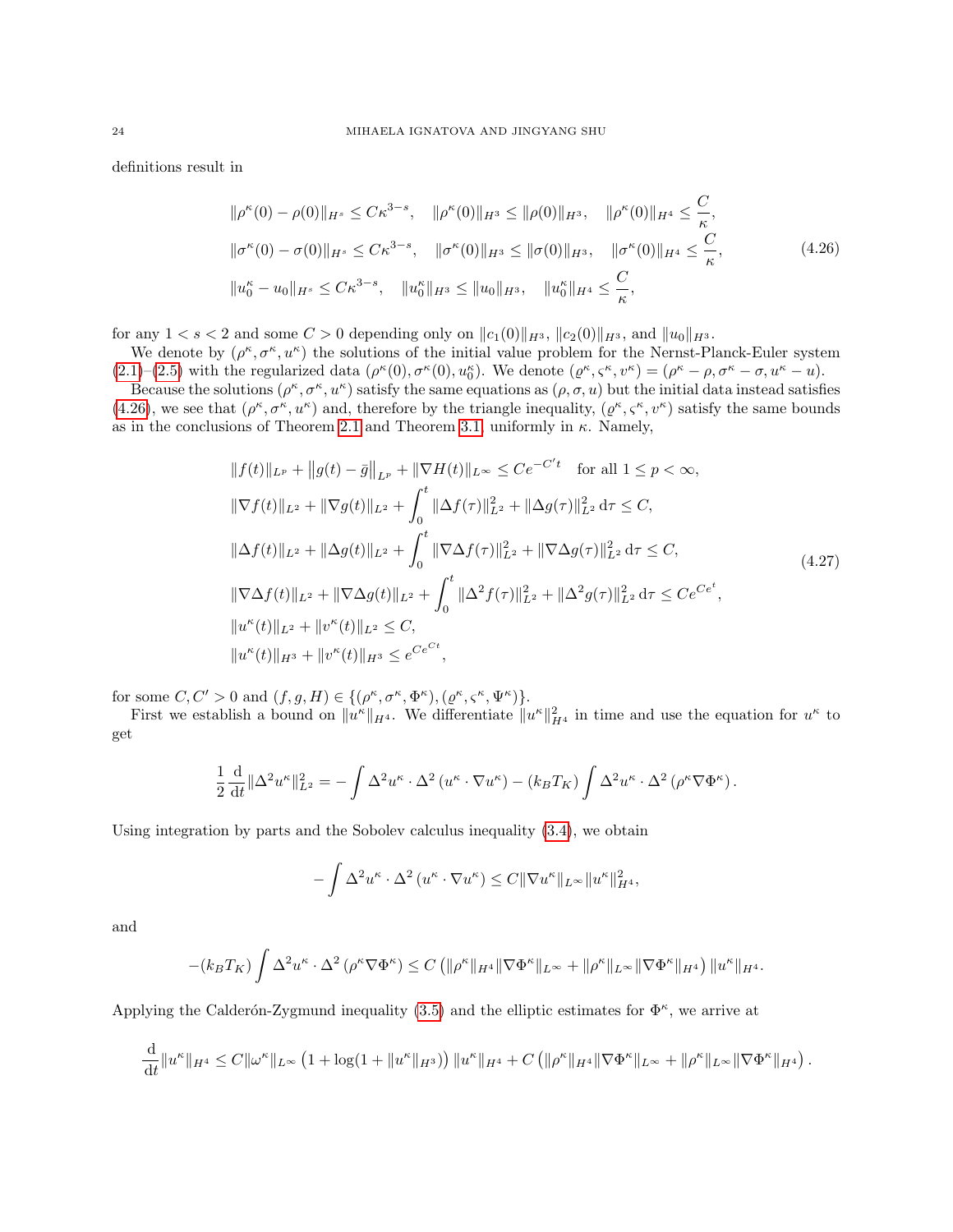definitions result in

$$
\begin{aligned}
&\|\rho^\kappa(0) - \rho(0)\|_{H^s} \le C\kappa^{3-s}, \quad \|\rho^\kappa(0)\|_{H^3} \le \|\rho(0)\|_{H^3}, \quad \|\rho^\kappa(0)\|_{H^4} \le \frac{C}{\kappa},\\
&\|\sigma^\kappa(0) - \sigma(0)\|_{H^s} \le C\kappa^{3-s}, \quad \|\sigma^\kappa(0)\|_{H^3} \le \|\sigma(0)\|_{H^3}, \quad \|\sigma^\kappa(0)\|_{H^4} \le \frac{C}{\kappa},\\
&\|u_0^\kappa - u_0\|_{H^s} \le C\kappa^{3-s}, \quad \|u_0^\kappa\|_{H^3} \le \|u_0\|_{H^3}, \quad \|u_0^\kappa\|_{H^4} \le \frac{C}{\kappa},
\end{aligned}
\tag{4.26}
$$

for any $1 < s < 2$ and some $C > 0$ depending only on $\|c_1(0)\|_{H^3}$, $\|c_2(0)\|_{H^3}$, and $\|u_0\|_{H^3}$.

We denote by $(\rho^\kappa, \sigma^\kappa, u^\kappa)$ the solutions of the initial value problem for the Nernst-Planck-Euler system (2.1)–(2.5) with the regularized data $(\rho^\kappa(0), \sigma^\kappa(0), u_0^\kappa)$. We denote $(\varrho^\kappa, \varsigma^\kappa, v^\kappa) = (\rho^\kappa - \rho, \sigma^\kappa - \sigma, u^\kappa - u)$.

Because the solutions $(\rho^\kappa, \sigma^\kappa, u^\kappa)$ satisfy the same equations as $(\rho, \sigma, u)$ but the initial data instead satisfies (4.26), we see that $(\rho^\kappa, \sigma^\kappa, u^\kappa)$ and, therefore by the triangle inequality, $(\varrho^\kappa, \varsigma^\kappa, v^\kappa)$ satisfy the same bounds as in the conclusions of Theorem 2.1 and Theorem 3.1, uniformly in $\kappa$. Namely,

$$
\begin{aligned}
&\|f(t)\|_{L^p} + \left\|g(t) - \bar{g}\right\|_{L^p} + \|\nabla H(t)\|_{L^\infty} \le Ce^{-C't} \quad \text{for all } 1 \le p < \infty,\\
&\|\nabla f(t)\|_{L^2} + \|\nabla g(t)\|_{L^2} + \int_0^t \|\Delta f(\tau)\|_{L^2}^2 + \|\Delta g(\tau)\|_{L^2}^2 \, d\tau \le C,\\
&\|\Delta f(t)\|_{L^2} + \|\Delta g(t)\|_{L^2} + \int_0^t \|\nabla \Delta f(\tau)\|_{L^2}^2 + \|\nabla \Delta g(\tau)\|_{L^2}^2 \, d\tau \le C,\\
&\|\nabla \Delta f(t)\|_{L^2} + \|\nabla \Delta g(t)\|_{L^2} + \int_0^t \|\Delta^2 f(\tau)\|_{L^2}^2 + \|\Delta^2 g(\tau)\|_{L^2}^2 \, d\tau \le Ce^{Ce^t},\\
&\|u^\kappa(t)\|_{L^2} + \|v^\kappa(t)\|_{L^2} \le C,\\
&\|u^\kappa(t)\|_{H^3} + \|v^\kappa(t)\|_{H^3} \le e^{Ce^{Ct}},
\end{aligned}
\tag{4.27}
$$

for some $C, C' > 0$ and $(f, g, H) \in \{(\rho^\kappa, \sigma^\kappa, \Phi^\kappa), (\varrho^\kappa, \varsigma^\kappa, \Psi^\kappa)\}$.

First we establish a bound on $\|u^\kappa\|_{H^4}$. We differentiate $\|u^\kappa\|_{H^4}^2$ in time and use the equation for $u^\kappa$ to get

$$
\frac{1}{2}\frac{d}{dt}\|\Delta^2 u^\kappa\|_{L^2}^2 = -\int \Delta^2 u^\kappa \cdot \Delta^2 \left(u^\kappa \cdot \nabla u^\kappa\right) - (k_B T_K) \int \Delta^2 u^\kappa \cdot \Delta^2 \left(\rho^\kappa \nabla \Phi^\kappa\right).
$$

Using integration by parts and the Sobolev calculus inequality (3.4), we obtain

$$
-\int \Delta^2 u^\kappa \cdot \Delta^2 \left(u^\kappa \cdot \nabla u^\kappa\right) \le C\|\nabla u^\kappa\|_{L^\infty} \|u^\kappa\|_{H^4}^2,
$$

and

$$
-(k_B T_K) \int \Delta^2 u^\kappa \cdot \Delta^2 \left(\rho^\kappa \nabla \Phi^\kappa\right) \le C\left(\|\rho^\kappa\|_{H^4}\|\nabla \Phi^\kappa\|_{L^\infty} + \|\rho^\kappa\|_{L^\infty}\|\nabla \Phi^\kappa\|_{H^4}\right)\|u^\kappa\|_{H^4}.
$$

Applying the Calderón-Zygmund inequality (3.5) and the elliptic estimates for $\Phi^\kappa$, we arrive at

$$
\frac{d}{dt}\|u^\kappa\|_{H^4} \le C\|\omega^\kappa\|_{L^\infty}\left(1 + \log(1 + \|u^\kappa\|_{H^3})\right)\|u^\kappa\|_{H^4} + C\left(\|\rho^\kappa\|_{H^4}\|\nabla \Phi^\kappa\|_{L^\infty} + \|\rho^\kappa\|_{L^\infty}\|\nabla \Phi^\kappa\|_{H^4}\right).
$$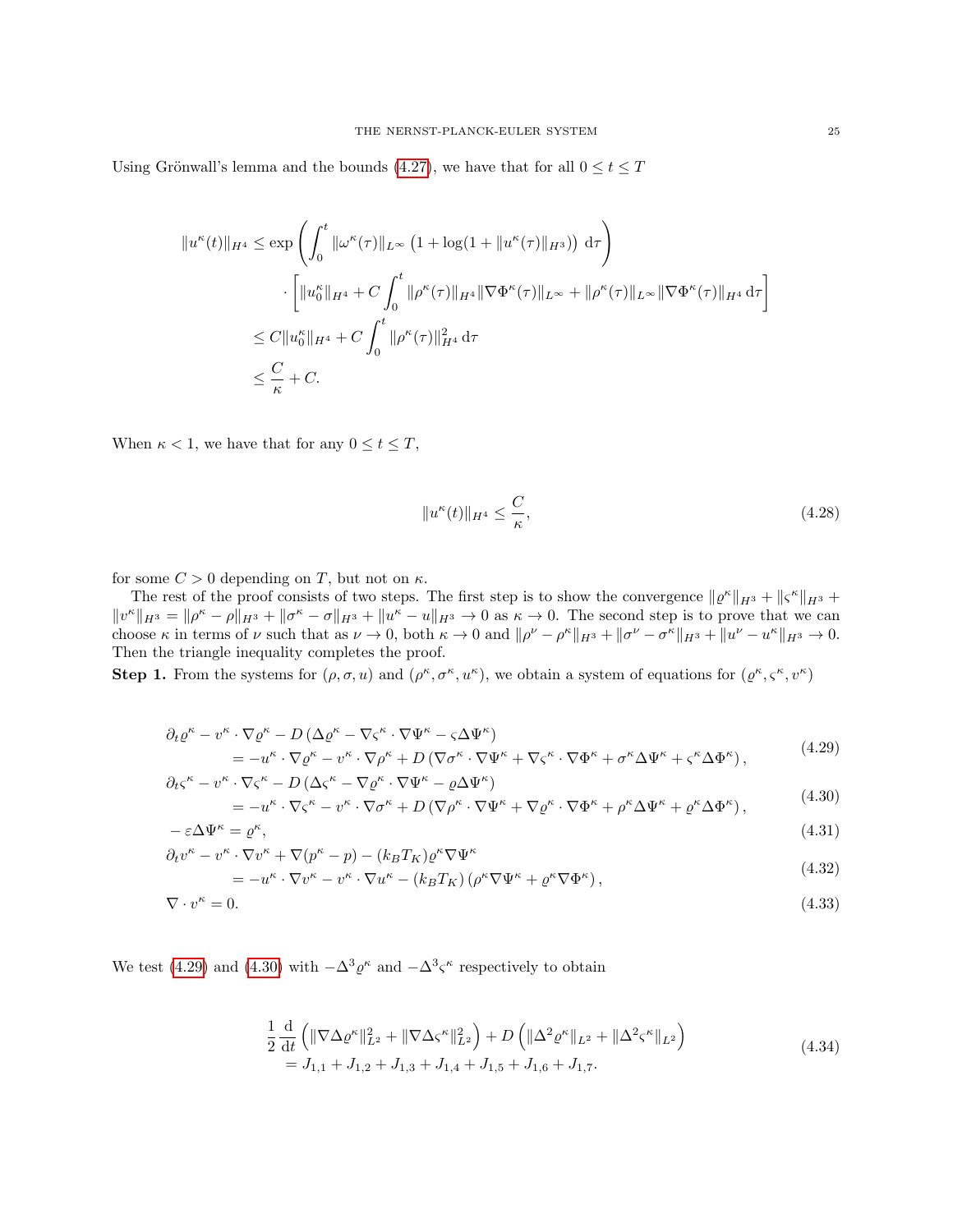Using Grönwall's lemma and the bounds (4.27), we have that for all $0 \le t \le T$

$$
\begin{aligned}
\|u^\kappa(t)\|_{H^4} &\le \exp\left(\int_0^t \|\omega^\kappa(\tau)\|_{L^\infty}\left(1+\log(1+\|u^\kappa(\tau)\|_{H^3})\right)\,\mathrm{d}\tau\right) \\
&\quad \cdot \left[\|u_0^\kappa\|_{H^4} + C\int_0^t \|\rho^\kappa(\tau)\|_{H^4}\|\nabla\Phi^\kappa(\tau)\|_{L^\infty} + \|\rho^\kappa(\tau)\|_{L^\infty}\|\nabla\Phi^\kappa(\tau)\|_{H^4}\,\mathrm{d}\tau\right] \\
&\le C\|u_0^\kappa\|_{H^4} + C\int_0^t \|\rho^\kappa(\tau)\|_{H^4}^2\,\mathrm{d}\tau \\
&\le \frac{C}{\kappa} + C.
\end{aligned}
$$

When $\kappa < 1$, we have that for any $0 \le t \le T$,

$$
\|u^\kappa(t)\|_{H^4} \le \frac{C}{\kappa}, \tag{4.28}
$$

for some $C > 0$ depending on $T$, but not on $\kappa$.

The rest of the proof consists of two steps. The first step is to show the convergence $\|\varrho^\kappa\|_{H^3} + \|\varsigma^\kappa\|_{H^3} + \|v^\kappa\|_{H^3} = \|\rho^\kappa - \rho\|_{H^3} + \|\sigma^\kappa - \sigma\|_{H^3} + \|u^\kappa - u\|_{H^3} \to 0$ as $\kappa \to 0$. The second step is to prove that we can choose $\kappa$ in terms of $\nu$ such that as $\nu \to 0$, both $\kappa \to 0$ and $\|\rho^\nu - \rho^\kappa\|_{H^3} + \|\sigma^\nu - \sigma^\kappa\|_{H^3} + \|u^\nu - u^\kappa\|_{H^3} \to 0$. Then the triangle inequality completes the proof.

**Step 1.** From the systems for $(\rho, \sigma, u)$ and $(\rho^\kappa, \sigma^\kappa, u^\kappa)$, we obtain a system of equations for $(\varrho^\kappa, \varsigma^\kappa, v^\kappa)$

$$
\begin{aligned}
&\partial_t \varrho^\kappa - v^\kappa\cdot\nabla\varrho^\kappa - D\left(\Delta\varrho^\kappa - \nabla\varsigma^\kappa\cdot\nabla\Psi^\kappa - \varsigma\Delta\Psi^\kappa\right) \\
&\qquad = -u^\kappa\cdot\nabla\varrho^\kappa - v^\kappa\cdot\nabla\rho^\kappa + D\left(\nabla\sigma^\kappa\cdot\nabla\Psi^\kappa + \nabla\varsigma^\kappa\cdot\nabla\Phi^\kappa + \sigma^\kappa\Delta\Psi^\kappa + \varsigma^\kappa\Delta\Phi^\kappa\right),
\end{aligned} \tag{4.29}
$$

$$
\begin{aligned}
&\partial_t \varsigma^\kappa - v^\kappa\cdot\nabla\varsigma^\kappa - D\left(\Delta\varsigma^\kappa - \nabla\varrho^\kappa\cdot\nabla\Psi^\kappa - \varrho\Delta\Psi^\kappa\right) \\
&\qquad = -u^\kappa\cdot\nabla\varsigma^\kappa - v^\kappa\cdot\nabla\sigma^\kappa + D\left(\nabla\rho^\kappa\cdot\nabla\Psi^\kappa + \nabla\varrho^\kappa\cdot\nabla\Phi^\kappa + \rho^\kappa\Delta\Psi^\kappa + \varrho^\kappa\Delta\Phi^\kappa\right),
\end{aligned} \tag{4.30}
$$

$$
-\varepsilon\Delta\Psi^\kappa = \varrho^\kappa, \tag{4.31}
$$

$$
\begin{aligned}
&\partial_t v^\kappa - v^\kappa\cdot\nabla v^\kappa + \nabla(p^\kappa - p) - (k_B T_K)\varrho^\kappa\nabla\Psi^\kappa \\
&\qquad = -u^\kappa\cdot\nabla v^\kappa - v^\kappa\cdot\nabla u^\kappa - (k_B T_K)\left(\rho^\kappa\nabla\Psi^\kappa + \varrho^\kappa\nabla\Phi^\kappa\right),
\end{aligned} \tag{4.32}
$$

$$
\nabla\cdot v^\kappa = 0. \tag{4.33}
$$

We test (4.29) and (4.30) with $-\Delta^3\varrho^\kappa$ and $-\Delta^3\varsigma^\kappa$ respectively to obtain

$$
\begin{aligned}
&\frac{1}{2}\frac{\mathrm{d}}{\mathrm{d}t}\left(\|\nabla\Delta\varrho^\kappa\|_{L^2}^2 + \|\nabla\Delta\varsigma^\kappa\|_{L^2}^2\right) + D\left(\|\Delta^2\varrho^\kappa\|_{L^2} + \|\Delta^2\varsigma^\kappa\|_{L^2}\right) \\
&\qquad = J_{1,1} + J_{1,2} + J_{1,3} + J_{1,4} + J_{1,5} + J_{1,6} + J_{1,7}.
\end{aligned} \tag{4.34}
$$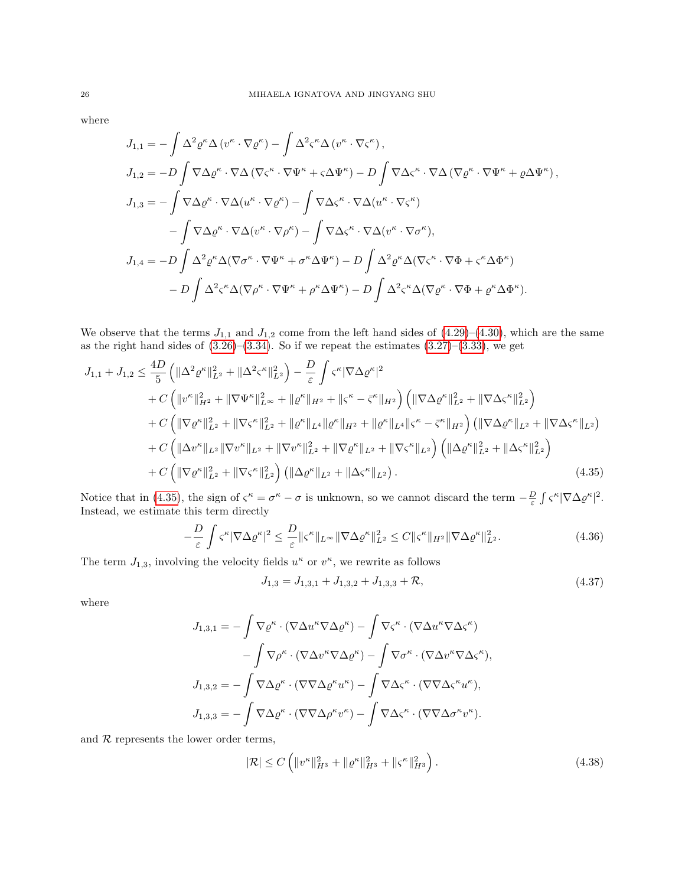where

$$
\begin{aligned}
J_{1,1} &= -\int \Delta^2 \varrho^\kappa \Delta\left(v^\kappa \cdot \nabla \varrho^\kappa\right) - \int \Delta^2 \varsigma^\kappa \Delta\left(v^\kappa \cdot \nabla \varsigma^\kappa\right), \\
J_{1,2} &= -D\int \nabla\Delta\varrho^\kappa \cdot \nabla\Delta\left(\nabla\varsigma^\kappa \cdot \nabla\Psi^\kappa + \varsigma\Delta\Psi^\kappa\right) - D\int \nabla\Delta\varsigma^\kappa \cdot \nabla\Delta\left(\nabla\varrho^\kappa \cdot \nabla\Psi^\kappa + \varrho\Delta\Psi^\kappa\right), \\
J_{1,3} &= -\int \nabla\Delta\varrho^\kappa \cdot \nabla\Delta(u^\kappa \cdot \nabla\varrho^\kappa) - \int \nabla\Delta\varsigma^\kappa \cdot \nabla\Delta(u^\kappa \cdot \nabla\varsigma^\kappa) \\
&\quad - \int \nabla\Delta\varrho^\kappa \cdot \nabla\Delta(v^\kappa \cdot \nabla\rho^\kappa) - \int \nabla\Delta\varsigma^\kappa \cdot \nabla\Delta(v^\kappa \cdot \nabla\sigma^\kappa), \\
J_{1,4} &= -D\int \Delta^2\varrho^\kappa \Delta(\nabla\sigma^\kappa \cdot \nabla\Psi^\kappa + \sigma^\kappa\Delta\Psi^\kappa) - D\int \Delta^2\varrho^\kappa\Delta(\nabla\varsigma^\kappa \cdot \nabla\Phi + \varsigma^\kappa\Delta\Phi^\kappa) \\
&\quad - D\int \Delta^2\varsigma^\kappa\Delta(\nabla\rho^\kappa \cdot \nabla\Psi^\kappa + \rho^\kappa\Delta\Psi^\kappa) - D\int \Delta^2\varsigma^\kappa\Delta(\nabla\varrho^\kappa \cdot \nabla\Phi + \varrho^\kappa\Delta\Phi^\kappa).
\end{aligned}
$$

We observe that the terms $J_{1,1}$ and $J_{1,2}$ come from the left hand sides of (4.29)–(4.30), which are the same as the right hand sides of (3.26)–(3.34). So if we repeat the estimates (3.27)–(3.33), we get

$$
\begin{aligned}
J_{1,1} + J_{1,2} &\le \frac{4D}{5}\left(\|\Delta^2\varrho^\kappa\|_{L^2}^2 + \|\Delta^2\varsigma^\kappa\|_{L^2}^2\right) - \frac{D}{\varepsilon}\int \varsigma^\kappa |\nabla\Delta\varrho^\kappa|^2 \\
&\quad + C\left(\|v^\kappa\|_{H^2}^2 + \|\nabla\Psi^\kappa\|_{L^\infty}^2 + \|\varrho^\kappa\|_{H^2} + \|\varsigma^\kappa - \bar{\varsigma}^\kappa\|_{H^2}\right)\left(\|\nabla\Delta\varrho^\kappa\|_{L^2}^2 + \|\nabla\Delta\varsigma^\kappa\|_{L^2}^2\right) \\
&\quad + C\left(\|\nabla\varrho^\kappa\|_{L^2}^2 + \|\nabla\varsigma^\kappa\|_{L^2}^2 + \|\varrho^\kappa\|_{L^4}\|\varrho^\kappa\|_{H^2} + \|\varrho^\kappa\|_{L^4}\|\varsigma^\kappa - \bar{\varsigma}^\kappa\|_{H^2}\right)\left(\|\nabla\Delta\varrho^\kappa\|_{L^2} + \|\nabla\Delta\varsigma^\kappa\|_{L^2}\right) \\
&\quad + C\left(\|\Delta v^\kappa\|_{L^2}\|\nabla v^\kappa\|_{L^2} + \|\nabla v^\kappa\|_{L^2}^2 + \|\nabla\varrho^\kappa\|_{L^2} + \|\nabla\varsigma^\kappa\|_{L^2}\right)\left(\|\Delta\varrho^\kappa\|_{L^2}^2 + \|\Delta\varsigma^\kappa\|_{L^2}^2\right) \\
&\quad + C\left(\|\nabla\varrho^\kappa\|_{L^2}^2 + \|\nabla\varsigma^\kappa\|_{L^2}^2\right)\left(\|\Delta\varrho^\kappa\|_{L^2} + \|\Delta\varsigma^\kappa\|_{L^2}\right). 
\end{aligned}
\tag{4.35}
$$

Notice that in (4.35), the sign of $\varsigma^\kappa = \sigma^\kappa - \sigma$ is unknown, so we cannot discard the term $-\frac{D}{\varepsilon}\int \varsigma^\kappa|\nabla\Delta\varrho^\kappa|^2$. Instead, we estimate this term directly

$$
-\frac{D}{\varepsilon}\int \varsigma^\kappa|\nabla\Delta\varrho^\kappa|^2 \le \frac{D}{\varepsilon}\|\varsigma^\kappa\|_{L^\infty}\|\nabla\Delta\varrho^\kappa\|_{L^2}^2 \le C\|\varsigma^\kappa\|_{H^2}\|\nabla\Delta\varrho^\kappa\|_{L^2}^2. \tag{4.36}
$$

The term $J_{1,3}$, involving the velocity fields $u^\kappa$ or $v^\kappa$, we rewrite as follows

$$
J_{1,3} = J_{1,3,1} + J_{1,3,2} + J_{1,3,3} + \mathcal{R}, \tag{4.37}
$$

where

$$
\begin{aligned}
J_{1,3,1} &= -\int \nabla\varrho^\kappa \cdot (\nabla\Delta u^\kappa \nabla\Delta\varrho^\kappa) - \int \nabla\varsigma^\kappa \cdot (\nabla\Delta u^\kappa \nabla\Delta\varsigma^\kappa) \\
&\quad - \int \nabla\rho^\kappa \cdot (\nabla\Delta v^\kappa \nabla\Delta\varrho^\kappa) - \int \nabla\sigma^\kappa \cdot (\nabla\Delta v^\kappa \nabla\Delta\varsigma^\kappa), \\
J_{1,3,2} &= -\int \nabla\Delta\varrho^\kappa \cdot (\nabla\nabla\Delta\varrho^\kappa u^\kappa) - \int \nabla\Delta\varsigma^\kappa \cdot (\nabla\nabla\Delta\varsigma^\kappa u^\kappa), \\
J_{1,3,3} &= -\int \nabla\Delta\varrho^\kappa \cdot (\nabla\nabla\Delta\rho^\kappa v^\kappa) - \int \nabla\Delta\varsigma^\kappa \cdot (\nabla\nabla\Delta\sigma^\kappa v^\kappa).
\end{aligned}
$$

and $\mathcal{R}$ represents the lower order terms,

$$
|\mathcal{R}| \le C\left(\|v^\kappa\|_{H^3}^2 + \|\varrho^\kappa\|_{H^3}^2 + \|\varsigma^\kappa\|_{H^3}^2\right). \tag{4.38}
$$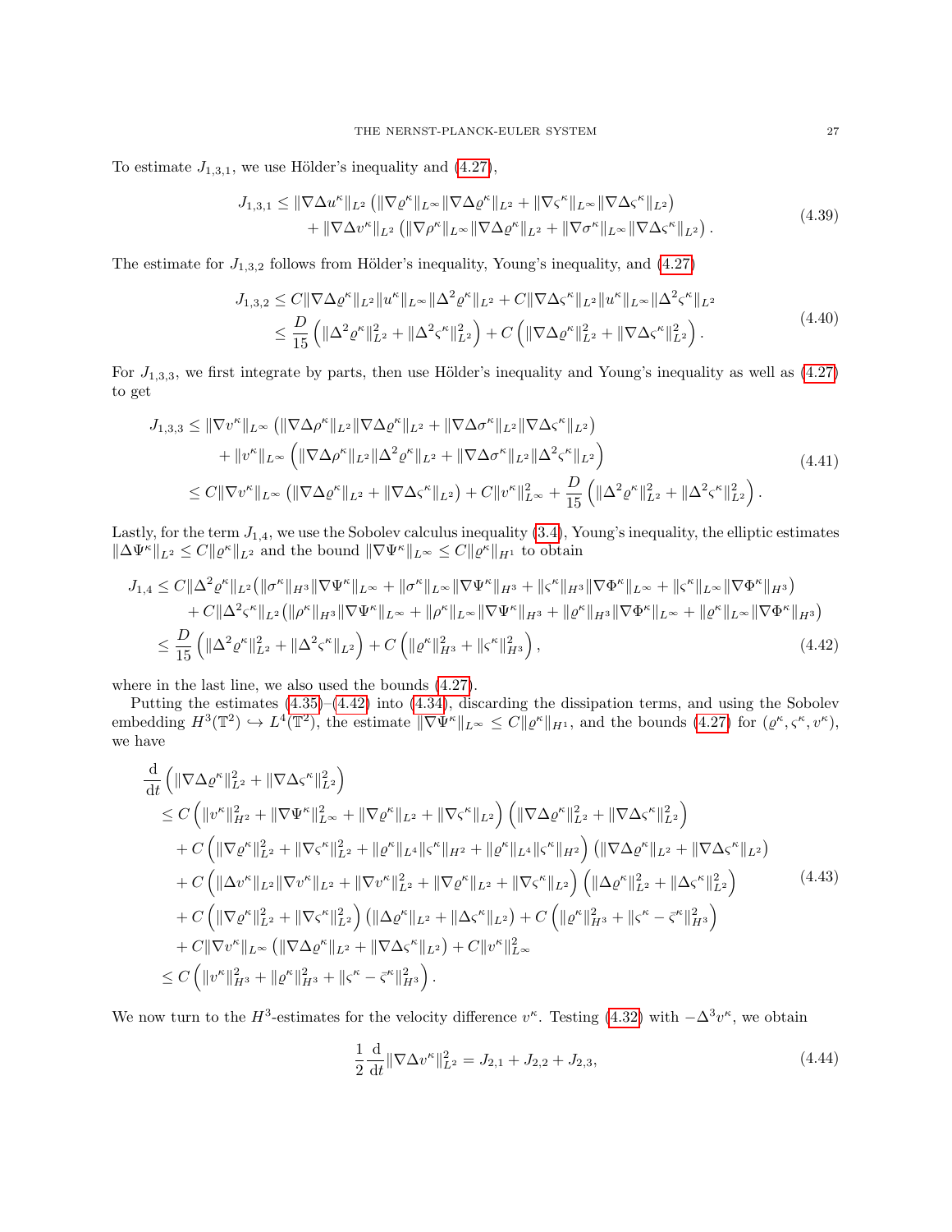To estimate $J_{1,3,1}$, we use Hölder's inequality and (4.27),

$$
\begin{aligned}
J_{1,3,1} \le\; & \|\nabla\Delta u^\kappa\|_{L^2} \left(\|\nabla \varrho^\kappa\|_{L^\infty}\|\nabla\Delta\varrho^\kappa\|_{L^2} + \|\nabla\varsigma^\kappa\|_{L^\infty}\|\nabla\Delta\varsigma^\kappa\|_{L^2}\right) \\
& + \|\nabla\Delta v^\kappa\|_{L^2}\left(\|\nabla\rho^\kappa\|_{L^\infty}\|\nabla\Delta\varrho^\kappa\|_{L^2} + \|\nabla\sigma^\kappa\|_{L^\infty}\|\nabla\Delta\varsigma^\kappa\|_{L^2}\right).
\end{aligned} \tag{4.39}
$$

The estimate for $J_{1,3,2}$ follows from Hölder's inequality, Young's inequality, and (4.27)

$$
\begin{aligned}
J_{1,3,2} &\le C\|\nabla\Delta\varrho^\kappa\|_{L^2}\|u^\kappa\|_{L^\infty}\|\Delta^2\varrho^\kappa\|_{L^2} + C\|\nabla\Delta\varsigma^\kappa\|_{L^2}\|u^\kappa\|_{L^\infty}\|\Delta^2\varsigma^\kappa\|_{L^2} \\
&\le \frac{D}{15}\left(\|\Delta^2\varrho^\kappa\|_{L^2}^2 + \|\Delta^2\varsigma^\kappa\|_{L^2}^2\right) + C\left(\|\nabla\Delta\varrho^\kappa\|_{L^2}^2 + \|\nabla\Delta\varsigma^\kappa\|_{L^2}^2\right).
\end{aligned} \tag{4.40}
$$

For $J_{1,3,3}$, we first integrate by parts, then use Hölder's inequality and Young's inequality as well as (4.27) to get

$$
\begin{aligned}
J_{1,3,3} \le\; & \|\nabla v^\kappa\|_{L^\infty}\left(\|\nabla\Delta\rho^\kappa\|_{L^2}\|\nabla\Delta\varrho^\kappa\|_{L^2} + \|\nabla\Delta\sigma^\kappa\|_{L^2}\|\nabla\Delta\varsigma^\kappa\|_{L^2}\right) \\
& + \|v^\kappa\|_{L^\infty}\left(\|\nabla\Delta\rho^\kappa\|_{L^2}\|\Delta^2\varrho^\kappa\|_{L^2} + \|\nabla\Delta\sigma^\kappa\|_{L^2}\|\Delta^2\varsigma^\kappa\|_{L^2}\right) \\
\le\; & C\|\nabla v^\kappa\|_{L^\infty}\left(\|\nabla\Delta\varrho^\kappa\|_{L^2} + \|\nabla\Delta\varsigma^\kappa\|_{L^2}\right) + C\|v^\kappa\|_{L^\infty}^2 + \frac{D}{15}\left(\|\Delta^2\varrho^\kappa\|_{L^2}^2 + \|\Delta^2\varsigma^\kappa\|_{L^2}^2\right).
\end{aligned} \tag{4.41}
$$

Lastly, for the term $J_{1,4}$, we use the Sobolev calculus inequality (3.4), Young's inequality, the elliptic estimates $\|\Delta\Psi^\kappa\|_{L^2} \le C\|\varrho^\kappa\|_{L^2}$ and the bound $\|\nabla\Psi^\kappa\|_{L^\infty} \le C\|\varrho^\kappa\|_{H^1}$ to obtain

$$
\begin{aligned}
J_{1,4} \le\; & C\|\Delta^2\varrho^\kappa\|_{L^2}\big(\|\sigma^\kappa\|_{H^3}\|\nabla\Psi^\kappa\|_{L^\infty} + \|\sigma^\kappa\|_{L^\infty}\|\nabla\Psi^\kappa\|_{H^3} + \|\varsigma^\kappa\|_{H^3}\|\nabla\Phi^\kappa\|_{L^\infty} + \|\varsigma^\kappa\|_{L^\infty}\|\nabla\Phi^\kappa\|_{H^3}\big) \\
& + C\|\Delta^2\varsigma^\kappa\|_{L^2}\big(\|\rho^\kappa\|_{H^3}\|\nabla\Psi^\kappa\|_{L^\infty} + \|\rho^\kappa\|_{L^\infty}\|\nabla\Psi^\kappa\|_{H^3} + \|\varrho^\kappa\|_{H^3}\|\nabla\Phi^\kappa\|_{L^\infty} + \|\varrho^\kappa\|_{L^\infty}\|\nabla\Phi^\kappa\|_{H^3}\big) \\
\le\; & \frac{D}{15}\left(\|\Delta^2\varrho^\kappa\|_{L^2}^2 + \|\Delta^2\varsigma^\kappa\|_{L^2}\right) + C\left(\|\varrho^\kappa\|_{H^3}^2 + \|\varsigma^\kappa\|_{H^3}^2\right),
\end{aligned} \tag{4.42}
$$

where in the last line, we also used the bounds (4.27).

Putting the estimates (4.35)–(4.42) into (4.34), discarding the dissipation terms, and using the Sobolev embedding $H^3(\mathbb{T}^2) \hookrightarrow L^4(\mathbb{T}^2)$, the estimate $\|\nabla\Psi^\kappa\|_{L^\infty} \le C\|\varrho^\kappa\|_{H^1}$, and the bounds (4.27) for $(\varrho^\kappa, \varsigma^\kappa, v^\kappa)$, we have

$$
\begin{aligned}
& \frac{\mathrm{d}}{\mathrm{d}t}\left(\|\nabla\Delta\varrho^\kappa\|_{L^2}^2 + \|\nabla\Delta\varsigma^\kappa\|_{L^2}^2\right) \\
&\le C\left(\|v^\kappa\|_{H^2}^2 + \|\nabla\Psi^\kappa\|_{L^\infty}^2 + \|\nabla\varrho^\kappa\|_{L^2} + \|\nabla\varsigma^\kappa\|_{L^2}\right)\left(\|\nabla\Delta\varrho^\kappa\|_{L^2}^2 + \|\nabla\Delta\varsigma^\kappa\|_{L^2}^2\right) \\
&\quad + C\left(\|\nabla\varrho^\kappa\|_{L^2}^2 + \|\nabla\varsigma^\kappa\|_{L^2}^2 + \|\varrho^\kappa\|_{L^4}\|\varsigma^\kappa\|_{H^2} + \|\varrho^\kappa\|_{L^4}\|\varsigma^\kappa\|_{H^2}\right)\left(\|\nabla\Delta\varrho^\kappa\|_{L^2} + \|\nabla\Delta\varsigma^\kappa\|_{L^2}\right) \\
&\quad + C\left(\|\Delta v^\kappa\|_{L^2}\|\nabla v^\kappa\|_{L^2} + \|\nabla v^\kappa\|_{L^2}^2 + \|\nabla\varrho^\kappa\|_{L^2} + \|\nabla\varsigma^\kappa\|_{L^2}\right)\left(\|\Delta\varrho^\kappa\|_{L^2}^2 + \|\Delta\varsigma^\kappa\|_{L^2}^2\right) \\
&\quad + C\left(\|\nabla\varrho^\kappa\|_{L^2}^2 + \|\nabla\varsigma^\kappa\|_{L^2}^2\right)\left(\|\Delta\varrho^\kappa\|_{L^2} + \|\Delta\varsigma^\kappa\|_{L^2}\right) + C\left(\|\varrho^\kappa\|_{H^3}^2 + \|\varsigma^\kappa - \bar{\varsigma}^\kappa\|_{H^3}^2\right) \\
&\quad + C\|\nabla v^\kappa\|_{L^\infty}\left(\|\nabla\Delta\varrho^\kappa\|_{L^2} + \|\nabla\Delta\varsigma^\kappa\|_{L^2}\right) + C\|v^\kappa\|_{L^\infty}^2 \\
&\le C\left(\|v^\kappa\|_{H^3}^2 + \|\varrho^\kappa\|_{H^3}^2 + \|\varsigma^\kappa - \bar{\varsigma}^\kappa\|_{H^3}^2\right).
\end{aligned} \tag{4.43}
$$

We now turn to the $H^3$-estimates for the velocity difference $v^\kappa$. Testing (4.32) with $-\Delta^3 v^\kappa$, we obtain

$$
\frac{1}{2}\frac{\mathrm{d}}{\mathrm{d}t}\|\nabla\Delta v^\kappa\|_{L^2}^2 = J_{2,1} + J_{2,2} + J_{2,3}, \tag{4.44}
$$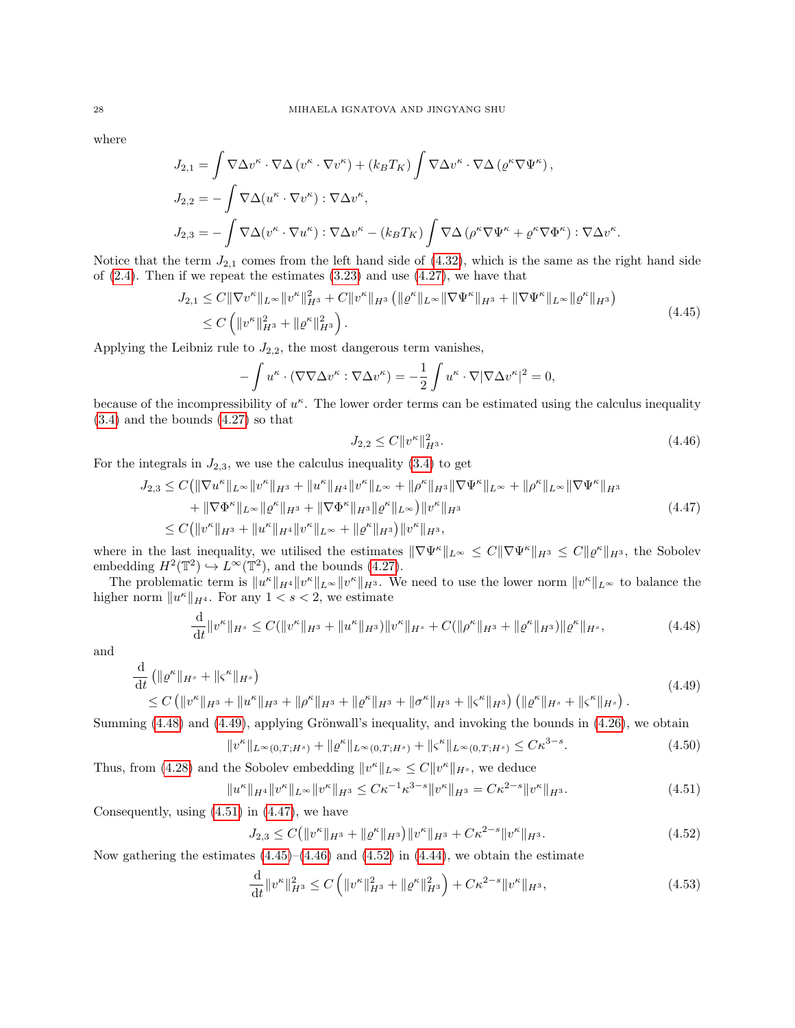where

$$
\begin{aligned}
J_{2,1} &= \int \nabla\Delta v^\kappa \cdot \nabla\Delta\left(v^\kappa \cdot \nabla v^\kappa\right) + (k_B T_K) \int \nabla\Delta v^\kappa \cdot \nabla\Delta\left(\varrho^\kappa \nabla\Psi^\kappa\right),\\
J_{2,2} &= -\int \nabla\Delta(u^\kappa \cdot \nabla v^\kappa) : \nabla\Delta v^\kappa,\\
J_{2,3} &= -\int \nabla\Delta(v^\kappa \cdot \nabla u^\kappa) : \nabla\Delta v^\kappa - (k_B T_K) \int \nabla\Delta\left(\rho^\kappa \nabla\Psi^\kappa + \varrho^\kappa \nabla\Phi^\kappa\right) : \nabla\Delta v^\kappa.
\end{aligned}
$$

Notice that the term $J_{2,1}$ comes from the left hand side of (4.32), which is the same as the right hand side of (2.4). Then if we repeat the estimates (3.23) and use (4.27), we have that

$$
\begin{aligned}
J_{2,1} &\le C\|\nabla v^\kappa\|_{L^\infty}\|v^\kappa\|_{H^3}^2 + C\|v^\kappa\|_{H^3}\left(\|\varrho^\kappa\|_{L^\infty}\|\nabla\Psi^\kappa\|_{H^3} + \|\nabla\Psi^\kappa\|_{L^\infty}\|\varrho^\kappa\|_{H^3}\right)\\
&\le C\left(\|v^\kappa\|_{H^3}^2 + \|\varrho^\kappa\|_{H^3}^2\right).
\end{aligned}
\tag{4.45}
$$

Applying the Leibniz rule to $J_{2,2}$, the most dangerous term vanishes,

$$
-\int u^\kappa \cdot (\nabla\nabla\Delta v^\kappa : \nabla\Delta v^\kappa) = -\frac{1}{2}\int u^\kappa \cdot \nabla|\nabla\Delta v^\kappa|^2 = 0,
$$

because of the incompressibility of $u^\kappa$. The lower order terms can be estimated using the calculus inequality (3.4) and the bounds (4.27) so that

$$
J_{2,2} \le C\|v^\kappa\|_{H^3}^2. \tag{4.46}
$$

For the integrals in $J_{2,3}$, we use the calculus inequality (3.4) to get

$$
\begin{aligned}
J_{2,3} \le\; & C\big(\|\nabla u^\kappa\|_{L^\infty}\|v^\kappa\|_{H^3} + \|u^\kappa\|_{H^4}\|v^\kappa\|_{L^\infty} + \|\rho^\kappa\|_{H^3}\|\nabla\Psi^\kappa\|_{L^\infty} + \|\rho^\kappa\|_{L^\infty}\|\nabla\Psi^\kappa\|_{H^3}\\
&+ \|\nabla\Phi^\kappa\|_{L^\infty}\|\varrho^\kappa\|_{H^3} + \|\nabla\Phi^\kappa\|_{H^3}\|\varrho^\kappa\|_{L^\infty}\big)\|v^\kappa\|_{H^3}\\
\le\; & C\big(\|v^\kappa\|_{H^3} + \|u^\kappa\|_{H^4}\|v^\kappa\|_{L^\infty} + \|\varrho^\kappa\|_{H^3}\big)\|v^\kappa\|_{H^3},
\end{aligned}
\tag{4.47}
$$

where in the last inequality, we utilised the estimates $\|\nabla\Psi^\kappa\|_{L^\infty} \le C\|\nabla\Psi^\kappa\|_{H^3} \le C\|\varrho^\kappa\|_{H^3}$, the Sobolev embedding $H^2(\mathbb{T}^2) \hookrightarrow L^\infty(\mathbb{T}^2)$, and the bounds (4.27).

The problematic term is $\|u^\kappa\|_{H^4}\|v^\kappa\|_{L^\infty}\|v^\kappa\|_{H^3}$. We need to use the lower norm $\|v^\kappa\|_{L^\infty}$ to balance the higher norm $\|u^\kappa\|_{H^4}$. For any $1 < s < 2$, we estimate

$$
\frac{\mathrm{d}}{\mathrm{d}t}\|v^\kappa\|_{H^s} \le C(\|v^\kappa\|_{H^3} + \|u^\kappa\|_{H^3})\|v^\kappa\|_{H^s} + C(\|\rho^\kappa\|_{H^3} + \|\varrho^\kappa\|_{H^3})\|\varrho^\kappa\|_{H^s}, \tag{4.48}
$$

and

$$
\begin{aligned}
&\frac{\mathrm{d}}{\mathrm{d}t}\left(\|\varrho^\kappa\|_{H^s} + \|\varsigma^\kappa\|_{H^s}\right)\\
&\le C\left(\|v^\kappa\|_{H^3} + \|u^\kappa\|_{H^3} + \|\rho^\kappa\|_{H^3} + \|\varrho^\kappa\|_{H^3} + \|\sigma^\kappa\|_{H^3} + \|\varsigma^\kappa\|_{H^3}\right)\left(\|\varrho^\kappa\|_{H^s} + \|\varsigma^\kappa\|_{H^s}\right).
\end{aligned}
\tag{4.49}
$$

Summing (4.48) and (4.49), applying Grönwall's inequality, and invoking the bounds in (4.26), we obtain

$$
\|v^\kappa\|_{L^\infty(0,T;H^s)} + \|\varrho^\kappa\|_{L^\infty(0,T;H^s)} + \|\varsigma^\kappa\|_{L^\infty(0,T;H^s)} \le C\kappa^{3-s}. \tag{4.50}
$$

Thus, from (4.28) and the Sobolev embedding $\|v^\kappa\|_{L^\infty} \le C\|v^\kappa\|_{H^s}$, we deduce

$$
\|u^\kappa\|_{H^4}\|v^\kappa\|_{L^\infty}\|v^\kappa\|_{H^3} \le C\kappa^{-1}\kappa^{3-s}\|v^\kappa\|_{H^3} = C\kappa^{2-s}\|v^\kappa\|_{H^3}. \tag{4.51}
$$

Consequently, using (4.51) in (4.47), we have

$$
J_{2,3} \le C\big(\|v^\kappa\|_{H^3} + \|\varrho^\kappa\|_{H^3}\big)\|v^\kappa\|_{H^3} + C\kappa^{2-s}\|v^\kappa\|_{H^3}. \tag{4.52}
$$

Now gathering the estimates (4.45)–(4.46) and (4.52) in (4.44), we obtain the estimate

$$
\frac{\mathrm{d}}{\mathrm{d}t}\|v^\kappa\|_{H^3}^2 \le C\left(\|v^\kappa\|_{H^3}^2 + \|\varrho^\kappa\|_{H^3}^2\right) + C\kappa^{2-s}\|v^\kappa\|_{H^3}, \tag{4.53}
$$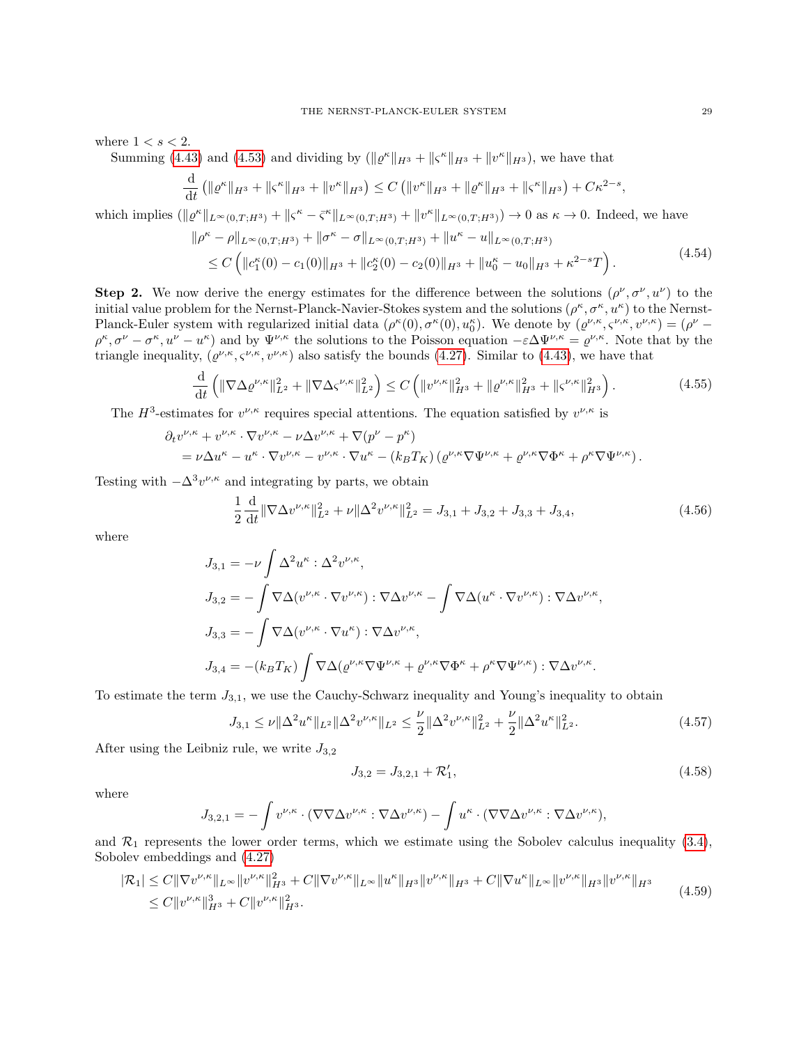where $1 < s < 2$.

Summing (4.43) and (4.53) and dividing by $(\|\varrho^\kappa\|_{H^3} + \|\varsigma^\kappa\|_{H^3} + \|v^\kappa\|_{H^3})$, we have that

$$\frac{\mathrm{d}}{\mathrm{d}t}\left(\|\varrho^\kappa\|_{H^3} + \|\varsigma^\kappa\|_{H^3} + \|v^\kappa\|_{H^3}\right) \le C\left(\|v^\kappa\|_{H^3} + \|\varrho^\kappa\|_{H^3} + \|\varsigma^\kappa\|_{H^3}\right) + C\kappa^{2-s},$$

which implies $(\|\varrho^\kappa\|_{L^\infty(0,T;H^3)} + \|\varsigma^\kappa - \bar{\varsigma}^\kappa\|_{L^\infty(0,T;H^3)} + \|v^\kappa\|_{L^\infty(0,T;H^3)}) \to 0$ as $\kappa \to 0$. Indeed, we have

$$\begin{aligned} &\|\rho^\kappa - \rho\|_{L^\infty(0,T;H^3)} + \|\sigma^\kappa - \sigma\|_{L^\infty(0,T;H^3)} + \|u^\kappa - u\|_{L^\infty(0,T;H^3)} \\ &\le C\left(\|c_1^\kappa(0) - c_1(0)\|_{H^3} + \|c_2^\kappa(0) - c_2(0)\|_{H^3} + \|u_0^\kappa - u_0\|_{H^3} + \kappa^{2-s}T\right). \end{aligned} \tag{4.54}$$

**Step 2.** We now derive the energy estimates for the difference between the solutions $(\rho^\nu, \sigma^\nu, u^\nu)$ to the initial value problem for the Nernst-Planck-Navier-Stokes system and the solutions $(\rho^\kappa, \sigma^\kappa, u^\kappa)$ to the Nernst-Planck-Euler system with regularized initial data $(\rho^\kappa(0), \sigma^\kappa(0), u_0^\kappa)$. We denote by $(\varrho^{\nu,\kappa}, \varsigma^{\nu,\kappa}, v^{\nu,\kappa}) = (\rho^\nu - \rho^\kappa, \sigma^\nu - \sigma^\kappa, u^\nu - u^\kappa)$ and by $\Psi^{\nu,\kappa}$ the solutions to the Poisson equation $-\varepsilon\Delta\Psi^{\nu,\kappa} = \varrho^{\nu,\kappa}$. Note that by the triangle inequality, $(\varrho^{\nu,\kappa}, \varsigma^{\nu,\kappa}, v^{\nu,\kappa})$ also satisfy the bounds (4.27). Similar to (4.43), we have that

$$\frac{\mathrm{d}}{\mathrm{d}t}\left(\|\nabla\Delta\varrho^{\nu,\kappa}\|_{L^2}^2 + \|\nabla\Delta\varsigma^{\nu,\kappa}\|_{L^2}^2\right) \le C\left(\|v^{\nu,\kappa}\|_{H^3}^2 + \|\varrho^{\nu,\kappa}\|_{H^3}^2 + \|\varsigma^{\nu,\kappa}\|_{H^3}^2\right). \tag{4.55}$$

The $H^3$-estimates for $v^{\nu,\kappa}$ requires special attentions. The equation satisfied by $v^{\nu,\kappa}$ is

$$\begin{aligned} &\partial_t v^{\nu,\kappa} + v^{\nu,\kappa}\cdot\nabla v^{\nu,\kappa} - \nu\Delta v^{\nu,\kappa} + \nabla(p^\nu - p^\kappa) \\ &= \nu\Delta u^\kappa - u^\kappa\cdot\nabla v^{\nu,\kappa} - v^{\nu,\kappa}\cdot\nabla u^\kappa - (k_BT_K)\left(\varrho^{\nu,\kappa}\nabla\Psi^{\nu,\kappa} + \varrho^{\nu,\kappa}\nabla\Phi^\kappa + \rho^\kappa\nabla\Psi^{\nu,\kappa}\right). \end{aligned}$$

Testing with $-\Delta^3 v^{\nu,\kappa}$ and integrating by parts, we obtain

$$\frac{1}{2}\frac{\mathrm{d}}{\mathrm{d}t}\|\nabla\Delta v^{\nu,\kappa}\|_{L^2}^2 + \nu\|\Delta^2 v^{\nu,\kappa}\|_{L^2}^2 = J_{3,1} + J_{3,2} + J_{3,3} + J_{3,4}, \tag{4.56}$$

where

$$\begin{aligned} J_{3,1} &= -\nu\int\Delta^2 u^\kappa : \Delta^2 v^{\nu,\kappa}, \\ J_{3,2} &= -\int\nabla\Delta(v^{\nu,\kappa}\cdot\nabla v^{\nu,\kappa}) : \nabla\Delta v^{\nu,\kappa} - \int\nabla\Delta(u^\kappa\cdot\nabla v^{\nu,\kappa}) : \nabla\Delta v^{\nu,\kappa}, \\ J_{3,3} &= -\int\nabla\Delta(v^{\nu,\kappa}\cdot\nabla u^\kappa) : \nabla\Delta v^{\nu,\kappa}, \\ J_{3,4} &= -(k_BT_K)\int\nabla\Delta(\varrho^{\nu,\kappa}\nabla\Psi^{\nu,\kappa} + \varrho^{\nu,\kappa}\nabla\Phi^\kappa + \rho^\kappa\nabla\Psi^{\nu,\kappa}) : \nabla\Delta v^{\nu,\kappa}. \end{aligned}$$

To estimate the term $J_{3,1}$, we use the Cauchy-Schwarz inequality and Young's inequality to obtain

$$J_{3,1} \le \nu\|\Delta^2 u^\kappa\|_{L^2}\|\Delta^2 v^{\nu,\kappa}\|_{L^2} \le \frac{\nu}{2}\|\Delta^2 v^{\nu,\kappa}\|_{L^2}^2 + \frac{\nu}{2}\|\Delta^2 u^\kappa\|_{L^2}^2. \tag{4.57}$$

After using the Leibniz rule, we write $J_{3,2}$

$$J_{3,2} = J_{3,2,1} + \mathcal{R}_1', \tag{4.58}$$

where

$$J_{3,2,1} = -\int v^{\nu,\kappa}\cdot(\nabla\nabla\Delta v^{\nu,\kappa} : \nabla\Delta v^{\nu,\kappa}) - \int u^\kappa\cdot(\nabla\nabla\Delta v^{\nu,\kappa} : \nabla\Delta v^{\nu,\kappa}),$$

and $\mathcal{R}_1$ represents the lower order terms, which we estimate using the Sobolev calculus inequality (3.4), Sobolev embeddings and (4.27)

$$\begin{aligned} |\mathcal{R}_1| &\le C\|\nabla v^{\nu,\kappa}\|_{L^\infty}\|v^{\nu,\kappa}\|_{H^3}^2 + C\|\nabla v^{\nu,\kappa}\|_{L^\infty}\|u^\kappa\|_{H^3}\|v^{\nu,\kappa}\|_{H^3} + C\|\nabla u^\kappa\|_{L^\infty}\|v^{\nu,\kappa}\|_{H^3}\|v^{\nu,\kappa}\|_{H^3} \\ &\le C\|v^{\nu,\kappa}\|_{H^3}^3 + C\|v^{\nu,\kappa}\|_{H^3}^2. \end{aligned} \tag{4.59}$$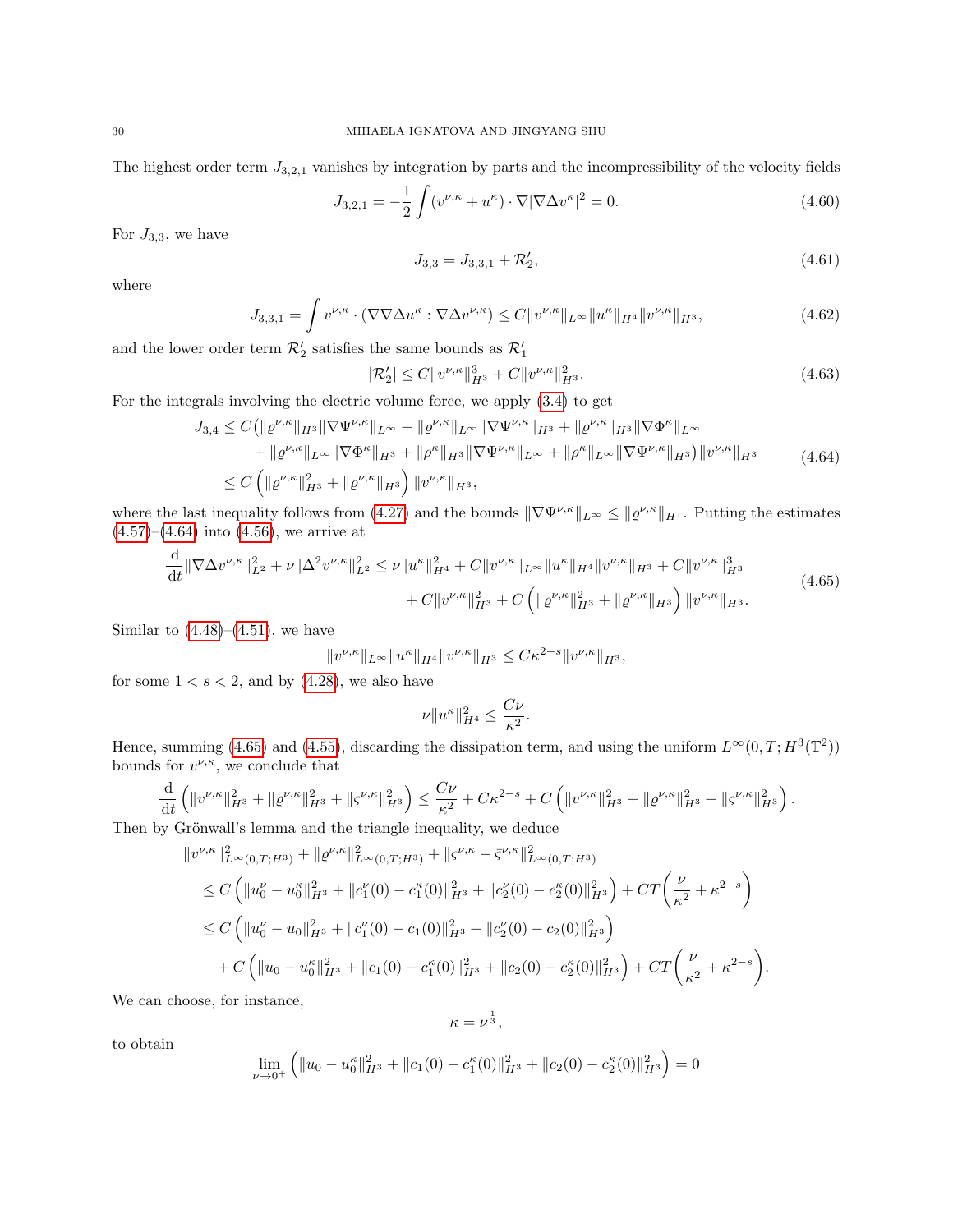The highest order term $J_{3,2,1}$ vanishes by integration by parts and the incompressibility of the velocity fields

$$J_{3,2,1} = -\frac{1}{2}\int (v^{\nu,\kappa} + u^\kappa)\cdot\nabla|\nabla\Delta v^\kappa|^2 = 0. \tag{4.60}$$

For $J_{3,3}$, we have

$$J_{3,3} = J_{3,3,1} + \mathcal{R}_2', \tag{4.61}$$

where

$$J_{3,3,1} = \int v^{\nu,\kappa}\cdot(\nabla\nabla\Delta u^\kappa : \nabla\Delta v^{\nu,\kappa}) \le C\|v^{\nu,\kappa}\|_{L^\infty}\|u^\kappa\|_{H^4}\|v^{\nu,\kappa}\|_{H^3}, \tag{4.62}$$

and the lower order term $\mathcal{R}_2'$ satisfies the same bounds as $\mathcal{R}_1'$

$$|\mathcal{R}_2'| \le C\|v^{\nu,\kappa}\|_{H^3}^3 + C\|v^{\nu,\kappa}\|_{H^3}^2. \tag{4.63}$$

For the integrals involving the electric volume force, we apply (3.4) to get

$$\begin{aligned}
J_{3,4} &\le C\big(\|\varrho^{\nu,\kappa}\|_{H^3}\|\nabla\Psi^{\nu,\kappa}\|_{L^\infty} + \|\varrho^{\nu,\kappa}\|_{L^\infty}\|\nabla\Psi^{\nu,\kappa}\|_{H^3} + \|\varrho^{\nu,\kappa}\|_{H^3}\|\nabla\Phi^\kappa\|_{L^\infty}\\
&\quad + \|\varrho^{\nu,\kappa}\|_{L^\infty}\|\nabla\Phi^\kappa\|_{H^3} + \|\rho^\kappa\|_{H^3}\|\nabla\Psi^{\nu,\kappa}\|_{L^\infty} + \|\rho^\kappa\|_{L^\infty}\|\nabla\Psi^{\nu,\kappa}\|_{H^3}\big)\|v^{\nu,\kappa}\|_{H^3}\\
&\le C\left(\|\varrho^{\nu,\kappa}\|_{H^3}^2 + \|\varrho^{\nu,\kappa}\|_{H^3}\right)\|v^{\nu,\kappa}\|_{H^3},
\end{aligned} \tag{4.64}$$

where the last inequality follows from (4.27) and the bounds $\|\nabla\Psi^{\nu,\kappa}\|_{L^\infty} \le \|\varrho^{\nu,\kappa}\|_{H^1}$. Putting the estimates (4.57)–(4.64) into (4.56), we arrive at

$$\begin{aligned}
\frac{\mathrm{d}}{\mathrm{d}t}\|\nabla\Delta v^{\nu,\kappa}\|_{L^2}^2 + \nu\|\Delta^2 v^{\nu,\kappa}\|_{L^2}^2 &\le \nu\|u^\kappa\|_{H^4}^2 + C\|v^{\nu,\kappa}\|_{L^\infty}\|u^\kappa\|_{H^4}\|v^{\nu,\kappa}\|_{H^3} + C\|v^{\nu,\kappa}\|_{H^3}^3\\
&\quad + C\|v^{\nu,\kappa}\|_{H^3}^2 + C\left(\|\varrho^{\nu,\kappa}\|_{H^3}^2 + \|\varrho^{\nu,\kappa}\|_{H^3}\right)\|v^{\nu,\kappa}\|_{H^3}.
\end{aligned} \tag{4.65}$$

Similar to (4.48)–(4.51), we have

$$\|v^{\nu,\kappa}\|_{L^\infty}\|u^\kappa\|_{H^4}\|v^{\nu,\kappa}\|_{H^3} \le C\kappa^{2-s}\|v^{\nu,\kappa}\|_{H^3},$$

for some $1 < s < 2$, and by (4.28), we also have

$$\nu\|u^\kappa\|_{H^4}^2 \le \frac{C\nu}{\kappa^2}.$$

Hence, summing (4.65) and (4.55), discarding the dissipation term, and using the uniform $L^\infty(0,T;H^3(\mathbb{T}^2))$ bounds for $v^{\nu,\kappa}$, we conclude that

$$\frac{\mathrm{d}}{\mathrm{d}t}\left(\|v^{\nu,\kappa}\|_{H^3}^2 + \|\varrho^{\nu,\kappa}\|_{H^3}^2 + \|\varsigma^{\nu,\kappa}\|_{H^3}^2\right) \le \frac{C\nu}{\kappa^2} + C\kappa^{2-s} + C\left(\|v^{\nu,\kappa}\|_{H^3}^2 + \|\varrho^{\nu,\kappa}\|_{H^3}^2 + \|\varsigma^{\nu,\kappa}\|_{H^3}^2\right).$$

Then by Grönwall's lemma and the triangle inequality, we deduce

$$\begin{aligned}
&\|v^{\nu,\kappa}\|_{L^\infty(0,T;H^3)}^2 + \|\varrho^{\nu,\kappa}\|_{L^\infty(0,T;H^3)}^2 + \|\varsigma^{\nu,\kappa} - \bar{\varsigma}^{\nu,\kappa}\|_{L^\infty(0,T;H^3)}^2\\
&\le C\left(\|u_0^\nu - u_0^\kappa\|_{H^3}^2 + \|c_1^\nu(0) - c_1^\kappa(0)\|_{H^3}^2 + \|c_2^\nu(0) - c_2^\kappa(0)\|_{H^3}^2\right) + CT\left(\frac{\nu}{\kappa^2} + \kappa^{2-s}\right)\\
&\le C\left(\|u_0^\nu - u_0\|_{H^3}^2 + \|c_1^\nu(0) - c_1(0)\|_{H^3}^2 + \|c_2^\nu(0) - c_2(0)\|_{H^3}^2\right)\\
&\quad + C\left(\|u_0 - u_0^\kappa\|_{H^3}^2 + \|c_1(0) - c_1^\kappa(0)\|_{H^3}^2 + \|c_2(0) - c_2^\kappa(0)\|_{H^3}^2\right) + CT\left(\frac{\nu}{\kappa^2} + \kappa^{2-s}\right).
\end{aligned}$$

We can choose, for instance,

$$\kappa = \nu^{\frac{1}{3}},$$

to obtain

$$\lim_{\nu\to 0^+}\left(\|u_0 - u_0^\kappa\|_{H^3}^2 + \|c_1(0) - c_1^\kappa(0)\|_{H^3}^2 + \|c_2(0) - c_2^\kappa(0)\|_{H^3}^2\right) = 0$$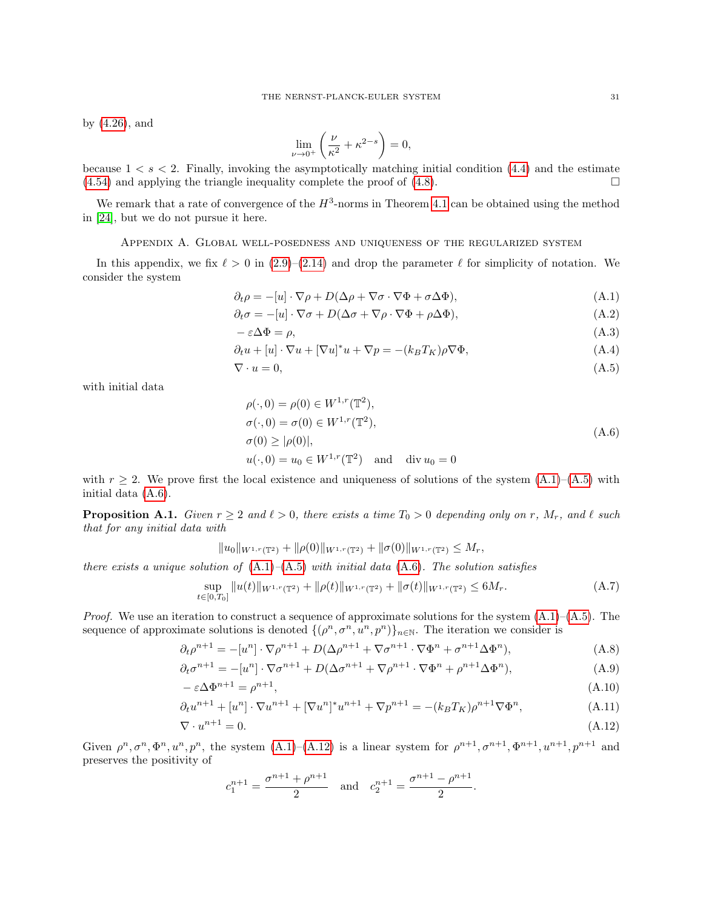by (4.26), and

$$\lim_{\nu \to 0^+} \left( \frac{\nu}{\kappa^2} + \kappa^{2-s} \right) = 0,$$

because $1 < s < 2$. Finally, invoking the asymptotically matching initial condition (4.4) and the estimate (4.54) and applying the triangle inequality complete the proof of (4.8). □

We remark that a rate of convergence of the $H^3$-norms in Theorem 4.1 can be obtained using the method in [24], but we do not pursue it here.

## Appendix A. Global well-posedness and uniqueness of the regularized system

In this appendix, we fix $\ell > 0$ in (2.9)–(2.14) and drop the parameter $\ell$ for simplicity of notation. We consider the system

$$\partial_t \rho = -[u] \cdot \nabla \rho + D(\Delta \rho + \nabla \sigma \cdot \nabla \Phi + \sigma \Delta \Phi), \tag{A.1}$$

$$\partial_t \sigma = -[u] \cdot \nabla \sigma + D(\Delta \sigma + \nabla \rho \cdot \nabla \Phi + \rho \Delta \Phi), \tag{A.2}$$

$$-\varepsilon \Delta \Phi = \rho, \tag{A.3}$$

$$\partial_t u + [u] \cdot \nabla u + [\nabla u]^* u + \nabla p = -(k_B T_K) \rho \nabla \Phi, \tag{A.4}$$

$$\nabla \cdot u = 0, \tag{A.5}$$

with initial data

$$\begin{aligned} &\rho(\cdot, 0) = \rho(0) \in W^{1,r}(\mathbb{T}^2), \\ &\sigma(\cdot, 0) = \sigma(0) \in W^{1,r}(\mathbb{T}^2), \\ &\sigma(0) \geq |\rho(0)|, \\ &u(\cdot, 0) = u_0 \in W^{1,r}(\mathbb{T}^2) \quad \text{and} \quad \operatorname{div} u_0 = 0 \end{aligned} \tag{A.6}$$

with $r \geq 2$. We prove first the local existence and uniqueness of solutions of the system (A.1)–(A.5) with initial data (A.6).

**Proposition A.1.** *Given $r \geq 2$ and $\ell > 0$, there exists a time $T_0 > 0$ depending only on $r$, $M_r$, and $\ell$ such that for any initial data with*

$$\|u_0\|_{W^{1,r}(\mathbb{T}^2)} + \|\rho(0)\|_{W^{1,r}(\mathbb{T}^2)} + \|\sigma(0)\|_{W^{1,r}(\mathbb{T}^2)} \leq M_r,$$

*there exists a unique solution of (A.1)–(A.5) with initial data (A.6). The solution satisfies*

$$\sup_{t \in [0, T_0]} \|u(t)\|_{W^{1,r}(\mathbb{T}^2)} + \|\rho(t)\|_{W^{1,r}(\mathbb{T}^2)} + \|\sigma(t)\|_{W^{1,r}(\mathbb{T}^2)} \leq 6M_r. \tag{A.7}$$

*Proof.* We use an iteration to construct a sequence of approximate solutions for the system (A.1)–(A.5). The sequence of approximate solutions is denoted $\{(\rho^n, \sigma^n, u^n, p^n)\}_{n \in \mathbb{N}}$. The iteration we consider is

$$\partial_t \rho^{n+1} = -[u^n] \cdot \nabla \rho^{n+1} + D(\Delta \rho^{n+1} + \nabla \sigma^{n+1} \cdot \nabla \Phi^n + \sigma^{n+1} \Delta \Phi^n), \tag{A.8}$$

$$\partial_t \sigma^{n+1} = -[u^n] \cdot \nabla \sigma^{n+1} + D(\Delta \sigma^{n+1} + \nabla \rho^{n+1} \cdot \nabla \Phi^n + \rho^{n+1} \Delta \Phi^n), \tag{A.9}$$

$$-\varepsilon \Delta \Phi^{n+1} = \rho^{n+1}, \tag{A.10}$$

$$\partial_t u^{n+1} + [u^n] \cdot \nabla u^{n+1} + [\nabla u^n]^* u^{n+1} + \nabla p^{n+1} = -(k_B T_K) \rho^{n+1} \nabla \Phi^n, \tag{A.11}$$

$$\nabla \cdot u^{n+1} = 0. \tag{A.12}$$

Given $\rho^n, \sigma^n, \Phi^n, u^n, p^n$, the system (A.1)–(A.12) is a linear system for $\rho^{n+1}, \sigma^{n+1}, \Phi^{n+1}, u^{n+1}, p^{n+1}$ and preserves the positivity of

$$c_1^{n+1} = \frac{\sigma^{n+1} + \rho^{n+1}}{2} \quad \text{and} \quad c_2^{n+1} = \frac{\sigma^{n+1} - \rho^{n+1}}{2}.$$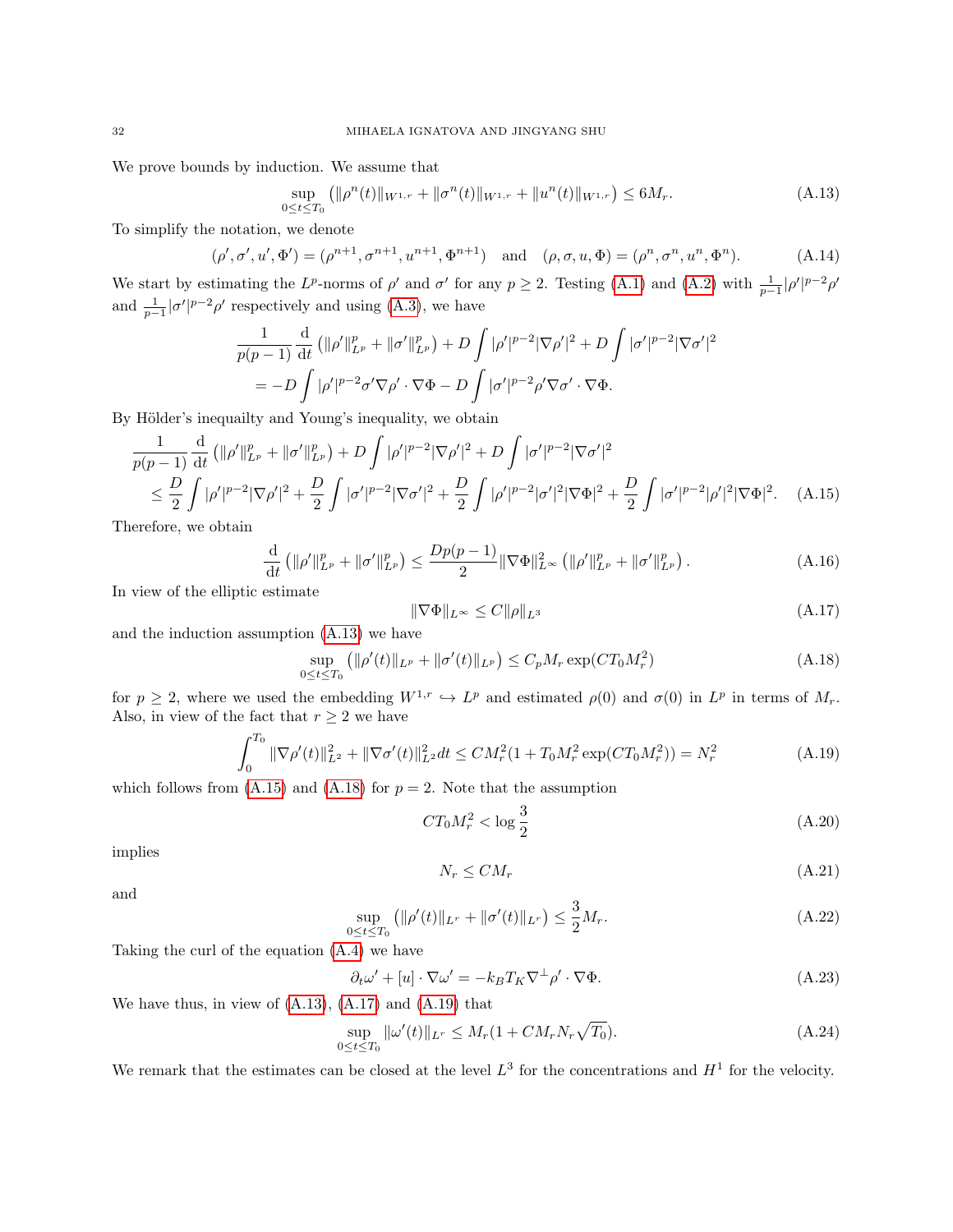We prove bounds by induction. We assume that

$$\sup_{0\le t\le T_0}\left(\|\rho^n(t)\|_{W^{1,r}}+\|\sigma^n(t)\|_{W^{1,r}}+\|u^n(t)\|_{W^{1,r}}\right)\le 6M_r. \tag{A.13}$$

To simplify the notation, we denote

$$(\rho',\sigma',u',\Phi')=(\rho^{n+1},\sigma^{n+1},u^{n+1},\Phi^{n+1})\quad\text{and}\quad(\rho,\sigma,u,\Phi)=(\rho^n,\sigma^n,u^n,\Phi^n). \tag{A.14}$$

We start by estimating the $L^p$-norms of $\rho'$ and $\sigma'$ for any $p\ge 2$. Testing (A.1) and (A.2) with $\frac{1}{p-1}|\rho'|^{p-2}\rho'$ and $\frac{1}{p-1}|\sigma'|^{p-2}\rho'$ respectively and using (A.3), we have

$$\begin{aligned}
&\frac{1}{p(p-1)}\frac{\mathrm{d}}{\mathrm{d}t}\left(\|\rho'\|_{L^p}^p+\|\sigma'\|_{L^p}^p\right)+D\int|\rho'|^{p-2}|\nabla\rho'|^2+D\int|\sigma'|^{p-2}|\nabla\sigma'|^2\\
&=-D\int|\rho'|^{p-2}\sigma'\nabla\rho'\cdot\nabla\Phi-D\int|\sigma'|^{p-2}\rho'\nabla\sigma'\cdot\nabla\Phi.
\end{aligned}$$

By Hölder's inequailty and Young's inequality, we obtain

$$\begin{aligned}
&\frac{1}{p(p-1)}\frac{\mathrm{d}}{\mathrm{d}t}\left(\|\rho'\|_{L^p}^p+\|\sigma'\|_{L^p}^p\right)+D\int|\rho'|^{p-2}|\nabla\rho'|^2+D\int|\sigma'|^{p-2}|\nabla\sigma'|^2\\
&\le\frac{D}{2}\int|\rho'|^{p-2}|\nabla\rho'|^2+\frac{D}{2}\int|\sigma'|^{p-2}|\nabla\sigma'|^2+\frac{D}{2}\int|\rho'|^{p-2}|\sigma'|^2|\nabla\Phi|^2+\frac{D}{2}\int|\sigma'|^{p-2}|\rho'|^2|\nabla\Phi|^2.
\end{aligned} \tag{A.15}$$

Therefore, we obtain

$$\frac{\mathrm{d}}{\mathrm{d}t}\left(\|\rho'\|_{L^p}^p+\|\sigma'\|_{L^p}^p\right)\le\frac{Dp(p-1)}{2}\|\nabla\Phi\|_{L^\infty}^2\left(\|\rho'\|_{L^p}^p+\|\sigma'\|_{L^p}^p\right). \tag{A.16}$$

In view of the elliptic estimate

$$\|\nabla\Phi\|_{L^\infty}\le C\|\rho\|_{L^3} \tag{A.17}$$

and the induction assumption (A.13) we have

$$\sup_{0\le t\le T_0}\left(\|\rho'(t)\|_{L^p}+\|\sigma'(t)\|_{L^p}\right)\le C_pM_r\exp(CT_0M_r^2) \tag{A.18}$$

for $p\ge 2$, where we used the embedding $W^{1,r}\hookrightarrow L^p$ and estimated $\rho(0)$ and $\sigma(0)$ in $L^p$ in terms of $M_r$. Also, in view of the fact that $r\ge 2$ we have

$$\int_0^{T_0}\|\nabla\rho'(t)\|_{L^2}^2+\|\nabla\sigma'(t)\|_{L^2}^2dt\le CM_r^2(1+T_0M_r^2\exp(CT_0M_r^2))=N_r^2 \tag{A.19}$$

which follows from (A.15) and (A.18) for $p=2$. Note that the assumption

$$CT_0M_r^2<\log\frac{3}{2} \tag{A.20}$$

implies

$$N_r\le CM_r \tag{A.21}$$

and

$$\sup_{0\le t\le T_0}\left(\|\rho'(t)\|_{L^r}+\|\sigma'(t)\|_{L^r}\right)\le\frac{3}{2}M_r. \tag{A.22}$$

Taking the curl of the equation (A.4) we have

$$\partial_t\omega'+[u]\cdot\nabla\omega'=-k_BT_K\nabla^\perp\rho'\cdot\nabla\Phi. \tag{A.23}$$

We have thus, in view of (A.13), (A.17) and (A.19) that

$$\sup_{0\le t\le T_0}\|\omega'(t)\|_{L^r}\le M_r(1+CM_rN_r\sqrt{T_0}). \tag{A.24}$$

We remark that the estimates can be closed at the level $L^3$ for the concentrations and $H^1$ for the velocity.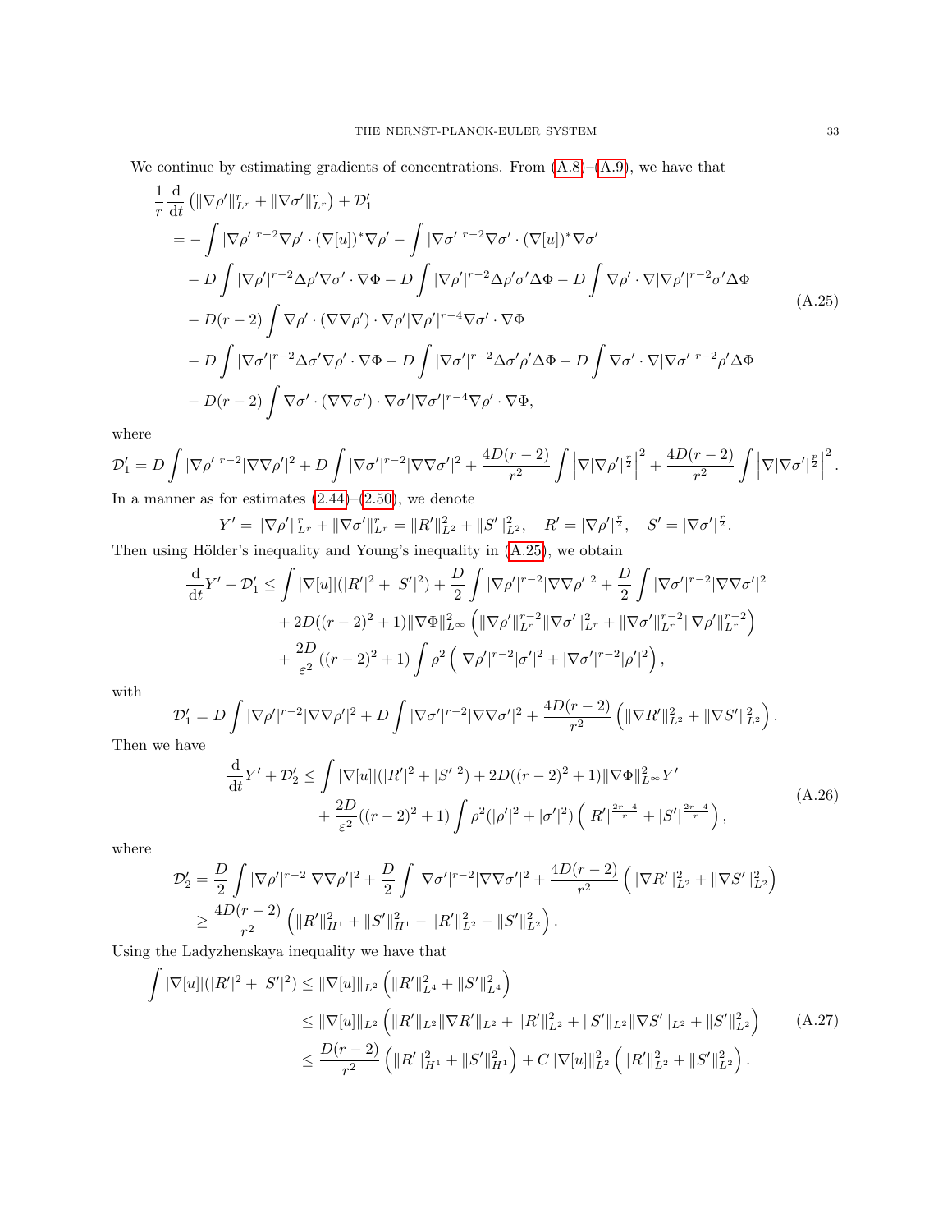We continue by estimating gradients of concentrations. From (A.8)–(A.9), we have that

$$
\begin{aligned}
&\frac{1}{r}\frac{\mathrm{d}}{\mathrm{d}t}\left(\|\nabla\rho'\|_{L^r}^r + \|\nabla\sigma'\|_{L^r}^r\right) + \mathcal{D}_1' \\
&= -\int |\nabla\rho'|^{r-2}\nabla\rho'\cdot(\nabla[u])^*\nabla\rho' - \int |\nabla\sigma'|^{r-2}\nabla\sigma'\cdot(\nabla[u])^*\nabla\sigma' \\
&\quad - D\int |\nabla\rho'|^{r-2}\Delta\rho'\nabla\sigma'\cdot\nabla\Phi - D\int |\nabla\rho'|^{r-2}\Delta\rho'\sigma'\Delta\Phi - D\int \nabla\rho'\cdot\nabla|\nabla\rho'|^{r-2}\sigma'\Delta\Phi \\
&\quad - D(r-2)\int \nabla\rho'\cdot(\nabla\nabla\rho')\cdot\nabla\rho'|\nabla\rho'|^{r-4}\nabla\sigma'\cdot\nabla\Phi \\
&\quad - D\int |\nabla\sigma'|^{r-2}\Delta\sigma'\nabla\rho'\cdot\nabla\Phi - D\int |\nabla\sigma'|^{r-2}\Delta\sigma'\rho'\Delta\Phi - D\int \nabla\sigma'\cdot\nabla|\nabla\sigma'|^{r-2}\rho'\Delta\Phi \\
&\quad - D(r-2)\int \nabla\sigma'\cdot(\nabla\nabla\sigma')\cdot\nabla\sigma'|\nabla\sigma'|^{r-4}\nabla\rho'\cdot\nabla\Phi,
\end{aligned}
\tag{A.25}
$$

where

$$
\mathcal{D}_1' = D\int |\nabla\rho'|^{r-2}|\nabla\nabla\rho'|^2 + D\int |\nabla\sigma'|^{r-2}|\nabla\nabla\sigma'|^2 + \frac{4D(r-2)}{r^2}\int \left|\nabla|\nabla\rho'|^{\frac{r}{2}}\right|^2 + \frac{4D(r-2)}{r^2}\int \left|\nabla|\nabla\sigma'|^{\frac{p}{2}}\right|^2.
$$

In a manner as for estimates (2.44)–(2.50), we denote

$$
Y' = \|\nabla\rho'\|_{L^r}^r + \|\nabla\sigma'\|_{L^r}^r = \|R'\|_{L^2}^2 + \|S'\|_{L^2}^2, \quad R' = |\nabla\rho'|^{\frac{r}{2}}, \quad S' = |\nabla\sigma'|^{\frac{r}{2}}.
$$

Then using Hölder's inequality and Young's inequality in (A.25), we obtain

$$
\begin{aligned}
\frac{\mathrm{d}}{\mathrm{d}t}Y' + \mathcal{D}_1' &\le \int |\nabla[u]|(|R'|^2 + |S'|^2) + \frac{D}{2}\int |\nabla\rho'|^{r-2}|\nabla\nabla\rho'|^2 + \frac{D}{2}\int |\nabla\sigma'|^{r-2}|\nabla\nabla\sigma'|^2 \\
&\quad + 2D((r-2)^2+1)\|\nabla\Phi\|_{L^\infty}^2\left(\|\nabla\rho'\|_{L^r}^{r-2}\|\nabla\sigma'\|_{L^r}^2 + \|\nabla\sigma'\|_{L^r}^{r-2}\|\nabla\rho'\|_{L^r}^{r-2}\right) \\
&\quad + \frac{2D}{\varepsilon^2}((r-2)^2+1)\int \rho^2\left(|\nabla\rho'|^{r-2}|\sigma'|^2 + |\nabla\sigma'|^{r-2}|\rho'|^2\right),
\end{aligned}
$$

with

$$
\mathcal{D}_1' = D\int |\nabla\rho'|^{r-2}|\nabla\nabla\rho'|^2 + D\int |\nabla\sigma'|^{r-2}|\nabla\nabla\sigma'|^2 + \frac{4D(r-2)}{r^2}\left(\|\nabla R'\|_{L^2}^2 + \|\nabla S'\|_{L^2}^2\right).
$$

Then we have

$$
\begin{aligned}
\frac{\mathrm{d}}{\mathrm{d}t}Y' + \mathcal{D}_2' &\le \int |\nabla[u]|(|R'|^2 + |S'|^2) + 2D((r-2)^2+1)\|\nabla\Phi\|_{L^\infty}^2 Y' \\
&\quad + \frac{2D}{\varepsilon^2}((r-2)^2+1)\int \rho^2(|\rho'|^2 + |\sigma'|^2)\left(|R'|^{\frac{2r-4}{r}} + |S'|^{\frac{2r-4}{r}}\right),
\end{aligned}
\tag{A.26}
$$

where

$$
\begin{aligned}
\mathcal{D}_2' &= \frac{D}{2}\int |\nabla\rho'|^{r-2}|\nabla\nabla\rho'|^2 + \frac{D}{2}\int |\nabla\sigma'|^{r-2}|\nabla\nabla\sigma'|^2 + \frac{4D(r-2)}{r^2}\left(\|\nabla R'\|_{L^2}^2 + \|\nabla S'\|_{L^2}^2\right) \\
&\ge \frac{4D(r-2)}{r^2}\left(\|R'\|_{H^1}^2 + \|S'\|_{H^1}^2 - \|R'\|_{L^2}^2 - \|S'\|_{L^2}^2\right).
\end{aligned}
$$

Using the Ladyzhenskaya inequality we have that

$$
\begin{aligned}
\int |\nabla[u]|(|R'|^2 + |S'|^2) &\le \|\nabla[u]\|_{L^2}\left(\|R'\|_{L^4}^2 + \|S'\|_{L^4}^2\right) \\
&\le \|\nabla[u]\|_{L^2}\left(\|R'\|_{L^2}\|\nabla R'\|_{L^2} + \|R'\|_{L^2}^2 + \|S'\|_{L^2}\|\nabla S'\|_{L^2} + \|S'\|_{L^2}^2\right) \\
&\le \frac{D(r-2)}{r^2}\left(\|R'\|_{H^1}^2 + \|S'\|_{H^1}^2\right) + C\|\nabla[u]\|_{L^2}^2\left(\|R'\|_{L^2}^2 + \|S'\|_{L^2}^2\right).
\end{aligned}
\tag{A.27}
$$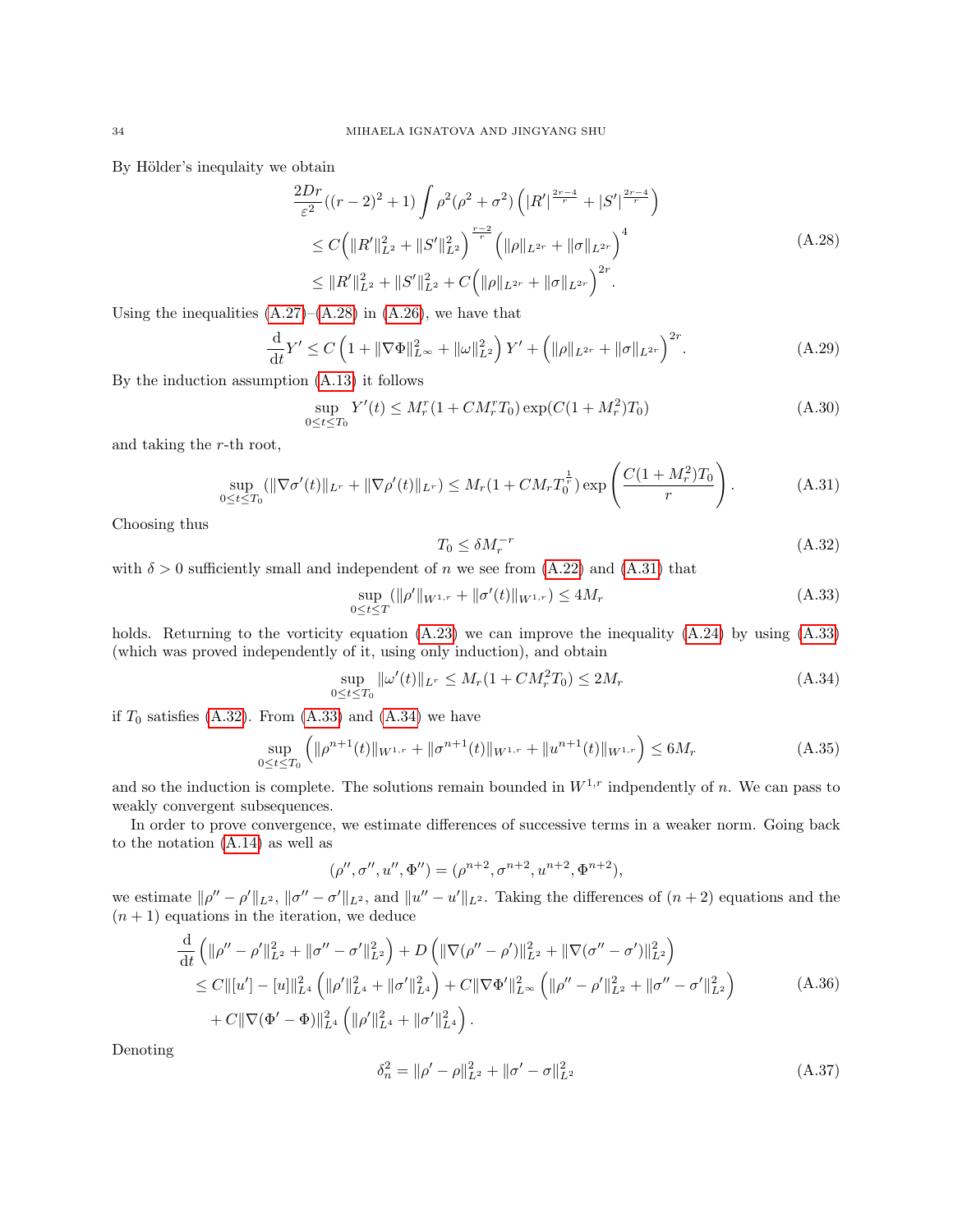By Hölder's inequlaity we obtain

$$
\begin{aligned}
&\frac{2Dr}{\varepsilon^2}((r-2)^2+1)\int \rho^2(\rho^2+\sigma^2)\left(|R'|^{\frac{2r-4}{r}}+|S'|^{\frac{2r-4}{r}}\right)\\
&\le C\Big(\|R'\|_{L^2}^2+\|S'\|_{L^2}^2\Big)^{\frac{r-2}{r}}\Big(\|\rho\|_{L^{2r}}+\|\sigma\|_{L^{2r}}\Big)^4\\
&\le \|R'\|_{L^2}^2+\|S'\|_{L^2}^2+C\Big(\|\rho\|_{L^{2r}}+\|\sigma\|_{L^{2r}}\Big)^{2r}.
\end{aligned}
\tag{A.28}
$$

Using the inequalities (A.27)–(A.28) in (A.26), we have that

$$
\frac{\mathrm{d}}{\mathrm{d}t}Y'\le C\left(1+\|\nabla\Phi\|_{L^\infty}^2+\|\omega\|_{L^2}^2\right)Y'+\Big(\|\rho\|_{L^{2r}}+\|\sigma\|_{L^{2r}}\Big)^{2r}. \tag{A.29}
$$

By the induction assumption (A.13) it follows

$$
\sup_{0\le t\le T_0} Y'(t)\le M_r^r(1+CM_r^rT_0)\exp(C(1+M_r^2)T_0) \tag{A.30}
$$

and taking the $r$-th root,

$$
\sup_{0\le t\le T_0}(\|\nabla\sigma'(t)\|_{L^r}+\|\nabla\rho'(t)\|_{L^r})\le M_r(1+CM_rT_0^{\frac{1}{r}})\exp\left(\frac{C(1+M_r^2)T_0}{r}\right). \tag{A.31}
$$

Choosing thus

$$
T_0\le \delta M_r^{-r} \tag{A.32}
$$

with $\delta>0$ sufficiently small and independent of $n$ we see from (A.22) and (A.31) that

$$
\sup_{0\le t\le T}(\|\rho'\|_{W^{1,r}}+\|\sigma'(t)\|_{W^{1,r}})\le 4M_r \tag{A.33}
$$

holds. Returning to the vorticity equation (A.23) we can improve the inequality (A.24) by using (A.33) (which was proved independently of it, using only induction), and obtain

$$
\sup_{0\le t\le T_0}\|\omega'(t)\|_{L^r}\le M_r(1+CM_r^2T_0)\le 2M_r \tag{A.34}
$$

if $T_0$ satisfies (A.32). From (A.33) and (A.34) we have

$$
\sup_{0\le t\le T_0}\Big(\|\rho^{n+1}(t)\|_{W^{1,r}}+\|\sigma^{n+1}(t)\|_{W^{1,r}}+\|u^{n+1}(t)\|_{W^{1,r}}\Big)\le 6M_r \tag{A.35}
$$

and so the induction is complete. The solutions remain bounded in $W^{1,r}$ indpendently of $n$. We can pass to weakly convergent subsequences.

In order to prove convergence, we estimate differences of successive terms in a weaker norm. Going back to the notation (A.14) as well as

$$
(\rho'',\sigma'',u'',\Phi'')=(\rho^{n+2},\sigma^{n+2},u^{n+2},\Phi^{n+2}),
$$

we estimate $\|\rho''-\rho'\|_{L^2}$, $\|\sigma''-\sigma'\|_{L^2}$, and $\|u''-u'\|_{L^2}$. Taking the differences of $(n+2)$ equations and the $(n+1)$ equations in the iteration, we deduce

$$
\begin{aligned}
&\frac{\mathrm{d}}{\mathrm{d}t}\left(\|\rho''-\rho'\|_{L^2}^2+\|\sigma''-\sigma'\|_{L^2}^2\right)+D\left(\|\nabla(\rho''-\rho')\|_{L^2}^2+\|\nabla(\sigma''-\sigma')\|_{L^2}^2\right)\\
&\le C\|[u']-[u]\|_{L^4}^2\left(\|\rho'\|_{L^4}^2+\|\sigma'\|_{L^4}^2\right)+C\|\nabla\Phi'\|_{L^\infty}^2\left(\|\rho''-\rho'\|_{L^2}^2+\|\sigma''-\sigma'\|_{L^2}^2\right)\\
&\quad+C\|\nabla(\Phi'-\Phi)\|_{L^4}^2\left(\|\rho'\|_{L^4}^2+\|\sigma'\|_{L^4}^2\right).
\end{aligned}
\tag{A.36}
$$

Denoting

$$
\delta_n^2=\|\rho'-\rho\|_{L^2}^2+\|\sigma'-\sigma\|_{L^2}^2 \tag{A.37}
$$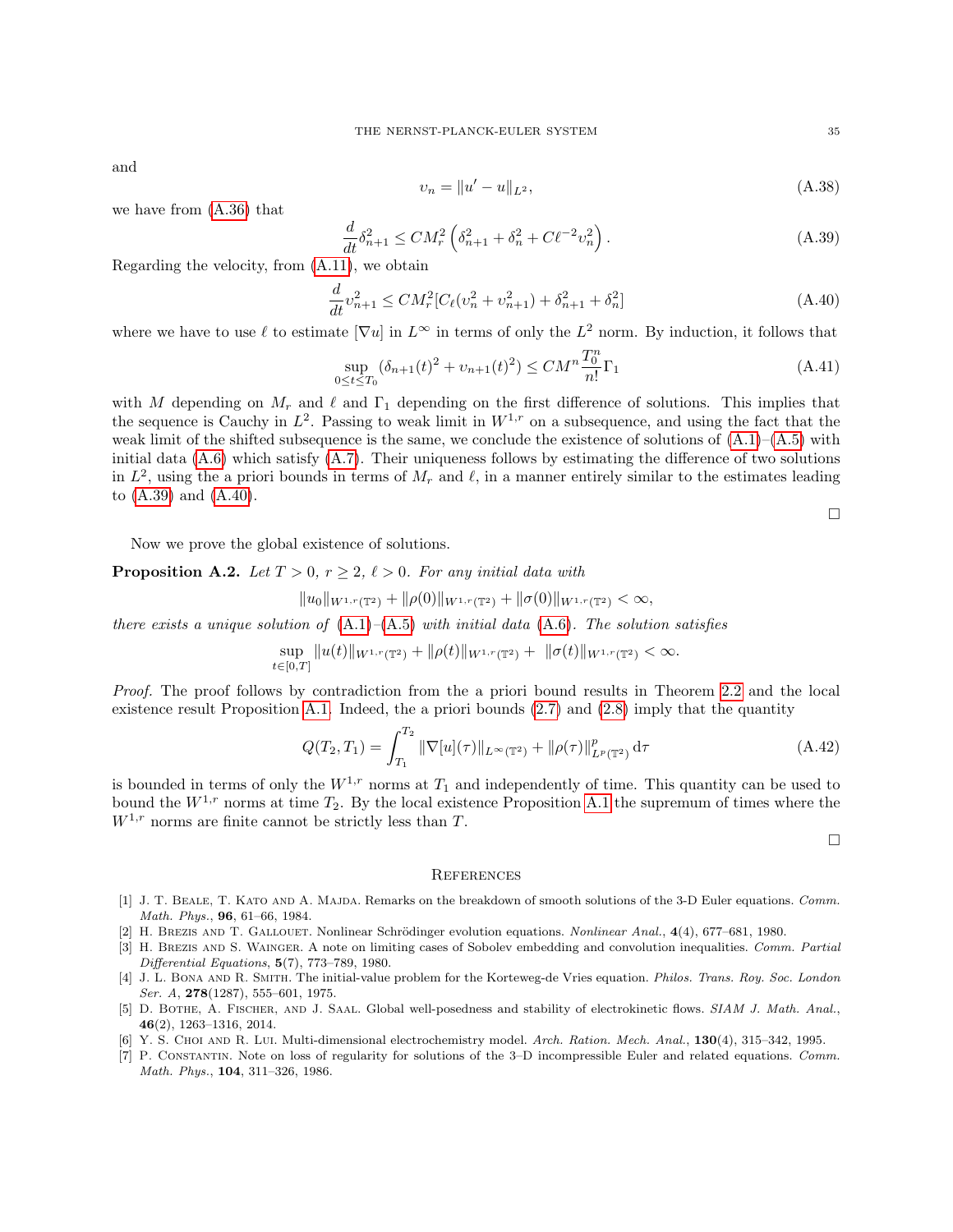and

$$
\upsilon_n = \|u' - u\|_{L^2}, \tag{A.38}
$$

we have from (A.36) that

$$
\frac{d}{dt}\delta_{n+1}^2 \le CM_r^2\left(\delta_{n+1}^2 + \delta_n^2 + C\ell^{-2}\upsilon_n^2\right). \tag{A.39}
$$

Regarding the velocity, from (A.11), we obtain

$$
\frac{d}{dt}\upsilon_{n+1}^2 \le CM_r^2[C_\ell(\upsilon_n^2 + \upsilon_{n+1}^2) + \delta_{n+1}^2 + \delta_n^2] \tag{A.40}
$$

where we have to use $\ell$ to estimate $[\nabla u]$ in $L^\infty$ in terms of only the $L^2$ norm. By induction, it follows that

$$
\sup_{0\le t\le T_0}(\delta_{n+1}(t)^2 + \upsilon_{n+1}(t)^2) \le CM^n\frac{T_0^n}{n!}\Gamma_1 \tag{A.41}
$$

with $M$ depending on $M_r$ and $\ell$ and $\Gamma_1$ depending on the first difference of solutions. This implies that the sequence is Cauchy in $L^2$. Passing to weak limit in $W^{1,r}$ on a subsequence, and using the fact that the weak limit of the shifted subsequence is the same, we conclude the existence of solutions of (A.1)–(A.5) with initial data (A.6) which satisfy (A.7). Their uniqueness follows by estimating the difference of two solutions in $L^2$, using the a priori bounds in terms of $M_r$ and $\ell$, in a manner entirely similar to the estimates leading to (A.39) and (A.40).

□

Now we prove the global existence of solutions.

**Proposition A.2.** *Let $T > 0$, $r \ge 2$, $\ell > 0$. For any initial data with*

$$
\|u_0\|_{W^{1,r}(\mathbb{T}^2)} + \|\rho(0)\|_{W^{1,r}(\mathbb{T}^2)} + \|\sigma(0)\|_{W^{1,r}(\mathbb{T}^2)} < \infty,
$$

*there exists a unique solution of (A.1)–(A.5) with initial data (A.6). The solution satisfies*

$$
\sup_{t\in[0,T]}\|u(t)\|_{W^{1,r}(\mathbb{T}^2)} + \|\rho(t)\|_{W^{1,r}(\mathbb{T}^2)} + \|\sigma(t)\|_{W^{1,r}(\mathbb{T}^2)} < \infty.
$$

*Proof.* The proof follows by contradiction from the a priori bound results in Theorem 2.2 and the local existence result Proposition A.1. Indeed, the a priori bounds (2.7) and (2.8) imply that the quantity

$$
Q(T_2, T_1) = \int_{T_1}^{T_2}\|\nabla[u](\tau)\|_{L^\infty(\mathbb{T}^2)} + \|\rho(\tau)\|_{L^p(\mathbb{T}^2)}^p\,\mathrm{d}\tau \tag{A.42}
$$

is bounded in terms of only the $W^{1,r}$ norms at $T_1$ and independently of time. This quantity can be used to bound the $W^{1,r}$ norms at time $T_2$. By the local existence Proposition A.1 the supremum of times where the $W^{1,r}$ norms are finite cannot be strictly less than $T$.

□

## References

[1] J. T. Beale, T. Kato and A. Majda. Remarks on the breakdown of smooth solutions of the 3-D Euler equations. *Comm. Math. Phys.*, **96**, 61–66, 1984.

[2] H. Brezis and T. Gallouet. Nonlinear Schrödinger evolution equations. *Nonlinear Anal.*, **4**(4), 677–681, 1980.

[3] H. Brezis and S. Wainger. A note on limiting cases of Sobolev embedding and convolution inequalities. *Comm. Partial Differential Equations*, **5**(7), 773–789, 1980.

[4] J. L. Bona and R. Smith. The initial-value problem for the Korteweg-de Vries equation. *Philos. Trans. Roy. Soc. London Ser. A*, **278**(1287), 555–601, 1975.

[5] D. Bothe, A. Fischer, and J. Saal. Global well-posedness and stability of electrokinetic flows. *SIAM J. Math. Anal.*, **46**(2), 1263–1316, 2014.

[6] Y. S. Choi and R. Lui. Multi-dimensional electrochemistry model. *Arch. Ration. Mech. Anal.*, **130**(4), 315–342, 1995.

[7] P. Constantin. Note on loss of regularity for solutions of the 3–D incompressible Euler and related equations. *Comm. Math. Phys.*, **104**, 311–326, 1986.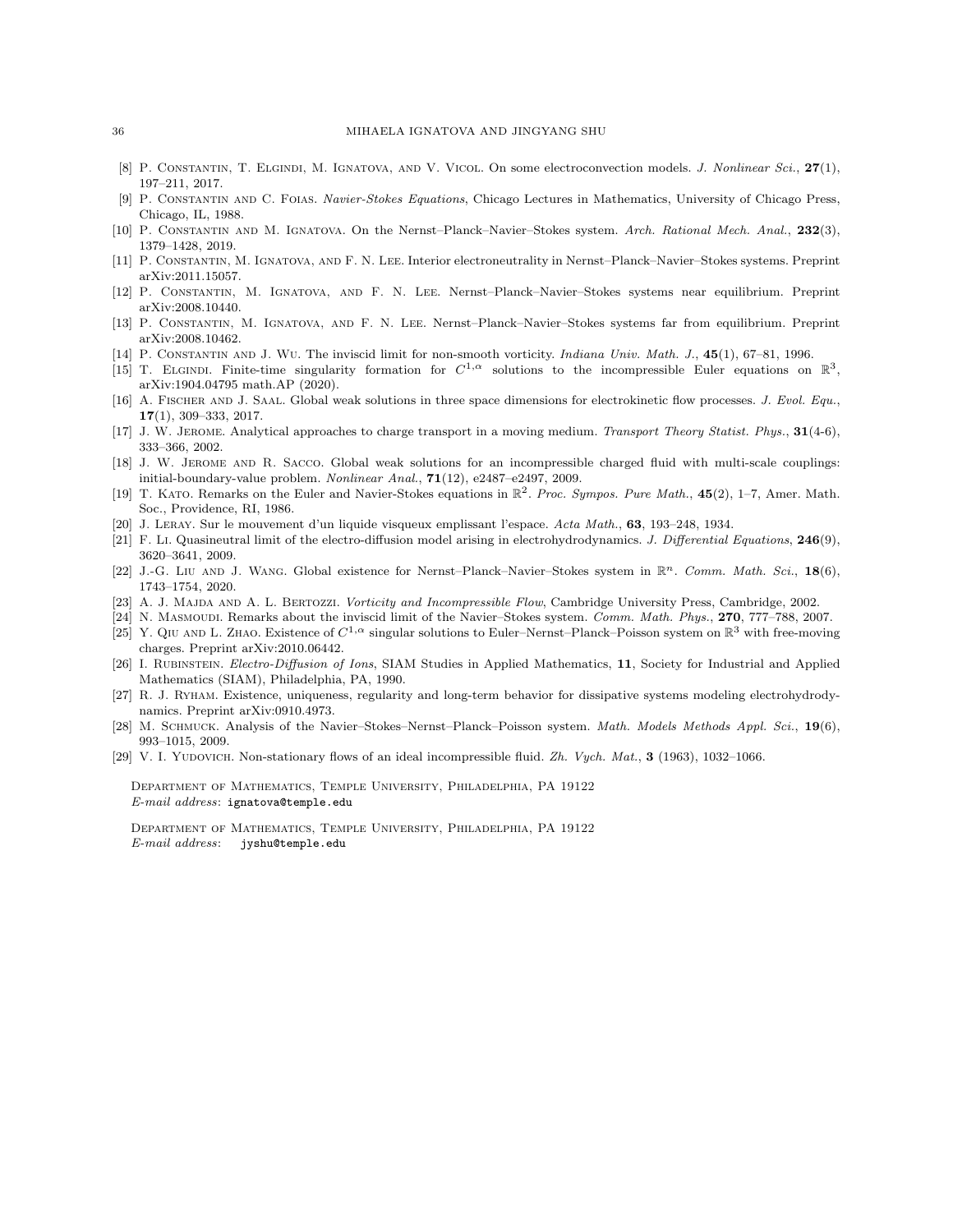[8] P. Constantin, T. Elgindi, M. Ignatova, and V. Vicol. On some electroconvection models. *J. Nonlinear Sci.*, **27**(1), 197–211, 2017.

[9] P. Constantin and C. Foias. *Navier-Stokes Equations*, Chicago Lectures in Mathematics, University of Chicago Press, Chicago, IL, 1988.

[10] P. Constantin and M. Ignatova. On the Nernst–Planck–Navier–Stokes system. *Arch. Rational Mech. Anal.*, **232**(3), 1379–1428, 2019.

[11] P. Constantin, M. Ignatova, and F. N. Lee. Interior electroneutrality in Nernst–Planck–Navier–Stokes systems. Preprint arXiv:2011.15057.

[12] P. Constantin, M. Ignatova, and F. N. Lee. Nernst–Planck–Navier–Stokes systems near equilibrium. Preprint arXiv:2008.10440.

[13] P. Constantin, M. Ignatova, and F. N. Lee. Nernst–Planck–Navier–Stokes systems far from equilibrium. Preprint arXiv:2008.10462.

[14] P. Constantin and J. Wu. The inviscid limit for non-smooth vorticity. *Indiana Univ. Math. J.*, **45**(1), 67–81, 1996.

[15] T. Elgindi. Finite-time singularity formation for $C^{1,\alpha}$ solutions to the incompressible Euler equations on $\mathbb{R}^3$, arXiv:1904.04795 math.AP (2020).

[16] A. Fischer and J. Saal. Global weak solutions in three space dimensions for electrokinetic flow processes. *J. Evol. Equ.*, **17**(1), 309–333, 2017.

[17] J. W. Jerome. Analytical approaches to charge transport in a moving medium. *Transport Theory Statist. Phys.*, **31**(4-6), 333–366, 2002.

[18] J. W. Jerome and R. Sacco. Global weak solutions for an incompressible charged fluid with multi-scale couplings: initial-boundary-value problem. *Nonlinear Anal.*, **71**(12), e2487–e2497, 2009.

[19] T. Kato. Remarks on the Euler and Navier-Stokes equations in $\mathbb{R}^2$. *Proc. Sympos. Pure Math.*, **45**(2), 1–7, Amer. Math. Soc., Providence, RI, 1986.

[20] J. Leray. Sur le mouvement d'un liquide visqueux emplissant l'espace. *Acta Math.*, **63**, 193–248, 1934.

[21] F. Li. Quasineutral limit of the electro-diffusion model arising in electrohydrodynamics. *J. Differential Equations*, **246**(9), 3620–3641, 2009.

[22] J.-G. Liu and J. Wang. Global existence for Nernst–Planck–Navier–Stokes system in $\mathbb{R}^n$. *Comm. Math. Sci.*, **18**(6), 1743–1754, 2020.

[23] A. J. Majda and A. L. Bertozzi. *Vorticity and Incompressible Flow*, Cambridge University Press, Cambridge, 2002.

[24] N. Masmoudi. Remarks about the inviscid limit of the Navier–Stokes system. *Comm. Math. Phys.*, **270**, 777–788, 2007.

[25] Y. Qiu and L. Zhao. Existence of $C^{1,\alpha}$ singular solutions to Euler–Nernst–Planck–Poisson system on $\mathbb{R}^3$ with free-moving charges. Preprint arXiv:2010.06442.

[26] I. Rubinstein. *Electro-Diffusion of Ions*, SIAM Studies in Applied Mathematics, **11**, Society for Industrial and Applied Mathematics (SIAM), Philadelphia, PA, 1990.

[27] R. J. Ryham. Existence, uniqueness, regularity and long-term behavior for dissipative systems modeling electrohydrodynamics. Preprint arXiv:0910.4973.

[28] M. Schmuck. Analysis of the Navier–Stokes–Nernst–Planck–Poisson system. *Math. Models Methods Appl. Sci.*, **19**(6), 993–1015, 2009.

[29] V. I. Yudovich. Non-stationary flows of an ideal incompressible fluid. *Zh. Vych. Mat.*, **3** (1963), 1032–1066.

Department of Mathematics, Temple University, Philadelphia, PA 19122
*E-mail address*: ignatova@temple.edu

Department of Mathematics, Temple University, Philadelphia, PA 19122
*E-mail address*: jyshu@temple.edu